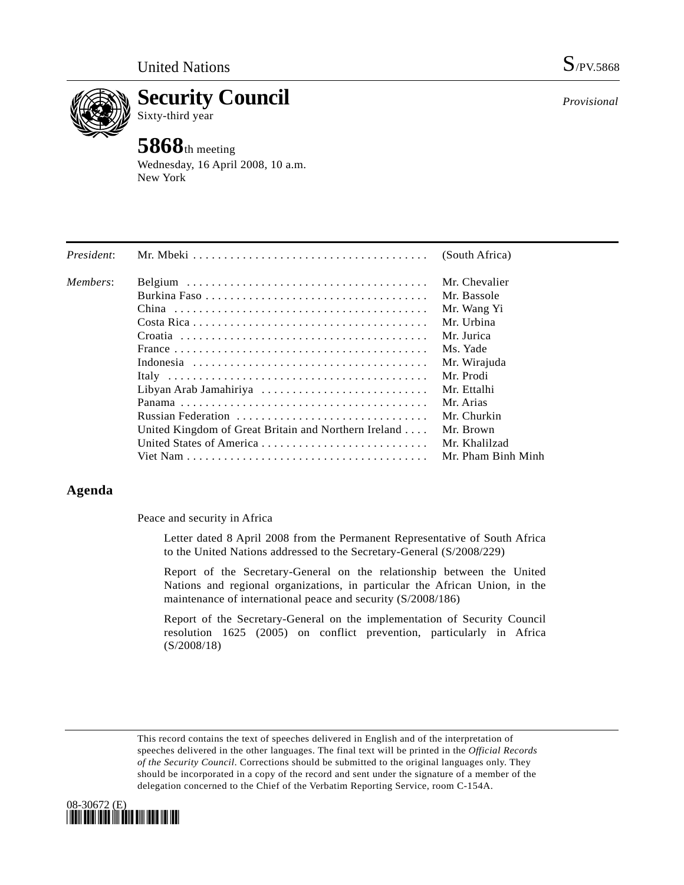United Nations S/PV.5868

# Security Council

Sixty-third year

*Provisional*

## 5868th meeting

Wednesday, 16 April 2008, 10 a.m.
New York

| | | |
|---|---|---|
| *President*: | Mr. Mbeki | (South Africa) |
| *Members*: | Belgium | Mr. Chevalier |
| | Burkina Faso | Mr. Bassole |
| | China | Mr. Wang Yi |
| | Costa Rica | Mr. Urbina |
| | Croatia | Mr. Jurica |
| | France | Ms. Yade |
| | Indonesia | Mr. Wirajuda |
| | Italy | Mr. Prodi |
| | Libyan Arab Jamahiriya | Mr. Ettalhi |
| | Panama | Mr. Arias |
| | Russian Federation | Mr. Churkin |
| | United Kingdom of Great Britain and Northern Ireland | Mr. Brown |
| | United States of America | Mr. Khalilzad |
| | Viet Nam | Mr. Pham Binh Minh |

## Agenda

Peace and security in Africa

Letter dated 8 April 2008 from the Permanent Representative of South Africa to the United Nations addressed to the Secretary-General (S/2008/229)

Report of the Secretary-General on the relationship between the United Nations and regional organizations, in particular the African Union, in the maintenance of international peace and security (S/2008/186)

Report of the Secretary-General on the implementation of Security Council resolution 1625 (2005) on conflict prevention, particularly in Africa (S/2008/18)

This record contains the text of speeches delivered in English and of the interpretation of speeches delivered in the other languages. The final text will be printed in the *Official Records of the Security Council*. Corrections should be submitted to the original languages only. They should be incorporated in a copy of the record and sent under the signature of a member of the delegation concerned to the Chief of the Verbatim Reporting Service, room C-154A.

08-30672 (E)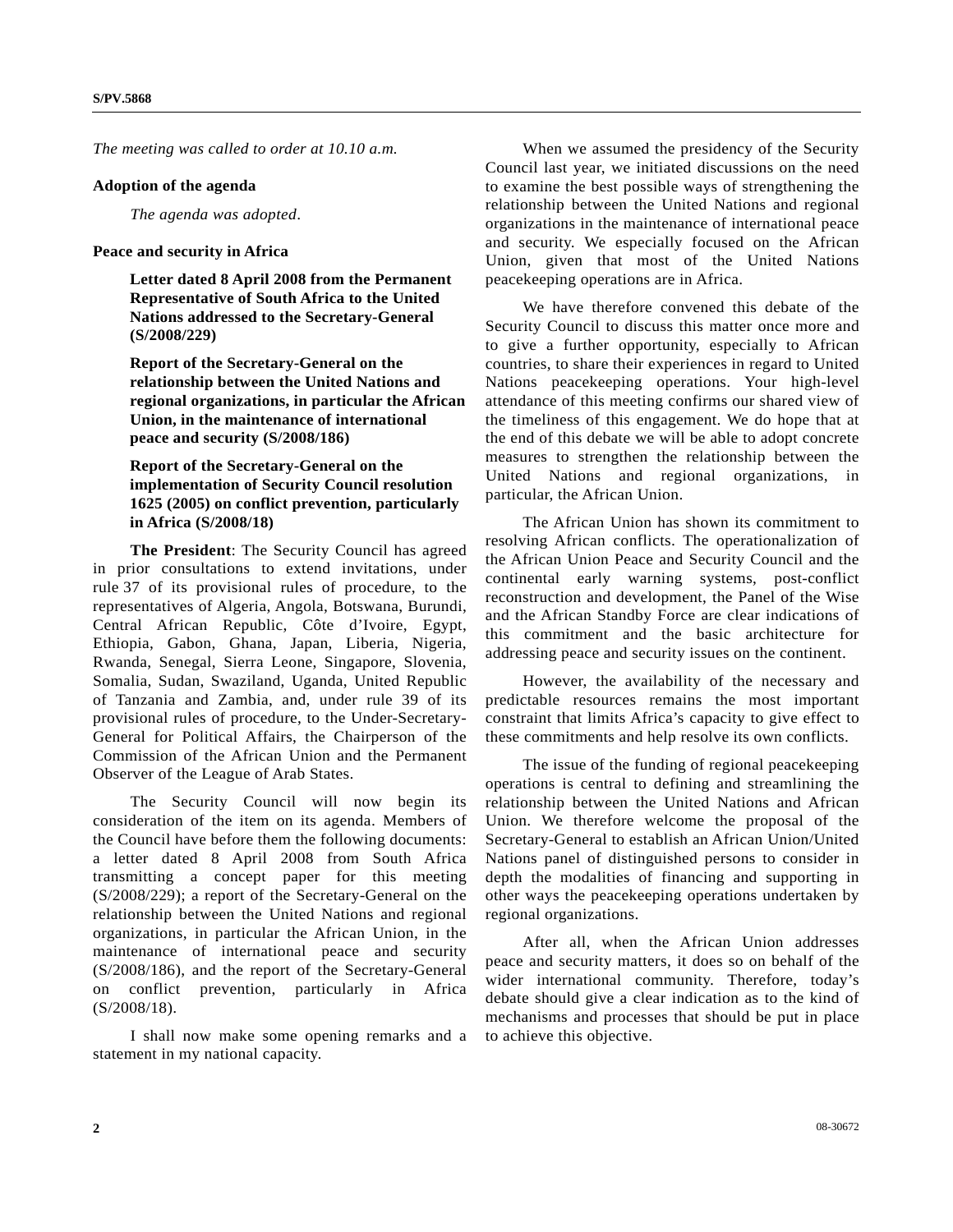*The meeting was called to order at 10.10 a.m.*

**Adoption of the agenda**

*The agenda was adopted*.

**Peace and security in Africa**

**Letter dated 8 April 2008 from the Permanent Representative of South Africa to the United Nations addressed to the Secretary-General (S/2008/229)**

**Report of the Secretary-General on the relationship between the United Nations and regional organizations, in particular the African Union, in the maintenance of international peace and security (S/2008/186)**

**Report of the Secretary-General on the implementation of Security Council resolution 1625 (2005) on conflict prevention, particularly in Africa (S/2008/18)**

**The President**: The Security Council has agreed in prior consultations to extend invitations, under rule 37 of its provisional rules of procedure, to the representatives of Algeria, Angola, Botswana, Burundi, Central African Republic, Côte d'Ivoire, Egypt, Ethiopia, Gabon, Ghana, Japan, Liberia, Nigeria, Rwanda, Senegal, Sierra Leone, Singapore, Slovenia, Somalia, Sudan, Swaziland, Uganda, United Republic of Tanzania and Zambia, and, under rule 39 of its provisional rules of procedure, to the Under-Secretary-General for Political Affairs, the Chairperson of the Commission of the African Union and the Permanent Observer of the League of Arab States.

The Security Council will now begin its consideration of the item on its agenda. Members of the Council have before them the following documents: a letter dated 8 April 2008 from South Africa transmitting a concept paper for this meeting (S/2008/229); a report of the Secretary-General on the relationship between the United Nations and regional organizations, in particular the African Union, in the maintenance of international peace and security (S/2008/186), and the report of the Secretary-General on conflict prevention, particularly in Africa (S/2008/18).

I shall now make some opening remarks and a statement in my national capacity.

When we assumed the presidency of the Security Council last year, we initiated discussions on the need to examine the best possible ways of strengthening the relationship between the United Nations and regional organizations in the maintenance of international peace and security. We especially focused on the African Union, given that most of the United Nations peacekeeping operations are in Africa.

We have therefore convened this debate of the Security Council to discuss this matter once more and to give a further opportunity, especially to African countries, to share their experiences in regard to United Nations peacekeeping operations. Your high-level attendance of this meeting confirms our shared view of the timeliness of this engagement. We do hope that at the end of this debate we will be able to adopt concrete measures to strengthen the relationship between the United Nations and regional organizations, in particular, the African Union.

The African Union has shown its commitment to resolving African conflicts. The operationalization of the African Union Peace and Security Council and the continental early warning systems, post-conflict reconstruction and development, the Panel of the Wise and the African Standby Force are clear indications of this commitment and the basic architecture for addressing peace and security issues on the continent.

However, the availability of the necessary and predictable resources remains the most important constraint that limits Africa's capacity to give effect to these commitments and help resolve its own conflicts.

The issue of the funding of regional peacekeeping operations is central to defining and streamlining the relationship between the United Nations and African Union. We therefore welcome the proposal of the Secretary-General to establish an African Union/United Nations panel of distinguished persons to consider in depth the modalities of financing and supporting in other ways the peacekeeping operations undertaken by regional organizations.

After all, when the African Union addresses peace and security matters, it does so on behalf of the wider international community. Therefore, today's debate should give a clear indication as to the kind of mechanisms and processes that should be put in place to achieve this objective.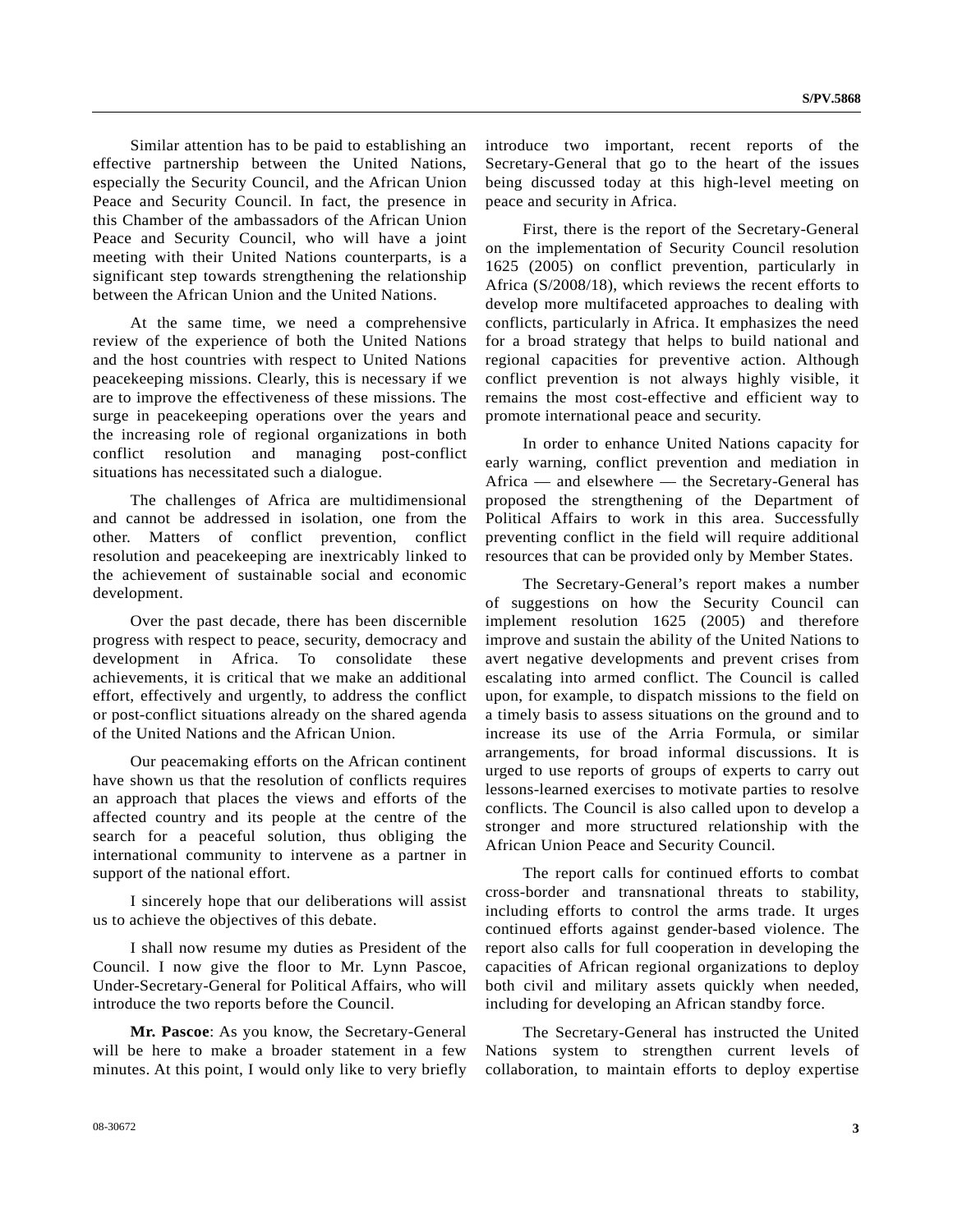Similar attention has to be paid to establishing an effective partnership between the United Nations, especially the Security Council, and the African Union Peace and Security Council. In fact, the presence in this Chamber of the ambassadors of the African Union Peace and Security Council, who will have a joint meeting with their United Nations counterparts, is a significant step towards strengthening the relationship between the African Union and the United Nations.

At the same time, we need a comprehensive review of the experience of both the United Nations and the host countries with respect to United Nations peacekeeping missions. Clearly, this is necessary if we are to improve the effectiveness of these missions. The surge in peacekeeping operations over the years and the increasing role of regional organizations in both conflict resolution and managing post-conflict situations has necessitated such a dialogue.

The challenges of Africa are multidimensional and cannot be addressed in isolation, one from the other. Matters of conflict prevention, conflict resolution and peacekeeping are inextricably linked to the achievement of sustainable social and economic development.

Over the past decade, there has been discernible progress with respect to peace, security, democracy and development in Africa. To consolidate these achievements, it is critical that we make an additional effort, effectively and urgently, to address the conflict or post-conflict situations already on the shared agenda of the United Nations and the African Union.

Our peacemaking efforts on the African continent have shown us that the resolution of conflicts requires an approach that places the views and efforts of the affected country and its people at the centre of the search for a peaceful solution, thus obliging the international community to intervene as a partner in support of the national effort.

I sincerely hope that our deliberations will assist us to achieve the objectives of this debate.

I shall now resume my duties as President of the Council. I now give the floor to Mr. Lynn Pascoe, Under-Secretary-General for Political Affairs, who will introduce the two reports before the Council.

**Mr. Pascoe**: As you know, the Secretary-General will be here to make a broader statement in a few minutes. At this point, I would only like to very briefly introduce two important, recent reports of the Secretary-General that go to the heart of the issues being discussed today at this high-level meeting on peace and security in Africa.

First, there is the report of the Secretary-General on the implementation of Security Council resolution 1625 (2005) on conflict prevention, particularly in Africa (S/2008/18), which reviews the recent efforts to develop more multifaceted approaches to dealing with conflicts, particularly in Africa. It emphasizes the need for a broad strategy that helps to build national and regional capacities for preventive action. Although conflict prevention is not always highly visible, it remains the most cost-effective and efficient way to promote international peace and security.

In order to enhance United Nations capacity for early warning, conflict prevention and mediation in Africa — and elsewhere — the Secretary-General has proposed the strengthening of the Department of Political Affairs to work in this area. Successfully preventing conflict in the field will require additional resources that can be provided only by Member States.

The Secretary-General's report makes a number of suggestions on how the Security Council can implement resolution 1625 (2005) and therefore improve and sustain the ability of the United Nations to avert negative developments and prevent crises from escalating into armed conflict. The Council is called upon, for example, to dispatch missions to the field on a timely basis to assess situations on the ground and to increase its use of the Arria Formula, or similar arrangements, for broad informal discussions. It is urged to use reports of groups of experts to carry out lessons-learned exercises to motivate parties to resolve conflicts. The Council is also called upon to develop a stronger and more structured relationship with the African Union Peace and Security Council.

The report calls for continued efforts to combat cross-border and transnational threats to stability, including efforts to control the arms trade. It urges continued efforts against gender-based violence. The report also calls for full cooperation in developing the capacities of African regional organizations to deploy both civil and military assets quickly when needed, including for developing an African standby force.

The Secretary-General has instructed the United Nations system to strengthen current levels of collaboration, to maintain efforts to deploy expertise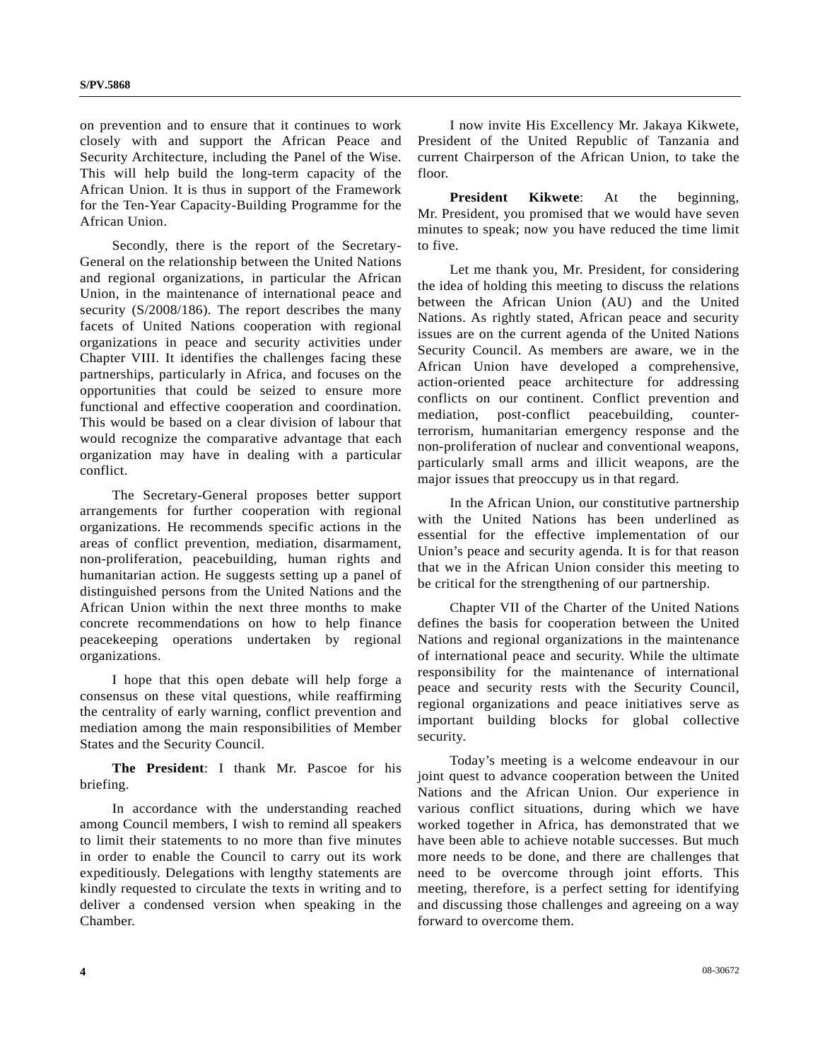on prevention and to ensure that it continues to work closely with and support the African Peace and Security Architecture, including the Panel of the Wise. This will help build the long-term capacity of the African Union. It is thus in support of the Framework for the Ten-Year Capacity-Building Programme for the African Union.

Secondly, there is the report of the Secretary-General on the relationship between the United Nations and regional organizations, in particular the African Union, in the maintenance of international peace and security (S/2008/186). The report describes the many facets of United Nations cooperation with regional organizations in peace and security activities under Chapter VIII. It identifies the challenges facing these partnerships, particularly in Africa, and focuses on the opportunities that could be seized to ensure more functional and effective cooperation and coordination. This would be based on a clear division of labour that would recognize the comparative advantage that each organization may have in dealing with a particular conflict.

The Secretary-General proposes better support arrangements for further cooperation with regional organizations. He recommends specific actions in the areas of conflict prevention, mediation, disarmament, non-proliferation, peacebuilding, human rights and humanitarian action. He suggests setting up a panel of distinguished persons from the United Nations and the African Union within the next three months to make concrete recommendations on how to help finance peacekeeping operations undertaken by regional organizations.

I hope that this open debate will help forge a consensus on these vital questions, while reaffirming the centrality of early warning, conflict prevention and mediation among the main responsibilities of Member States and the Security Council.

**The President**: I thank Mr. Pascoe for his briefing.

In accordance with the understanding reached among Council members, I wish to remind all speakers to limit their statements to no more than five minutes in order to enable the Council to carry out its work expeditiously. Delegations with lengthy statements are kindly requested to circulate the texts in writing and to deliver a condensed version when speaking in the Chamber.

I now invite His Excellency Mr. Jakaya Kikwete, President of the United Republic of Tanzania and current Chairperson of the African Union, to take the floor.

**President Kikwete**: At the beginning, Mr. President, you promised that we would have seven minutes to speak; now you have reduced the time limit to five.

Let me thank you, Mr. President, for considering the idea of holding this meeting to discuss the relations between the African Union (AU) and the United Nations. As rightly stated, African peace and security issues are on the current agenda of the United Nations Security Council. As members are aware, we in the African Union have developed a comprehensive, action-oriented peace architecture for addressing conflicts on our continent. Conflict prevention and mediation, post-conflict peacebuilding, counter-terrorism, humanitarian emergency response and the non-proliferation of nuclear and conventional weapons, particularly small arms and illicit weapons, are the major issues that preoccupy us in that regard.

In the African Union, our constitutive partnership with the United Nations has been underlined as essential for the effective implementation of our Union's peace and security agenda. It is for that reason that we in the African Union consider this meeting to be critical for the strengthening of our partnership.

Chapter VII of the Charter of the United Nations defines the basis for cooperation between the United Nations and regional organizations in the maintenance of international peace and security. While the ultimate responsibility for the maintenance of international peace and security rests with the Security Council, regional organizations and peace initiatives serve as important building blocks for global collective security.

Today's meeting is a welcome endeavour in our joint quest to advance cooperation between the United Nations and the African Union. Our experience in various conflict situations, during which we have worked together in Africa, has demonstrated that we have been able to achieve notable successes. But much more needs to be done, and there are challenges that need to be overcome through joint efforts. This meeting, therefore, is a perfect setting for identifying and discussing those challenges and agreeing on a way forward to overcome them.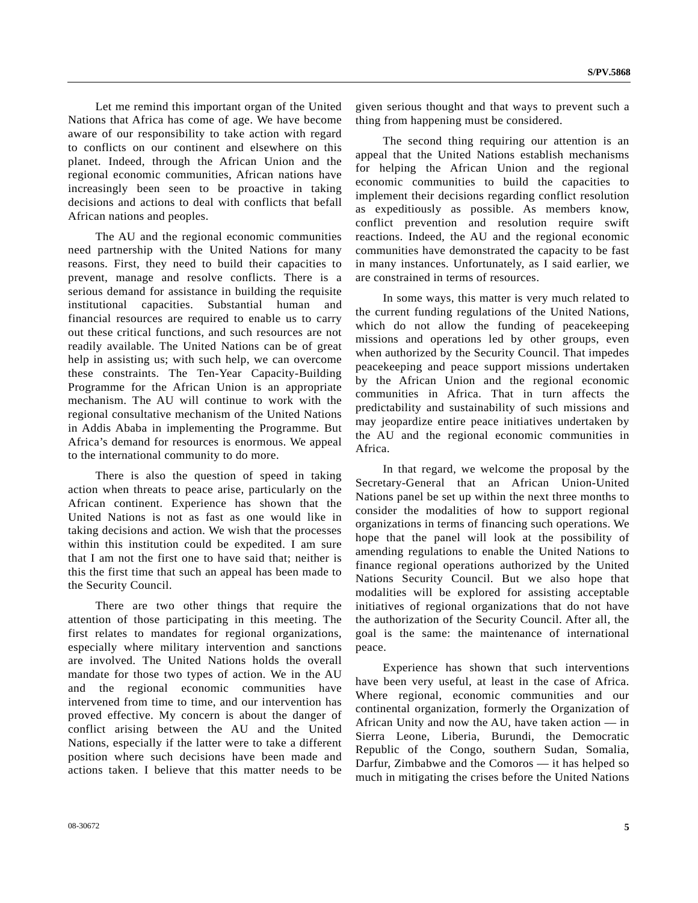Let me remind this important organ of the United Nations that Africa has come of age. We have become aware of our responsibility to take action with regard to conflicts on our continent and elsewhere on this planet. Indeed, through the African Union and the regional economic communities, African nations have increasingly been seen to be proactive in taking decisions and actions to deal with conflicts that befall African nations and peoples.

The AU and the regional economic communities need partnership with the United Nations for many reasons. First, they need to build their capacities to prevent, manage and resolve conflicts. There is a serious demand for assistance in building the requisite institutional capacities. Substantial human and financial resources are required to enable us to carry out these critical functions, and such resources are not readily available. The United Nations can be of great help in assisting us; with such help, we can overcome these constraints. The Ten-Year Capacity-Building Programme for the African Union is an appropriate mechanism. The AU will continue to work with the regional consultative mechanism of the United Nations in Addis Ababa in implementing the Programme. But Africa's demand for resources is enormous. We appeal to the international community to do more.

There is also the question of speed in taking action when threats to peace arise, particularly on the African continent. Experience has shown that the United Nations is not as fast as one would like in taking decisions and action. We wish that the processes within this institution could be expedited. I am sure that I am not the first one to have said that; neither is this the first time that such an appeal has been made to the Security Council.

There are two other things that require the attention of those participating in this meeting. The first relates to mandates for regional organizations, especially where military intervention and sanctions are involved. The United Nations holds the overall mandate for those two types of action. We in the AU and the regional economic communities have intervened from time to time, and our intervention has proved effective. My concern is about the danger of conflict arising between the AU and the United Nations, especially if the latter were to take a different position where such decisions have been made and actions taken. I believe that this matter needs to be given serious thought and that ways to prevent such a thing from happening must be considered.

The second thing requiring our attention is an appeal that the United Nations establish mechanisms for helping the African Union and the regional economic communities to build the capacities to implement their decisions regarding conflict resolution as expeditiously as possible. As members know, conflict prevention and resolution require swift reactions. Indeed, the AU and the regional economic communities have demonstrated the capacity to be fast in many instances. Unfortunately, as I said earlier, we are constrained in terms of resources.

In some ways, this matter is very much related to the current funding regulations of the United Nations, which do not allow the funding of peacekeeping missions and operations led by other groups, even when authorized by the Security Council. That impedes peacekeeping and peace support missions undertaken by the African Union and the regional economic communities in Africa. That in turn affects the predictability and sustainability of such missions and may jeopardize entire peace initiatives undertaken by the AU and the regional economic communities in Africa.

In that regard, we welcome the proposal by the Secretary-General that an African Union-United Nations panel be set up within the next three months to consider the modalities of how to support regional organizations in terms of financing such operations. We hope that the panel will look at the possibility of amending regulations to enable the United Nations to finance regional operations authorized by the United Nations Security Council. But we also hope that modalities will be explored for assisting acceptable initiatives of regional organizations that do not have the authorization of the Security Council. After all, the goal is the same: the maintenance of international peace.

Experience has shown that such interventions have been very useful, at least in the case of Africa. Where regional, economic communities and our continental organization, formerly the Organization of African Unity and now the AU, have taken action — in Sierra Leone, Liberia, Burundi, the Democratic Republic of the Congo, southern Sudan, Somalia, Darfur, Zimbabwe and the Comoros — it has helped so much in mitigating the crises before the United Nations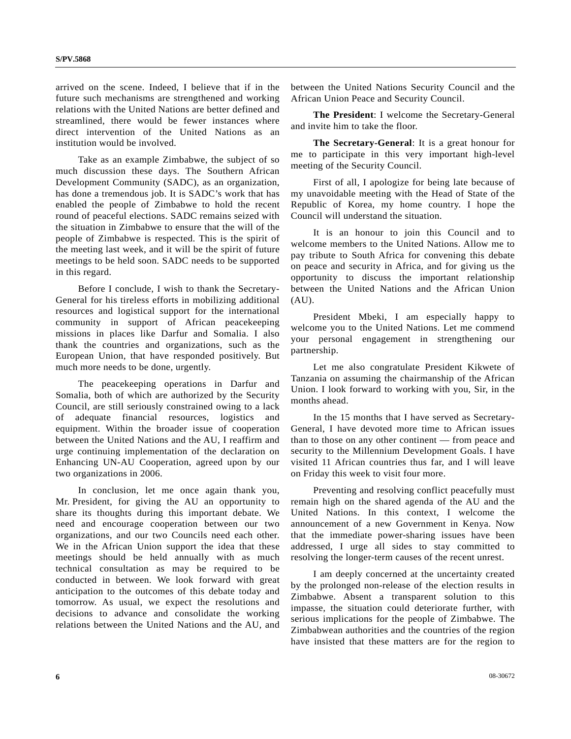arrived on the scene. Indeed, I believe that if in the future such mechanisms are strengthened and working relations with the United Nations are better defined and streamlined, there would be fewer instances where direct intervention of the United Nations as an institution would be involved.

Take as an example Zimbabwe, the subject of so much discussion these days. The Southern African Development Community (SADC), as an organization, has done a tremendous job. It is SADC's work that has enabled the people of Zimbabwe to hold the recent round of peaceful elections. SADC remains seized with the situation in Zimbabwe to ensure that the will of the people of Zimbabwe is respected. This is the spirit of the meeting last week, and it will be the spirit of future meetings to be held soon. SADC needs to be supported in this regard.

Before I conclude, I wish to thank the Secretary-General for his tireless efforts in mobilizing additional resources and logistical support for the international community in support of African peacekeeping missions in places like Darfur and Somalia. I also thank the countries and organizations, such as the European Union, that have responded positively. But much more needs to be done, urgently.

The peacekeeping operations in Darfur and Somalia, both of which are authorized by the Security Council, are still seriously constrained owing to a lack of adequate financial resources, logistics and equipment. Within the broader issue of cooperation between the United Nations and the AU, I reaffirm and urge continuing implementation of the declaration on Enhancing UN-AU Cooperation, agreed upon by our two organizations in 2006.

In conclusion, let me once again thank you, Mr. President, for giving the AU an opportunity to share its thoughts during this important debate. We need and encourage cooperation between our two organizations, and our two Councils need each other. We in the African Union support the idea that these meetings should be held annually with as much technical consultation as may be required to be conducted in between. We look forward with great anticipation to the outcomes of this debate today and tomorrow. As usual, we expect the resolutions and decisions to advance and consolidate the working relations between the United Nations and the AU, and between the United Nations Security Council and the African Union Peace and Security Council.

**The President**: I welcome the Secretary-General and invite him to take the floor.

**The Secretary-General**: It is a great honour for me to participate in this very important high-level meeting of the Security Council.

First of all, I apologize for being late because of my unavoidable meeting with the Head of State of the Republic of Korea, my home country. I hope the Council will understand the situation.

It is an honour to join this Council and to welcome members to the United Nations. Allow me to pay tribute to South Africa for convening this debate on peace and security in Africa, and for giving us the opportunity to discuss the important relationship between the United Nations and the African Union (AU).

President Mbeki, I am especially happy to welcome you to the United Nations. Let me commend your personal engagement in strengthening our partnership.

Let me also congratulate President Kikwete of Tanzania on assuming the chairmanship of the African Union. I look forward to working with you, Sir, in the months ahead.

In the 15 months that I have served as Secretary-General, I have devoted more time to African issues than to those on any other continent — from peace and security to the Millennium Development Goals. I have visited 11 African countries thus far, and I will leave on Friday this week to visit four more.

Preventing and resolving conflict peacefully must remain high on the shared agenda of the AU and the United Nations. In this context, I welcome the announcement of a new Government in Kenya. Now that the immediate power-sharing issues have been addressed, I urge all sides to stay committed to resolving the longer-term causes of the recent unrest.

I am deeply concerned at the uncertainty created by the prolonged non-release of the election results in Zimbabwe. Absent a transparent solution to this impasse, the situation could deteriorate further, with serious implications for the people of Zimbabwe. The Zimbabwean authorities and the countries of the region have insisted that these matters are for the region to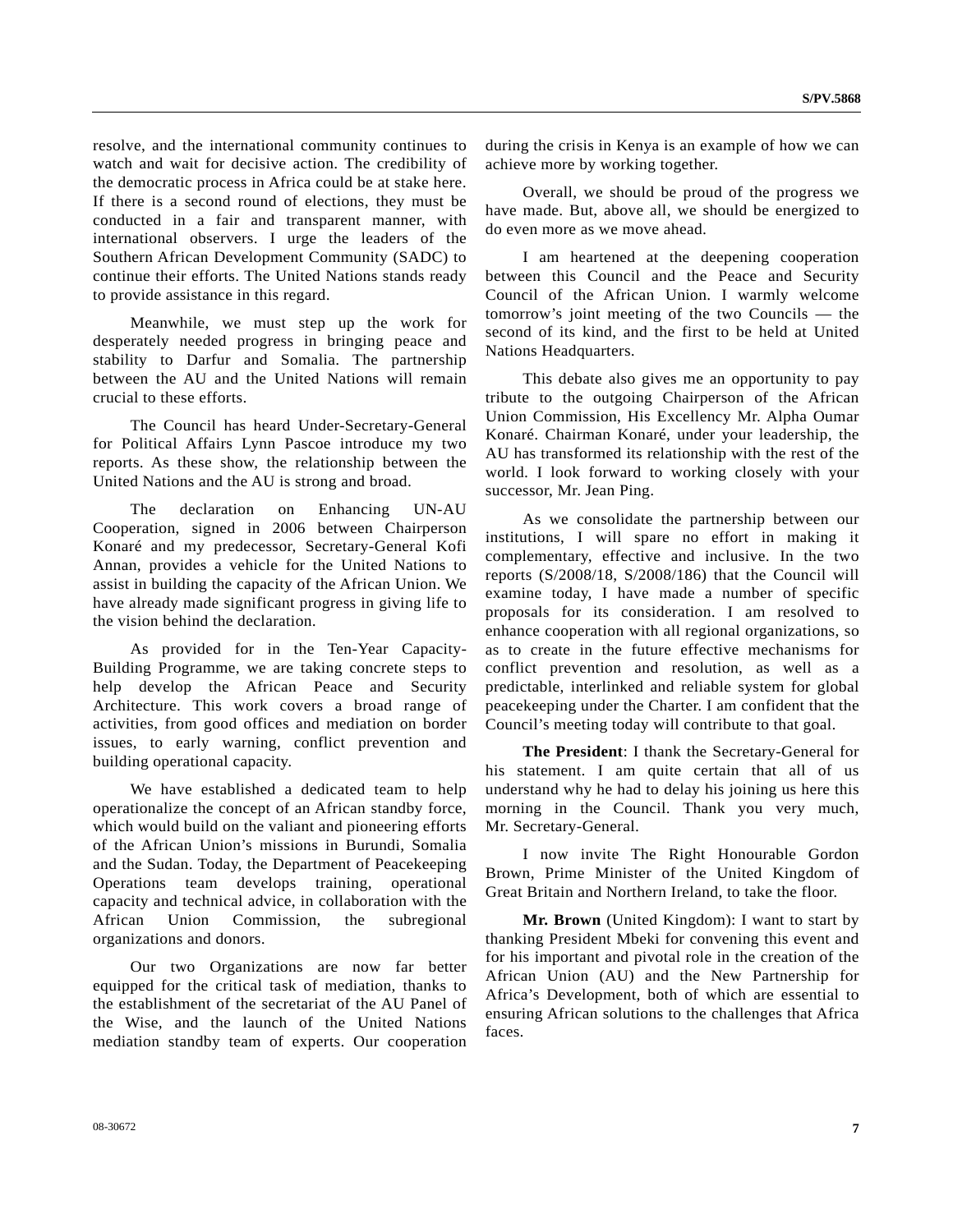resolve, and the international community continues to watch and wait for decisive action. The credibility of the democratic process in Africa could be at stake here. If there is a second round of elections, they must be conducted in a fair and transparent manner, with international observers. I urge the leaders of the Southern African Development Community (SADC) to continue their efforts. The United Nations stands ready to provide assistance in this regard.

Meanwhile, we must step up the work for desperately needed progress in bringing peace and stability to Darfur and Somalia. The partnership between the AU and the United Nations will remain crucial to these efforts.

The Council has heard Under-Secretary-General for Political Affairs Lynn Pascoe introduce my two reports. As these show, the relationship between the United Nations and the AU is strong and broad.

The declaration on Enhancing UN-AU Cooperation, signed in 2006 between Chairperson Konaré and my predecessor, Secretary-General Kofi Annan, provides a vehicle for the United Nations to assist in building the capacity of the African Union. We have already made significant progress in giving life to the vision behind the declaration.

As provided for in the Ten-Year Capacity-Building Programme, we are taking concrete steps to help develop the African Peace and Security Architecture. This work covers a broad range of activities, from good offices and mediation on border issues, to early warning, conflict prevention and building operational capacity.

We have established a dedicated team to help operationalize the concept of an African standby force, which would build on the valiant and pioneering efforts of the African Union's missions in Burundi, Somalia and the Sudan. Today, the Department of Peacekeeping Operations team develops training, operational capacity and technical advice, in collaboration with the African Union Commission, the subregional organizations and donors.

Our two Organizations are now far better equipped for the critical task of mediation, thanks to the establishment of the secretariat of the AU Panel of the Wise, and the launch of the United Nations mediation standby team of experts. Our cooperation during the crisis in Kenya is an example of how we can achieve more by working together.

Overall, we should be proud of the progress we have made. But, above all, we should be energized to do even more as we move ahead.

I am heartened at the deepening cooperation between this Council and the Peace and Security Council of the African Union. I warmly welcome tomorrow's joint meeting of the two Councils — the second of its kind, and the first to be held at United Nations Headquarters.

This debate also gives me an opportunity to pay tribute to the outgoing Chairperson of the African Union Commission, His Excellency Mr. Alpha Oumar Konaré. Chairman Konaré, under your leadership, the AU has transformed its relationship with the rest of the world. I look forward to working closely with your successor, Mr. Jean Ping.

As we consolidate the partnership between our institutions, I will spare no effort in making it complementary, effective and inclusive. In the two reports (S/2008/18, S/2008/186) that the Council will examine today, I have made a number of specific proposals for its consideration. I am resolved to enhance cooperation with all regional organizations, so as to create in the future effective mechanisms for conflict prevention and resolution, as well as a predictable, interlinked and reliable system for global peacekeeping under the Charter. I am confident that the Council's meeting today will contribute to that goal.

**The President**: I thank the Secretary-General for his statement. I am quite certain that all of us understand why he had to delay his joining us here this morning in the Council. Thank you very much, Mr. Secretary-General.

I now invite The Right Honourable Gordon Brown, Prime Minister of the United Kingdom of Great Britain and Northern Ireland, to take the floor.

**Mr. Brown** (United Kingdom): I want to start by thanking President Mbeki for convening this event and for his important and pivotal role in the creation of the African Union (AU) and the New Partnership for Africa's Development, both of which are essential to ensuring African solutions to the challenges that Africa faces.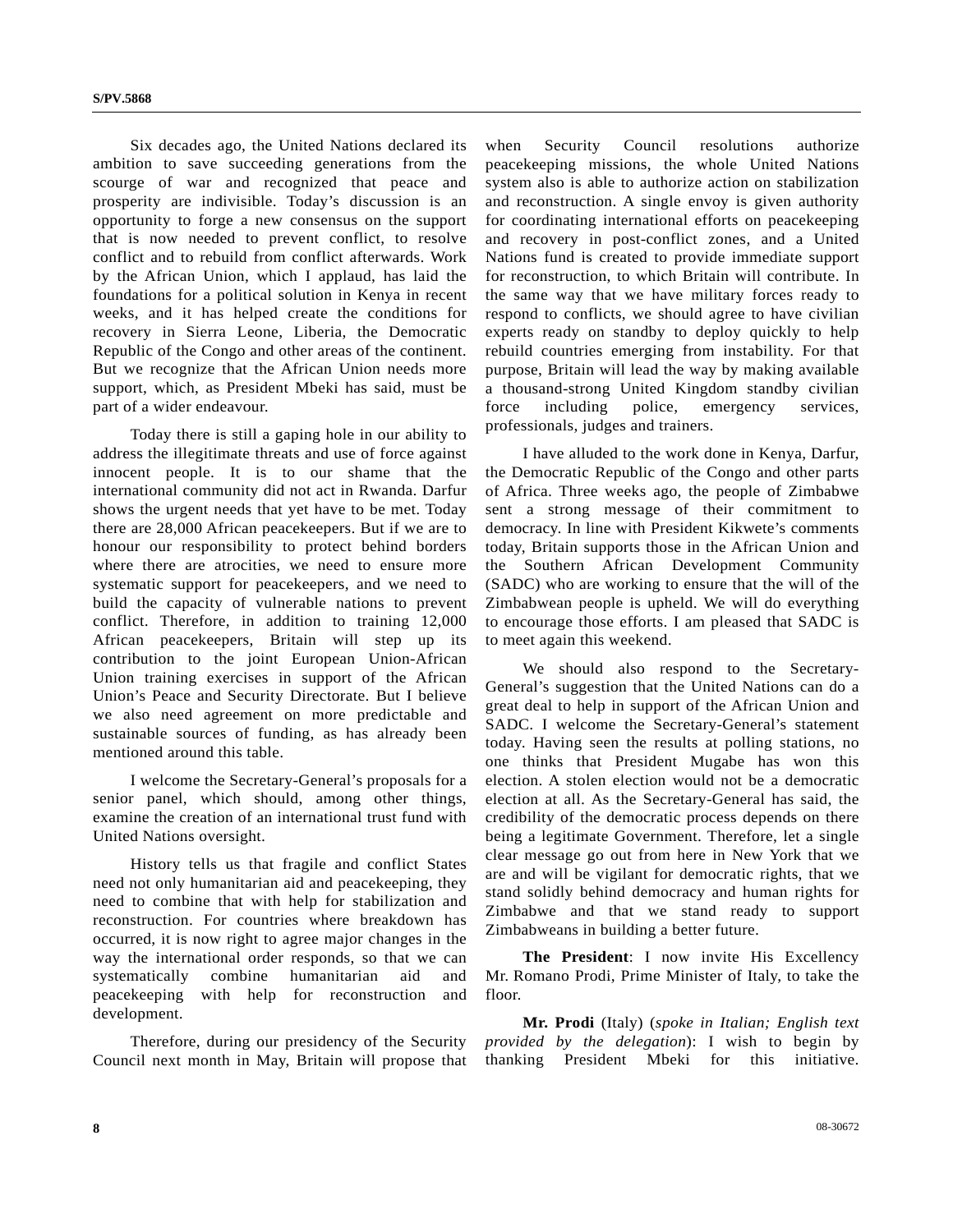Six decades ago, the United Nations declared its ambition to save succeeding generations from the scourge of war and recognized that peace and prosperity are indivisible. Today's discussion is an opportunity to forge a new consensus on the support that is now needed to prevent conflict, to resolve conflict and to rebuild from conflict afterwards. Work by the African Union, which I applaud, has laid the foundations for a political solution in Kenya in recent weeks, and it has helped create the conditions for recovery in Sierra Leone, Liberia, the Democratic Republic of the Congo and other areas of the continent. But we recognize that the African Union needs more support, which, as President Mbeki has said, must be part of a wider endeavour.

Today there is still a gaping hole in our ability to address the illegitimate threats and use of force against innocent people. It is to our shame that the international community did not act in Rwanda. Darfur shows the urgent needs that yet have to be met. Today there are 28,000 African peacekeepers. But if we are to honour our responsibility to protect behind borders where there are atrocities, we need to ensure more systematic support for peacekeepers, and we need to build the capacity of vulnerable nations to prevent conflict. Therefore, in addition to training 12,000 African peacekeepers, Britain will step up its contribution to the joint European Union-African Union training exercises in support of the African Union's Peace and Security Directorate. But I believe we also need agreement on more predictable and sustainable sources of funding, as has already been mentioned around this table.

I welcome the Secretary-General's proposals for a senior panel, which should, among other things, examine the creation of an international trust fund with United Nations oversight.

History tells us that fragile and conflict States need not only humanitarian aid and peacekeeping, they need to combine that with help for stabilization and reconstruction. For countries where breakdown has occurred, it is now right to agree major changes in the way the international order responds, so that we can systematically combine humanitarian aid and peacekeeping with help for reconstruction and development.

Therefore, during our presidency of the Security Council next month in May, Britain will propose that when Security Council resolutions authorize peacekeeping missions, the whole United Nations system also is able to authorize action on stabilization and reconstruction. A single envoy is given authority for coordinating international efforts on peacekeeping and recovery in post-conflict zones, and a United Nations fund is created to provide immediate support for reconstruction, to which Britain will contribute. In the same way that we have military forces ready to respond to conflicts, we should agree to have civilian experts ready on standby to deploy quickly to help rebuild countries emerging from instability. For that purpose, Britain will lead the way by making available a thousand-strong United Kingdom standby civilian force including police, emergency services, professionals, judges and trainers.

I have alluded to the work done in Kenya, Darfur, the Democratic Republic of the Congo and other parts of Africa. Three weeks ago, the people of Zimbabwe sent a strong message of their commitment to democracy. In line with President Kikwete's comments today, Britain supports those in the African Union and the Southern African Development Community (SADC) who are working to ensure that the will of the Zimbabwean people is upheld. We will do everything to encourage those efforts. I am pleased that SADC is to meet again this weekend.

We should also respond to the Secretary-General's suggestion that the United Nations can do a great deal to help in support of the African Union and SADC. I welcome the Secretary-General's statement today. Having seen the results at polling stations, no one thinks that President Mugabe has won this election. A stolen election would not be a democratic election at all. As the Secretary-General has said, the credibility of the democratic process depends on there being a legitimate Government. Therefore, let a single clear message go out from here in New York that we are and will be vigilant for democratic rights, that we stand solidly behind democracy and human rights for Zimbabwe and that we stand ready to support Zimbabweans in building a better future.

**The President**: I now invite His Excellency Mr. Romano Prodi, Prime Minister of Italy, to take the floor.

**Mr. Prodi** (Italy) (*spoke in Italian; English text provided by the delegation*): I wish to begin by thanking President Mbeki for this initiative.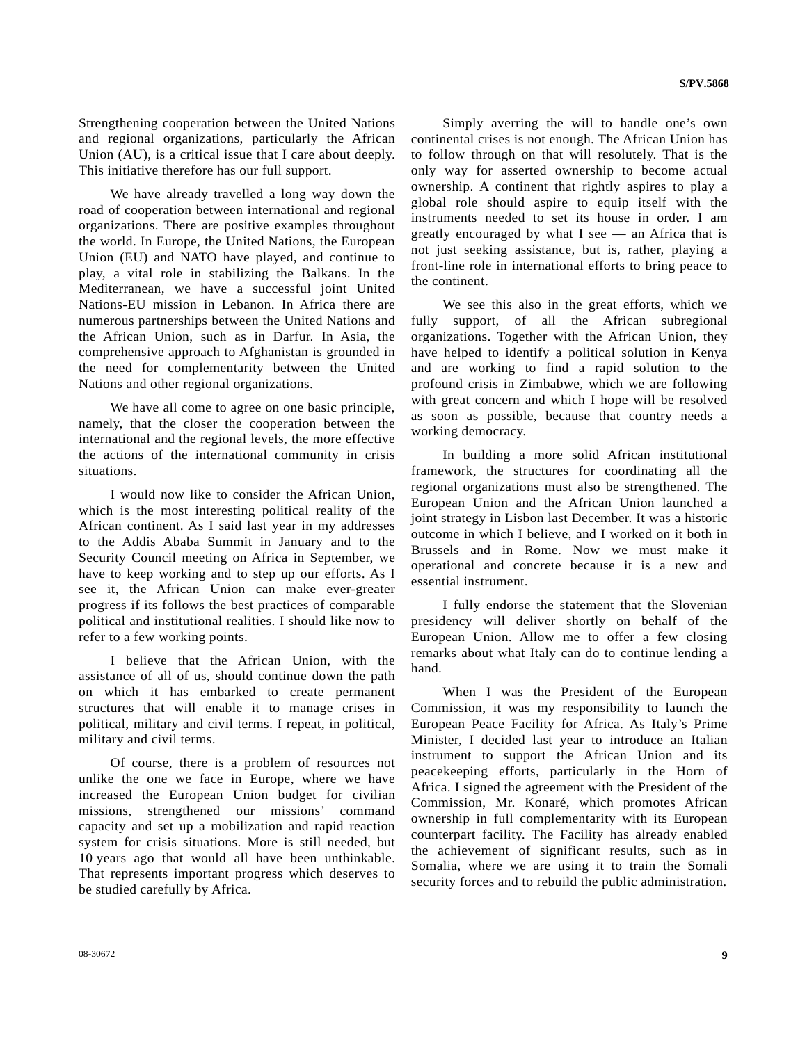Strengthening cooperation between the United Nations and regional organizations, particularly the African Union (AU), is a critical issue that I care about deeply. This initiative therefore has our full support.

We have already travelled a long way down the road of cooperation between international and regional organizations. There are positive examples throughout the world. In Europe, the United Nations, the European Union (EU) and NATO have played, and continue to play, a vital role in stabilizing the Balkans. In the Mediterranean, we have a successful joint United Nations-EU mission in Lebanon. In Africa there are numerous partnerships between the United Nations and the African Union, such as in Darfur. In Asia, the comprehensive approach to Afghanistan is grounded in the need for complementarity between the United Nations and other regional organizations.

We have all come to agree on one basic principle, namely, that the closer the cooperation between the international and the regional levels, the more effective the actions of the international community in crisis situations.

I would now like to consider the African Union, which is the most interesting political reality of the African continent. As I said last year in my addresses to the Addis Ababa Summit in January and to the Security Council meeting on Africa in September, we have to keep working and to step up our efforts. As I see it, the African Union can make ever-greater progress if its follows the best practices of comparable political and institutional realities. I should like now to refer to a few working points.

I believe that the African Union, with the assistance of all of us, should continue down the path on which it has embarked to create permanent structures that will enable it to manage crises in political, military and civil terms. I repeat, in political, military and civil terms.

Of course, there is a problem of resources not unlike the one we face in Europe, where we have increased the European Union budget for civilian missions, strengthened our missions' command capacity and set up a mobilization and rapid reaction system for crisis situations. More is still needed, but 10 years ago that would all have been unthinkable. That represents important progress which deserves to be studied carefully by Africa.

Simply averring the will to handle one's own continental crises is not enough. The African Union has to follow through on that will resolutely. That is the only way for asserted ownership to become actual ownership. A continent that rightly aspires to play a global role should aspire to equip itself with the instruments needed to set its house in order. I am greatly encouraged by what I see — an Africa that is not just seeking assistance, but is, rather, playing a front-line role in international efforts to bring peace to the continent.

We see this also in the great efforts, which we fully support, of all the African subregional organizations. Together with the African Union, they have helped to identify a political solution in Kenya and are working to find a rapid solution to the profound crisis in Zimbabwe, which we are following with great concern and which I hope will be resolved as soon as possible, because that country needs a working democracy.

In building a more solid African institutional framework, the structures for coordinating all the regional organizations must also be strengthened. The European Union and the African Union launched a joint strategy in Lisbon last December. It was a historic outcome in which I believe, and I worked on it both in Brussels and in Rome. Now we must make it operational and concrete because it is a new and essential instrument.

I fully endorse the statement that the Slovenian presidency will deliver shortly on behalf of the European Union. Allow me to offer a few closing remarks about what Italy can do to continue lending a hand.

When I was the President of the European Commission, it was my responsibility to launch the European Peace Facility for Africa. As Italy's Prime Minister, I decided last year to introduce an Italian instrument to support the African Union and its peacekeeping efforts, particularly in the Horn of Africa. I signed the agreement with the President of the Commission, Mr. Konaré, which promotes African ownership in full complementarity with its European counterpart facility. The Facility has already enabled the achievement of significant results, such as in Somalia, where we are using it to train the Somali security forces and to rebuild the public administration.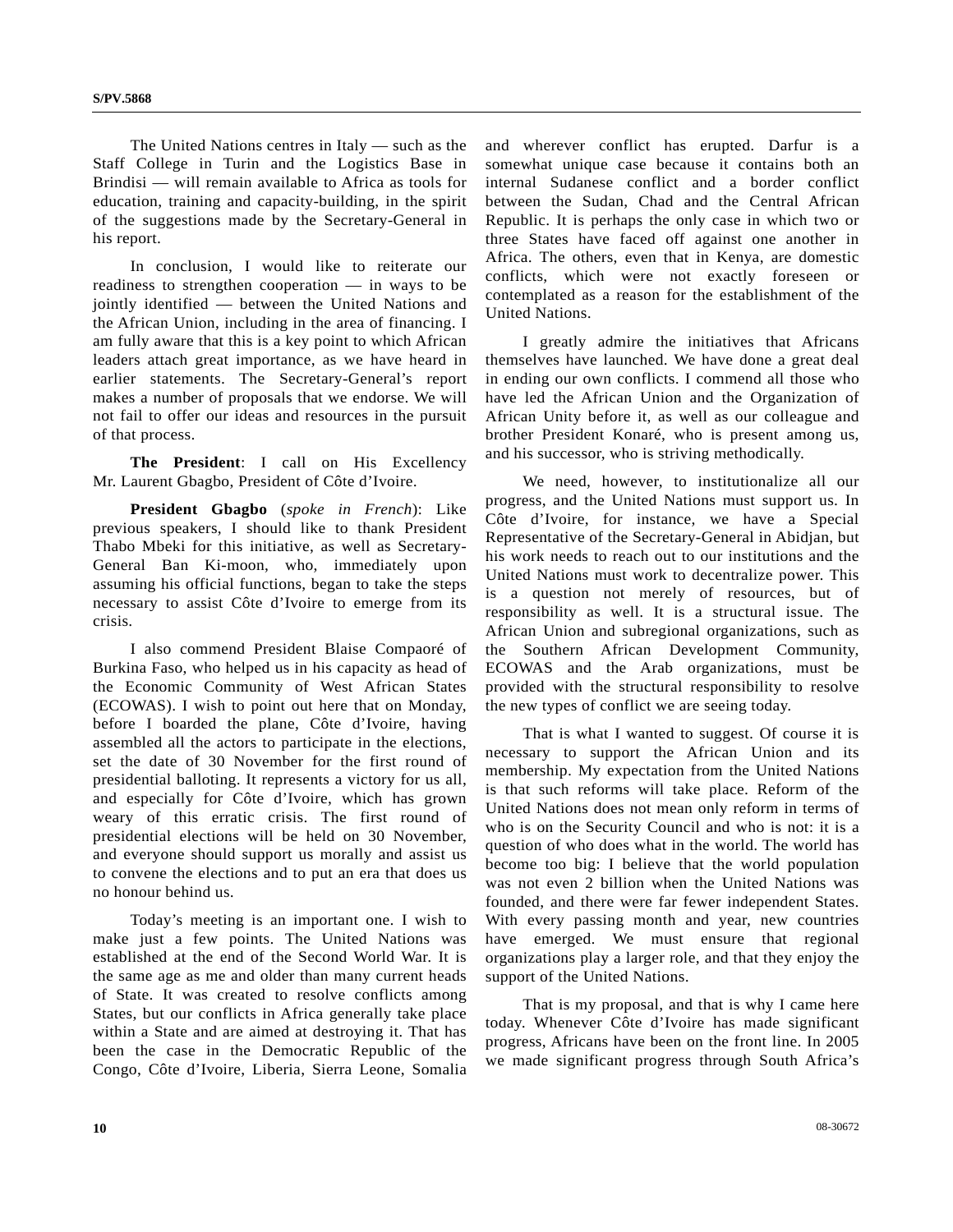The United Nations centres in Italy — such as the Staff College in Turin and the Logistics Base in Brindisi — will remain available to Africa as tools for education, training and capacity-building, in the spirit of the suggestions made by the Secretary-General in his report.

In conclusion, I would like to reiterate our readiness to strengthen cooperation — in ways to be jointly identified — between the United Nations and the African Union, including in the area of financing. I am fully aware that this is a key point to which African leaders attach great importance, as we have heard in earlier statements. The Secretary-General's report makes a number of proposals that we endorse. We will not fail to offer our ideas and resources in the pursuit of that process.

**The President**: I call on His Excellency Mr. Laurent Gbagbo, President of Côte d'Ivoire.

**President Gbagbo** (*spoke in French*): Like previous speakers, I should like to thank President Thabo Mbeki for this initiative, as well as Secretary-General Ban Ki-moon, who, immediately upon assuming his official functions, began to take the steps necessary to assist Côte d'Ivoire to emerge from its crisis.

I also commend President Blaise Compaoré of Burkina Faso, who helped us in his capacity as head of the Economic Community of West African States (ECOWAS). I wish to point out here that on Monday, before I boarded the plane, Côte d'Ivoire, having assembled all the actors to participate in the elections, set the date of 30 November for the first round of presidential balloting. It represents a victory for us all, and especially for Côte d'Ivoire, which has grown weary of this erratic crisis. The first round of presidential elections will be held on 30 November, and everyone should support us morally and assist us to convene the elections and to put an era that does us no honour behind us.

Today's meeting is an important one. I wish to make just a few points. The United Nations was established at the end of the Second World War. It is the same age as me and older than many current heads of State. It was created to resolve conflicts among States, but our conflicts in Africa generally take place within a State and are aimed at destroying it. That has been the case in the Democratic Republic of the Congo, Côte d'Ivoire, Liberia, Sierra Leone, Somalia and wherever conflict has erupted. Darfur is a somewhat unique case because it contains both an internal Sudanese conflict and a border conflict between the Sudan, Chad and the Central African Republic. It is perhaps the only case in which two or three States have faced off against one another in Africa. The others, even that in Kenya, are domestic conflicts, which were not exactly foreseen or contemplated as a reason for the establishment of the United Nations.

I greatly admire the initiatives that Africans themselves have launched. We have done a great deal in ending our own conflicts. I commend all those who have led the African Union and the Organization of African Unity before it, as well as our colleague and brother President Konaré, who is present among us, and his successor, who is striving methodically.

We need, however, to institutionalize all our progress, and the United Nations must support us. In Côte d'Ivoire, for instance, we have a Special Representative of the Secretary-General in Abidjan, but his work needs to reach out to our institutions and the United Nations must work to decentralize power. This is a question not merely of resources, but of responsibility as well. It is a structural issue. The African Union and subregional organizations, such as the Southern African Development Community, ECOWAS and the Arab organizations, must be provided with the structural responsibility to resolve the new types of conflict we are seeing today.

That is what I wanted to suggest. Of course it is necessary to support the African Union and its membership. My expectation from the United Nations is that such reforms will take place. Reform of the United Nations does not mean only reform in terms of who is on the Security Council and who is not: it is a question of who does what in the world. The world has become too big: I believe that the world population was not even 2 billion when the United Nations was founded, and there were far fewer independent States. With every passing month and year, new countries have emerged. We must ensure that regional organizations play a larger role, and that they enjoy the support of the United Nations.

That is my proposal, and that is why I came here today. Whenever Côte d'Ivoire has made significant progress, Africans have been on the front line. In 2005 we made significant progress through South Africa's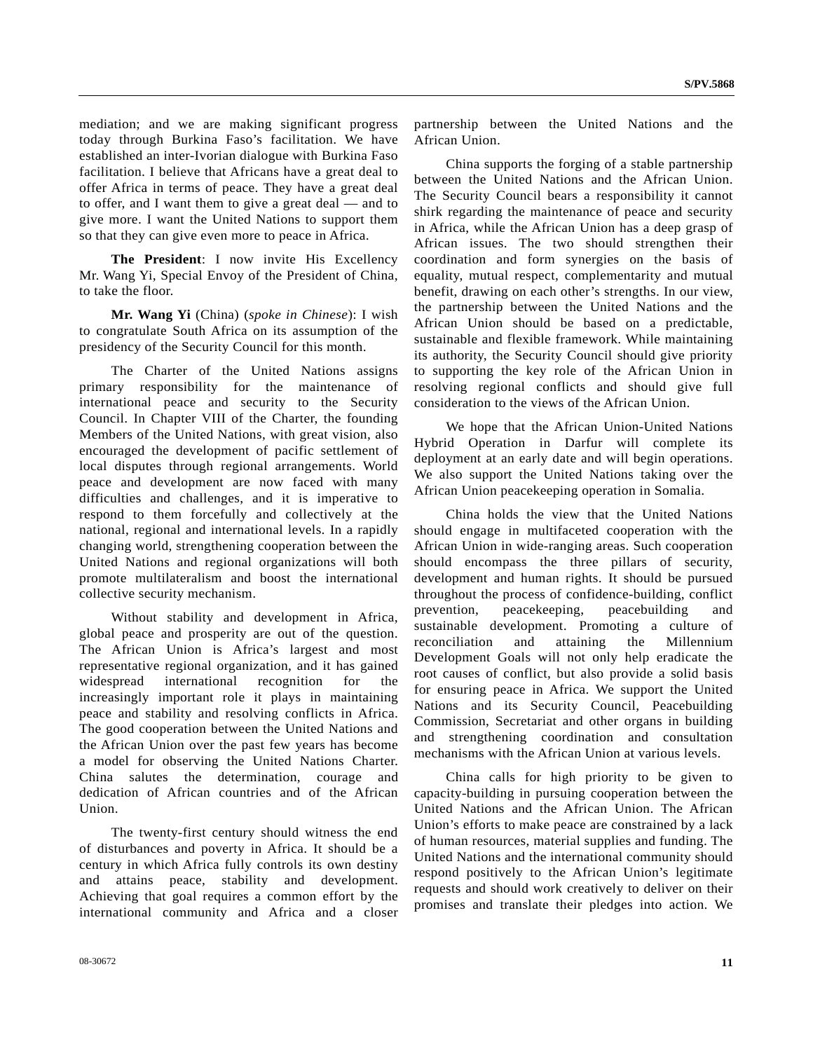mediation; and we are making significant progress today through Burkina Faso's facilitation. We have established an inter-Ivorian dialogue with Burkina Faso facilitation. I believe that Africans have a great deal to offer Africa in terms of peace. They have a great deal to offer, and I want them to give a great deal — and to give more. I want the United Nations to support them so that they can give even more to peace in Africa.

**The President**: I now invite His Excellency Mr. Wang Yi, Special Envoy of the President of China, to take the floor.

**Mr. Wang Yi** (China) (*spoke in Chinese*): I wish to congratulate South Africa on its assumption of the presidency of the Security Council for this month.

The Charter of the United Nations assigns primary responsibility for the maintenance of international peace and security to the Security Council. In Chapter VIII of the Charter, the founding Members of the United Nations, with great vision, also encouraged the development of pacific settlement of local disputes through regional arrangements. World peace and development are now faced with many difficulties and challenges, and it is imperative to respond to them forcefully and collectively at the national, regional and international levels. In a rapidly changing world, strengthening cooperation between the United Nations and regional organizations will both promote multilateralism and boost the international collective security mechanism.

Without stability and development in Africa, global peace and prosperity are out of the question. The African Union is Africa's largest and most representative regional organization, and it has gained widespread international recognition for the increasingly important role it plays in maintaining peace and stability and resolving conflicts in Africa. The good cooperation between the United Nations and the African Union over the past few years has become a model for observing the United Nations Charter. China salutes the determination, courage and dedication of African countries and of the African Union.

The twenty-first century should witness the end of disturbances and poverty in Africa. It should be a century in which Africa fully controls its own destiny and attains peace, stability and development. Achieving that goal requires a common effort by the international community and Africa and a closer partnership between the United Nations and the African Union.

China supports the forging of a stable partnership between the United Nations and the African Union. The Security Council bears a responsibility it cannot shirk regarding the maintenance of peace and security in Africa, while the African Union has a deep grasp of African issues. The two should strengthen their coordination and form synergies on the basis of equality, mutual respect, complementarity and mutual benefit, drawing on each other's strengths. In our view, the partnership between the United Nations and the African Union should be based on a predictable, sustainable and flexible framework. While maintaining its authority, the Security Council should give priority to supporting the key role of the African Union in resolving regional conflicts and should give full consideration to the views of the African Union.

We hope that the African Union-United Nations Hybrid Operation in Darfur will complete its deployment at an early date and will begin operations. We also support the United Nations taking over the African Union peacekeeping operation in Somalia.

China holds the view that the United Nations should engage in multifaceted cooperation with the African Union in wide-ranging areas. Such cooperation should encompass the three pillars of security, development and human rights. It should be pursued throughout the process of confidence-building, conflict prevention, peacekeeping, peacebuilding and sustainable development. Promoting a culture of reconciliation and attaining the Millennium Development Goals will not only help eradicate the root causes of conflict, but also provide a solid basis for ensuring peace in Africa. We support the United Nations and its Security Council, Peacebuilding Commission, Secretariat and other organs in building and strengthening coordination and consultation mechanisms with the African Union at various levels.

China calls for high priority to be given to capacity-building in pursuing cooperation between the United Nations and the African Union. The African Union's efforts to make peace are constrained by a lack of human resources, material supplies and funding. The United Nations and the international community should respond positively to the African Union's legitimate requests and should work creatively to deliver on their promises and translate their pledges into action. We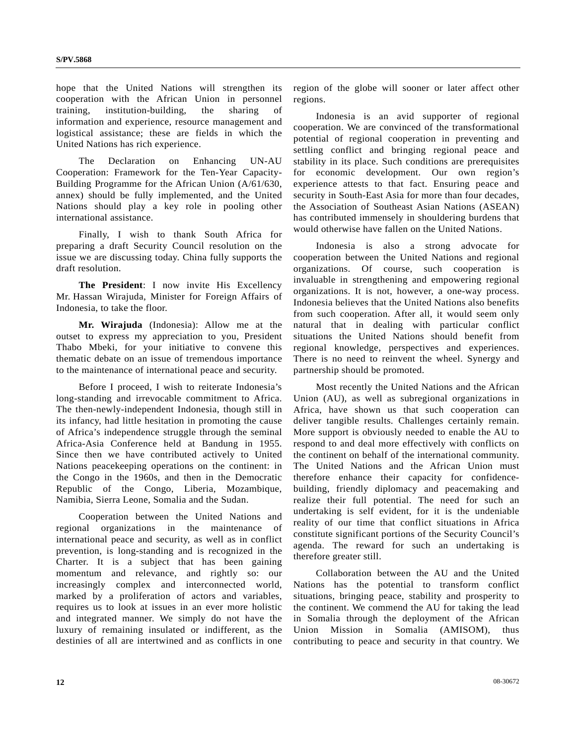hope that the United Nations will strengthen its cooperation with the African Union in personnel training, institution-building, the sharing of information and experience, resource management and logistical assistance; these are fields in which the United Nations has rich experience.

The Declaration on Enhancing UN-AU Cooperation: Framework for the Ten-Year Capacity-Building Programme for the African Union (A/61/630, annex) should be fully implemented, and the United Nations should play a key role in pooling other international assistance.

Finally, I wish to thank South Africa for preparing a draft Security Council resolution on the issue we are discussing today. China fully supports the draft resolution.

**The President**: I now invite His Excellency Mr. Hassan Wirajuda, Minister for Foreign Affairs of Indonesia, to take the floor.

**Mr. Wirajuda** (Indonesia): Allow me at the outset to express my appreciation to you, President Thabo Mbeki, for your initiative to convene this thematic debate on an issue of tremendous importance to the maintenance of international peace and security.

Before I proceed, I wish to reiterate Indonesia's long-standing and irrevocable commitment to Africa. The then-newly-independent Indonesia, though still in its infancy, had little hesitation in promoting the cause of Africa's independence struggle through the seminal Africa-Asia Conference held at Bandung in 1955. Since then we have contributed actively to United Nations peacekeeping operations on the continent: in the Congo in the 1960s, and then in the Democratic Republic of the Congo, Liberia, Mozambique, Namibia, Sierra Leone, Somalia and the Sudan.

Cooperation between the United Nations and regional organizations in the maintenance of international peace and security, as well as in conflict prevention, is long-standing and is recognized in the Charter. It is a subject that has been gaining momentum and relevance, and rightly so: our increasingly complex and interconnected world, marked by a proliferation of actors and variables, requires us to look at issues in an ever more holistic and integrated manner. We simply do not have the luxury of remaining insulated or indifferent, as the destinies of all are intertwined and as conflicts in one region of the globe will sooner or later affect other regions.

Indonesia is an avid supporter of regional cooperation. We are convinced of the transformational potential of regional cooperation in preventing and settling conflict and bringing regional peace and stability in its place. Such conditions are prerequisites for economic development. Our own region's experience attests to that fact. Ensuring peace and security in South-East Asia for more than four decades, the Association of Southeast Asian Nations (ASEAN) has contributed immensely in shouldering burdens that would otherwise have fallen on the United Nations.

Indonesia is also a strong advocate for cooperation between the United Nations and regional organizations. Of course, such cooperation is invaluable in strengthening and empowering regional organizations. It is not, however, a one-way process. Indonesia believes that the United Nations also benefits from such cooperation. After all, it would seem only natural that in dealing with particular conflict situations the United Nations should benefit from regional knowledge, perspectives and experiences. There is no need to reinvent the wheel. Synergy and partnership should be promoted.

Most recently the United Nations and the African Union (AU), as well as subregional organizations in Africa, have shown us that such cooperation can deliver tangible results. Challenges certainly remain. More support is obviously needed to enable the AU to respond to and deal more effectively with conflicts on the continent on behalf of the international community. The United Nations and the African Union must therefore enhance their capacity for confidence-building, friendly diplomacy and peacemaking and realize their full potential. The need for such an undertaking is self evident, for it is the undeniable reality of our time that conflict situations in Africa constitute significant portions of the Security Council's agenda. The reward for such an undertaking is therefore greater still.

Collaboration between the AU and the United Nations has the potential to transform conflict situations, bringing peace, stability and prosperity to the continent. We commend the AU for taking the lead in Somalia through the deployment of the African Union Mission in Somalia (AMISOM), thus contributing to peace and security in that country. We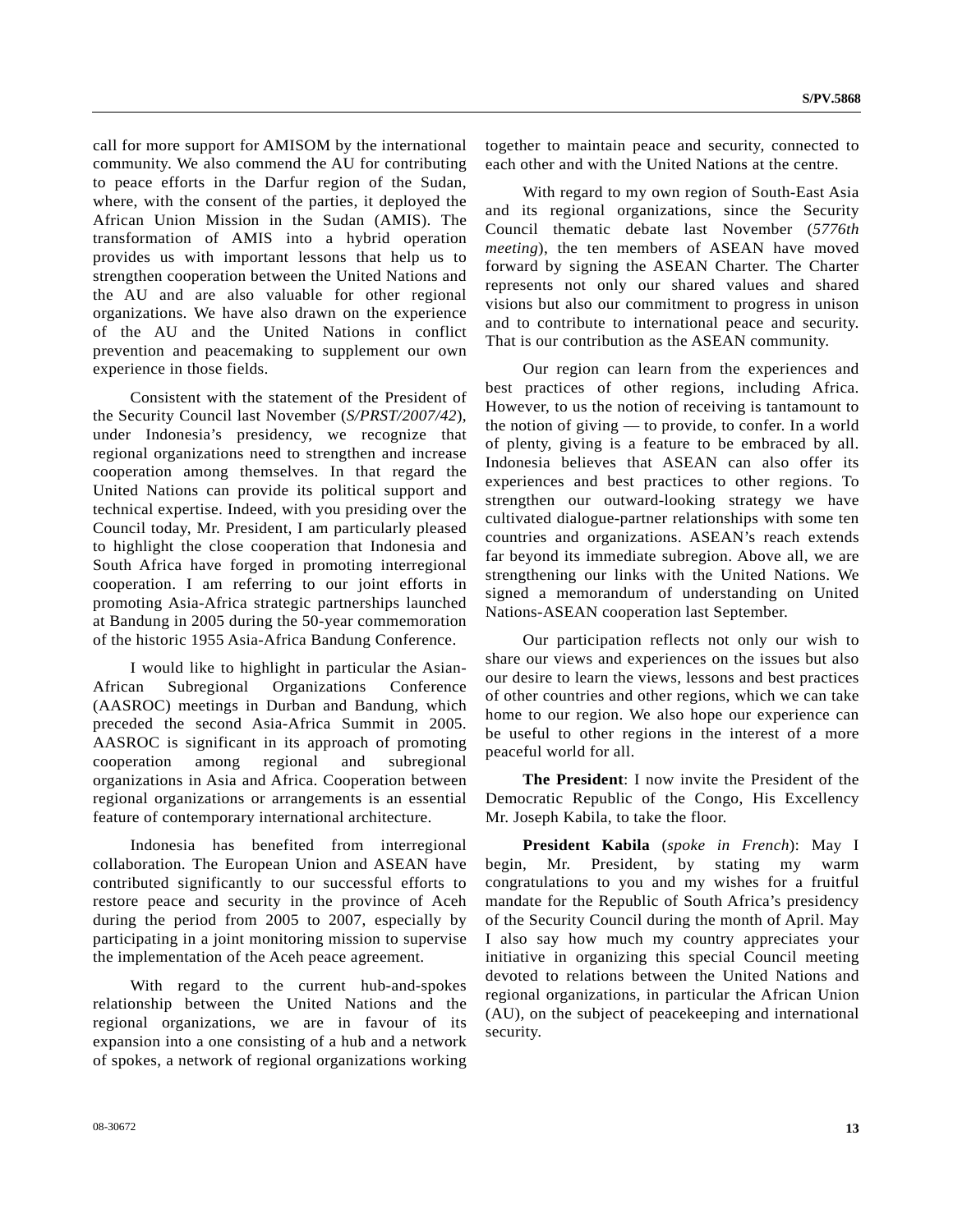call for more support for AMISOM by the international community. We also commend the AU for contributing to peace efforts in the Darfur region of the Sudan, where, with the consent of the parties, it deployed the African Union Mission in the Sudan (AMIS). The transformation of AMIS into a hybrid operation provides us with important lessons that help us to strengthen cooperation between the United Nations and the AU and are also valuable for other regional organizations. We have also drawn on the experience of the AU and the United Nations in conflict prevention and peacemaking to supplement our own experience in those fields.

Consistent with the statement of the President of the Security Council last November (*S/PRST/2007/42*), under Indonesia's presidency, we recognize that regional organizations need to strengthen and increase cooperation among themselves. In that regard the United Nations can provide its political support and technical expertise. Indeed, with you presiding over the Council today, Mr. President, I am particularly pleased to highlight the close cooperation that Indonesia and South Africa have forged in promoting interregional cooperation. I am referring to our joint efforts in promoting Asia-Africa strategic partnerships launched at Bandung in 2005 during the 50-year commemoration of the historic 1955 Asia-Africa Bandung Conference.

I would like to highlight in particular the Asian-African Subregional Organizations Conference (AASROC) meetings in Durban and Bandung, which preceded the second Asia-Africa Summit in 2005. AASROC is significant in its approach of promoting cooperation among regional and subregional organizations in Asia and Africa. Cooperation between regional organizations or arrangements is an essential feature of contemporary international architecture.

Indonesia has benefited from interregional collaboration. The European Union and ASEAN have contributed significantly to our successful efforts to restore peace and security in the province of Aceh during the period from 2005 to 2007, especially by participating in a joint monitoring mission to supervise the implementation of the Aceh peace agreement.

With regard to the current hub-and-spokes relationship between the United Nations and the regional organizations, we are in favour of its expansion into a one consisting of a hub and a network of spokes, a network of regional organizations working together to maintain peace and security, connected to each other and with the United Nations at the centre.

With regard to my own region of South-East Asia and its regional organizations, since the Security Council thematic debate last November (*5776th meeting*), the ten members of ASEAN have moved forward by signing the ASEAN Charter. The Charter represents not only our shared values and shared visions but also our commitment to progress in unison and to contribute to international peace and security. That is our contribution as the ASEAN community.

Our region can learn from the experiences and best practices of other regions, including Africa. However, to us the notion of receiving is tantamount to the notion of giving — to provide, to confer. In a world of plenty, giving is a feature to be embraced by all. Indonesia believes that ASEAN can also offer its experiences and best practices to other regions. To strengthen our outward-looking strategy we have cultivated dialogue-partner relationships with some ten countries and organizations. ASEAN's reach extends far beyond its immediate subregion. Above all, we are strengthening our links with the United Nations. We signed a memorandum of understanding on United Nations-ASEAN cooperation last September.

Our participation reflects not only our wish to share our views and experiences on the issues but also our desire to learn the views, lessons and best practices of other countries and other regions, which we can take home to our region. We also hope our experience can be useful to other regions in the interest of a more peaceful world for all.

**The President**: I now invite the President of the Democratic Republic of the Congo, His Excellency Mr. Joseph Kabila, to take the floor.

**President Kabila** (*spoke in French*): May I begin, Mr. President, by stating my warm congratulations to you and my wishes for a fruitful mandate for the Republic of South Africa's presidency of the Security Council during the month of April. May I also say how much my country appreciates your initiative in organizing this special Council meeting devoted to relations between the United Nations and regional organizations, in particular the African Union (AU), on the subject of peacekeeping and international security.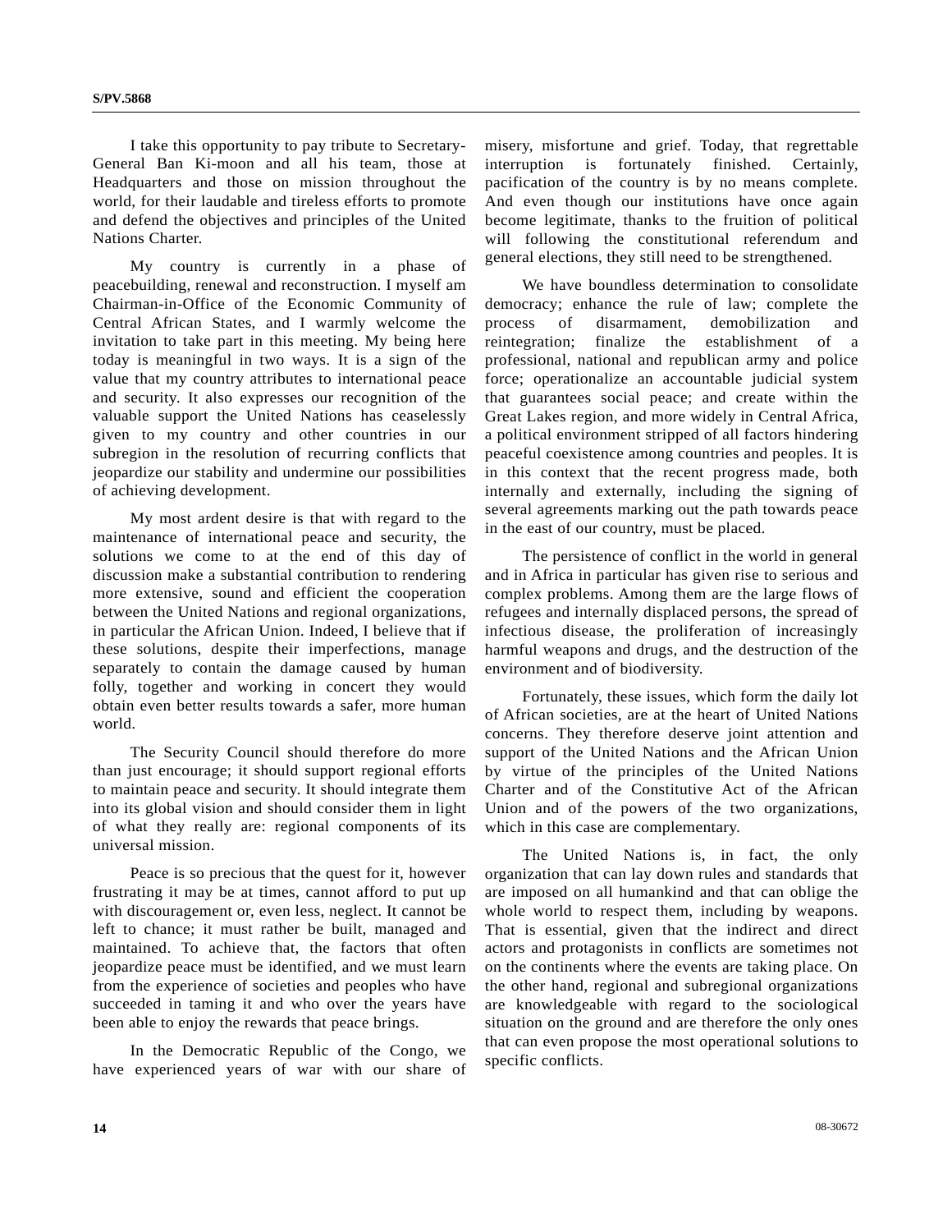I take this opportunity to pay tribute to Secretary-General Ban Ki-moon and all his team, those at Headquarters and those on mission throughout the world, for their laudable and tireless efforts to promote and defend the objectives and principles of the United Nations Charter.

My country is currently in a phase of peacebuilding, renewal and reconstruction. I myself am Chairman-in-Office of the Economic Community of Central African States, and I warmly welcome the invitation to take part in this meeting. My being here today is meaningful in two ways. It is a sign of the value that my country attributes to international peace and security. It also expresses our recognition of the valuable support the United Nations has ceaselessly given to my country and other countries in our subregion in the resolution of recurring conflicts that jeopardize our stability and undermine our possibilities of achieving development.

My most ardent desire is that with regard to the maintenance of international peace and security, the solutions we come to at the end of this day of discussion make a substantial contribution to rendering more extensive, sound and efficient the cooperation between the United Nations and regional organizations, in particular the African Union. Indeed, I believe that if these solutions, despite their imperfections, manage separately to contain the damage caused by human folly, together and working in concert they would obtain even better results towards a safer, more human world.

The Security Council should therefore do more than just encourage; it should support regional efforts to maintain peace and security. It should integrate them into its global vision and should consider them in light of what they really are: regional components of its universal mission.

Peace is so precious that the quest for it, however frustrating it may be at times, cannot afford to put up with discouragement or, even less, neglect. It cannot be left to chance; it must rather be built, managed and maintained. To achieve that, the factors that often jeopardize peace must be identified, and we must learn from the experience of societies and peoples who have succeeded in taming it and who over the years have been able to enjoy the rewards that peace brings.

In the Democratic Republic of the Congo, we have experienced years of war with our share of misery, misfortune and grief. Today, that regrettable interruption is fortunately finished. Certainly, pacification of the country is by no means complete. And even though our institutions have once again become legitimate, thanks to the fruition of political will following the constitutional referendum and general elections, they still need to be strengthened.

We have boundless determination to consolidate democracy; enhance the rule of law; complete the process of disarmament, demobilization and reintegration; finalize the establishment of a professional, national and republican army and police force; operationalize an accountable judicial system that guarantees social peace; and create within the Great Lakes region, and more widely in Central Africa, a political environment stripped of all factors hindering peaceful coexistence among countries and peoples. It is in this context that the recent progress made, both internally and externally, including the signing of several agreements marking out the path towards peace in the east of our country, must be placed.

The persistence of conflict in the world in general and in Africa in particular has given rise to serious and complex problems. Among them are the large flows of refugees and internally displaced persons, the spread of infectious disease, the proliferation of increasingly harmful weapons and drugs, and the destruction of the environment and of biodiversity.

Fortunately, these issues, which form the daily lot of African societies, are at the heart of United Nations concerns. They therefore deserve joint attention and support of the United Nations and the African Union by virtue of the principles of the United Nations Charter and of the Constitutive Act of the African Union and of the powers of the two organizations, which in this case are complementary.

The United Nations is, in fact, the only organization that can lay down rules and standards that are imposed on all humankind and that can oblige the whole world to respect them, including by weapons. That is essential, given that the indirect and direct actors and protagonists in conflicts are sometimes not on the continents where the events are taking place. On the other hand, regional and subregional organizations are knowledgeable with regard to the sociological situation on the ground and are therefore the only ones that can even propose the most operational solutions to specific conflicts.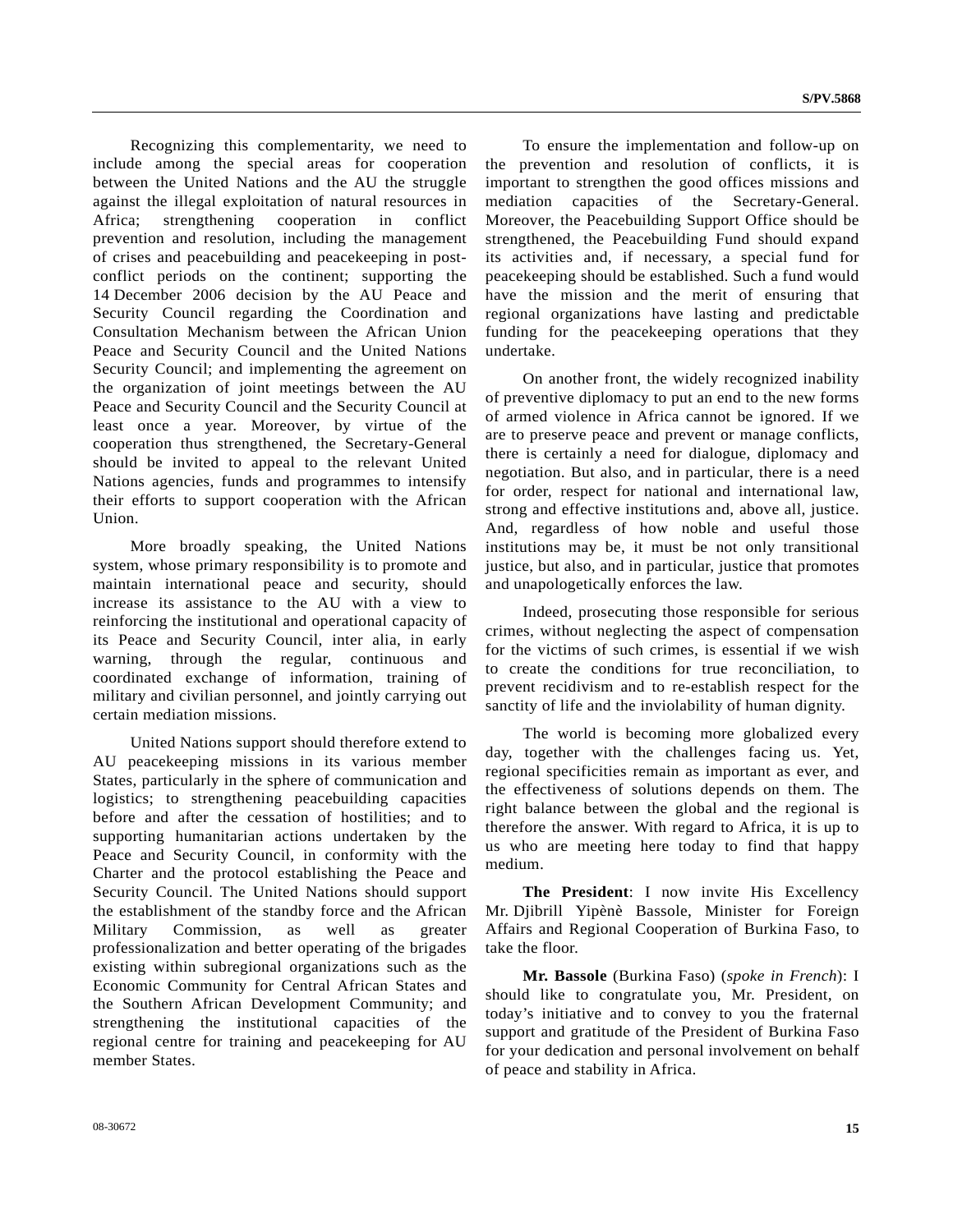Recognizing this complementarity, we need to include among the special areas for cooperation between the United Nations and the AU the struggle against the illegal exploitation of natural resources in Africa; strengthening cooperation in conflict prevention and resolution, including the management of crises and peacebuilding and peacekeeping in post-conflict periods on the continent; supporting the 14 December 2006 decision by the AU Peace and Security Council regarding the Coordination and Consultation Mechanism between the African Union Peace and Security Council and the United Nations Security Council; and implementing the agreement on the organization of joint meetings between the AU Peace and Security Council and the Security Council at least once a year. Moreover, by virtue of the cooperation thus strengthened, the Secretary-General should be invited to appeal to the relevant United Nations agencies, funds and programmes to intensify their efforts to support cooperation with the African Union.

More broadly speaking, the United Nations system, whose primary responsibility is to promote and maintain international peace and security, should increase its assistance to the AU with a view to reinforcing the institutional and operational capacity of its Peace and Security Council, inter alia, in early warning, through the regular, continuous and coordinated exchange of information, training of military and civilian personnel, and jointly carrying out certain mediation missions.

United Nations support should therefore extend to AU peacekeeping missions in its various member States, particularly in the sphere of communication and logistics; to strengthening peacebuilding capacities before and after the cessation of hostilities; and to supporting humanitarian actions undertaken by the Peace and Security Council, in conformity with the Charter and the protocol establishing the Peace and Security Council. The United Nations should support the establishment of the standby force and the African Military Commission, as well as greater professionalization and better operating of the brigades existing within subregional organizations such as the Economic Community for Central African States and the Southern African Development Community; and strengthening the institutional capacities of the regional centre for training and peacekeeping for AU member States.

To ensure the implementation and follow-up on the prevention and resolution of conflicts, it is important to strengthen the good offices missions and mediation capacities of the Secretary-General. Moreover, the Peacebuilding Support Office should be strengthened, the Peacebuilding Fund should expand its activities and, if necessary, a special fund for peacekeeping should be established. Such a fund would have the mission and the merit of ensuring that regional organizations have lasting and predictable funding for the peacekeeping operations that they undertake.

On another front, the widely recognized inability of preventive diplomacy to put an end to the new forms of armed violence in Africa cannot be ignored. If we are to preserve peace and prevent or manage conflicts, there is certainly a need for dialogue, diplomacy and negotiation. But also, and in particular, there is a need for order, respect for national and international law, strong and effective institutions and, above all, justice. And, regardless of how noble and useful those institutions may be, it must be not only transitional justice, but also, and in particular, justice that promotes and unapologetically enforces the law.

Indeed, prosecuting those responsible for serious crimes, without neglecting the aspect of compensation for the victims of such crimes, is essential if we wish to create the conditions for true reconciliation, to prevent recidivism and to re-establish respect for the sanctity of life and the inviolability of human dignity.

The world is becoming more globalized every day, together with the challenges facing us. Yet, regional specificities remain as important as ever, and the effectiveness of solutions depends on them. The right balance between the global and the regional is therefore the answer. With regard to Africa, it is up to us who are meeting here today to find that happy medium.

**The President**: I now invite His Excellency Mr. Djibrill Yipènè Bassole, Minister for Foreign Affairs and Regional Cooperation of Burkina Faso, to take the floor.

**Mr. Bassole** (Burkina Faso) (*spoke in French*): I should like to congratulate you, Mr. President, on today's initiative and to convey to you the fraternal support and gratitude of the President of Burkina Faso for your dedication and personal involvement on behalf of peace and stability in Africa.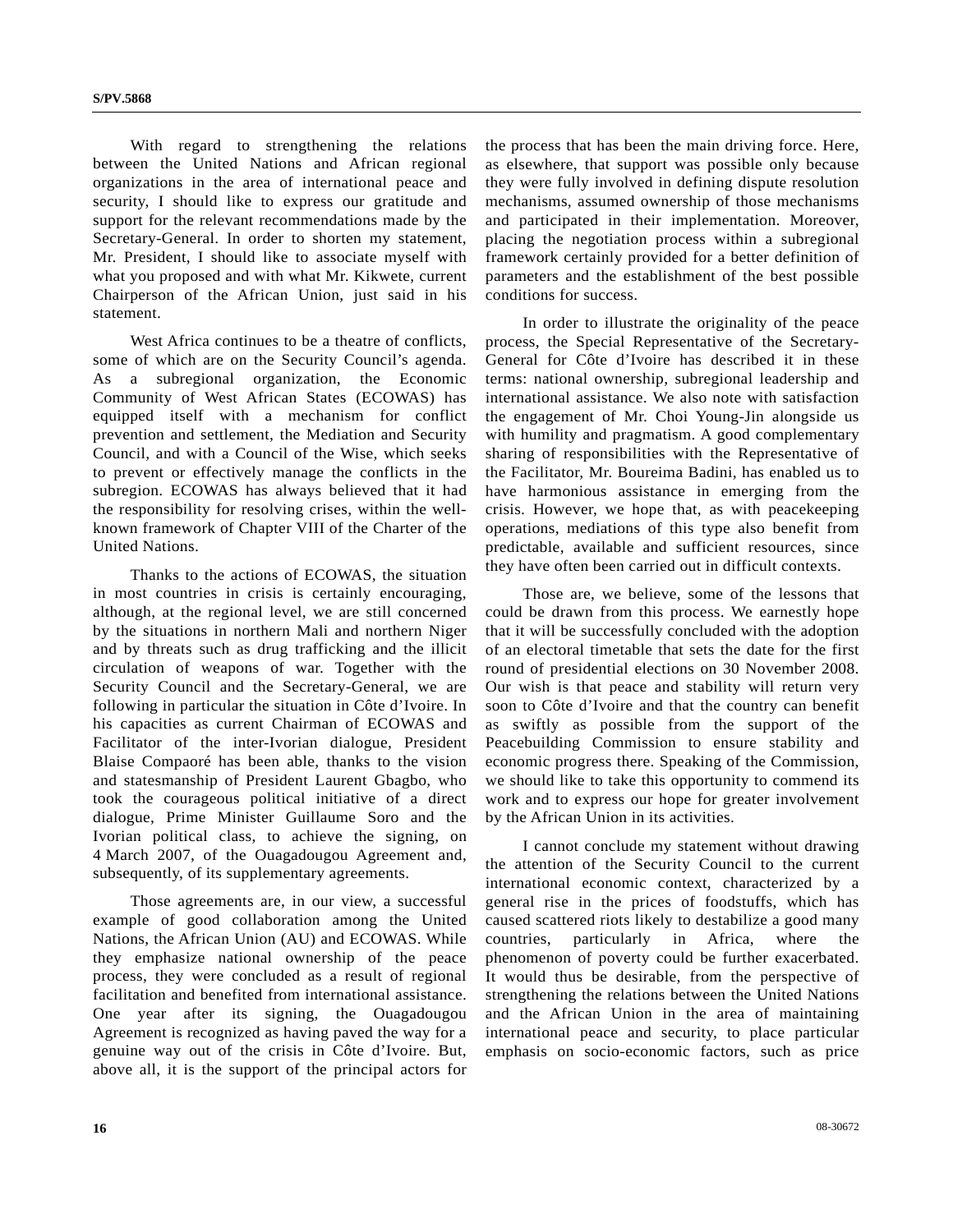With regard to strengthening the relations between the United Nations and African regional organizations in the area of international peace and security, I should like to express our gratitude and support for the relevant recommendations made by the Secretary-General. In order to shorten my statement, Mr. President, I should like to associate myself with what you proposed and with what Mr. Kikwete, current Chairperson of the African Union, just said in his statement.

West Africa continues to be a theatre of conflicts, some of which are on the Security Council's agenda. As a subregional organization, the Economic Community of West African States (ECOWAS) has equipped itself with a mechanism for conflict prevention and settlement, the Mediation and Security Council, and with a Council of the Wise, which seeks to prevent or effectively manage the conflicts in the subregion. ECOWAS has always believed that it had the responsibility for resolving crises, within the well-known framework of Chapter VIII of the Charter of the United Nations.

Thanks to the actions of ECOWAS, the situation in most countries in crisis is certainly encouraging, although, at the regional level, we are still concerned by the situations in northern Mali and northern Niger and by threats such as drug trafficking and the illicit circulation of weapons of war. Together with the Security Council and the Secretary-General, we are following in particular the situation in Côte d'Ivoire. In his capacities as current Chairman of ECOWAS and Facilitator of the inter-Ivorian dialogue, President Blaise Compaoré has been able, thanks to the vision and statesmanship of President Laurent Gbagbo, who took the courageous political initiative of a direct dialogue, Prime Minister Guillaume Soro and the Ivorian political class, to achieve the signing, on 4 March 2007, of the Ouagadougou Agreement and, subsequently, of its supplementary agreements.

Those agreements are, in our view, a successful example of good collaboration among the United Nations, the African Union (AU) and ECOWAS. While they emphasize national ownership of the peace process, they were concluded as a result of regional facilitation and benefited from international assistance. One year after its signing, the Ouagadougou Agreement is recognized as having paved the way for a genuine way out of the crisis in Côte d'Ivoire. But, above all, it is the support of the principal actors for the process that has been the main driving force. Here, as elsewhere, that support was possible only because they were fully involved in defining dispute resolution mechanisms, assumed ownership of those mechanisms and participated in their implementation. Moreover, placing the negotiation process within a subregional framework certainly provided for a better definition of parameters and the establishment of the best possible conditions for success.

In order to illustrate the originality of the peace process, the Special Representative of the Secretary-General for Côte d'Ivoire has described it in these terms: national ownership, subregional leadership and international assistance. We also note with satisfaction the engagement of Mr. Choi Young-Jin alongside us with humility and pragmatism. A good complementary sharing of responsibilities with the Representative of the Facilitator, Mr. Boureima Badini, has enabled us to have harmonious assistance in emerging from the crisis. However, we hope that, as with peacekeeping operations, mediations of this type also benefit from predictable, available and sufficient resources, since they have often been carried out in difficult contexts.

Those are, we believe, some of the lessons that could be drawn from this process. We earnestly hope that it will be successfully concluded with the adoption of an electoral timetable that sets the date for the first round of presidential elections on 30 November 2008. Our wish is that peace and stability will return very soon to Côte d'Ivoire and that the country can benefit as swiftly as possible from the support of the Peacebuilding Commission to ensure stability and economic progress there. Speaking of the Commission, we should like to take this opportunity to commend its work and to express our hope for greater involvement by the African Union in its activities.

I cannot conclude my statement without drawing the attention of the Security Council to the current international economic context, characterized by a general rise in the prices of foodstuffs, which has caused scattered riots likely to destabilize a good many countries, particularly in Africa, where the phenomenon of poverty could be further exacerbated. It would thus be desirable, from the perspective of strengthening the relations between the United Nations and the African Union in the area of maintaining international peace and security, to place particular emphasis on socio-economic factors, such as price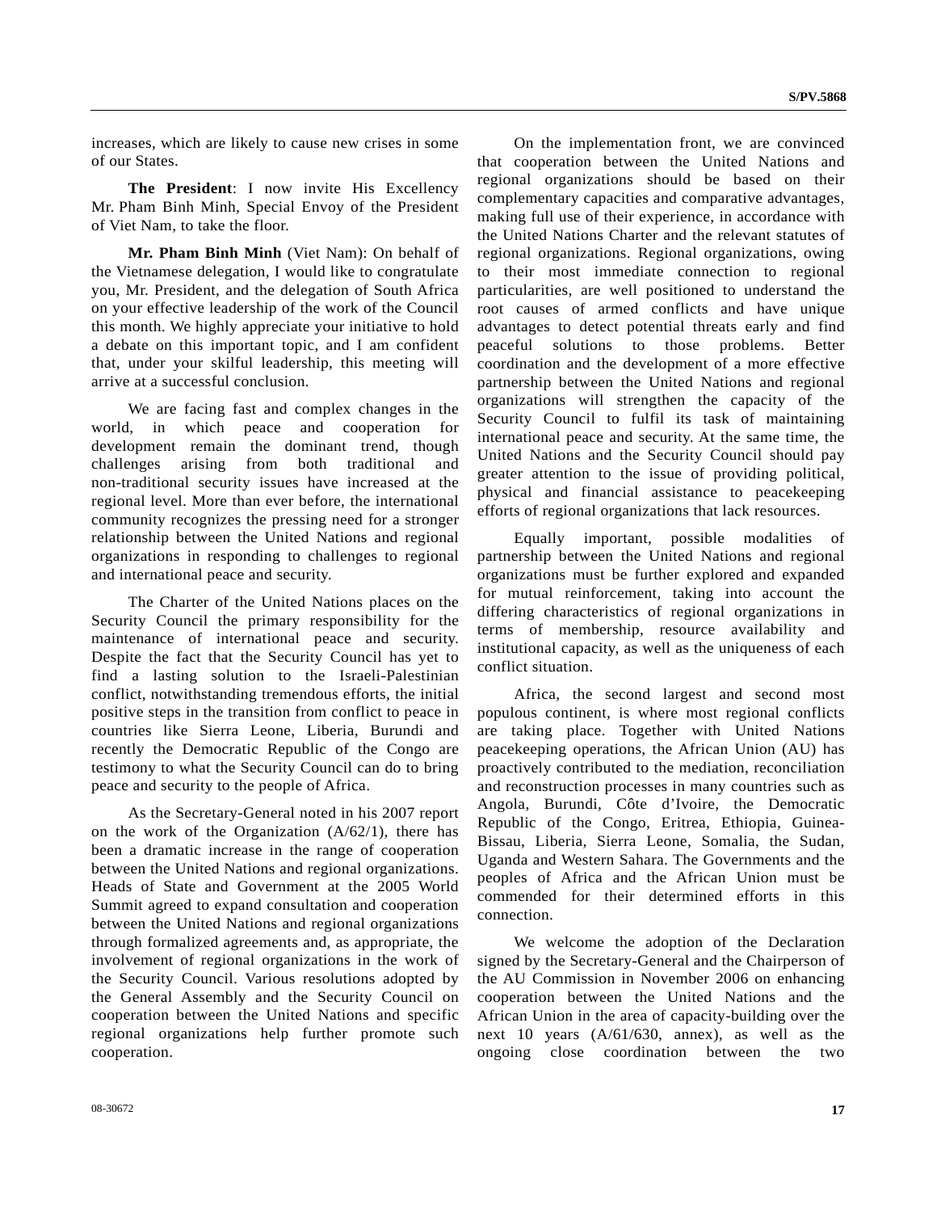increases, which are likely to cause new crises in some of our States.

**The President**: I now invite His Excellency Mr. Pham Binh Minh, Special Envoy of the President of Viet Nam, to take the floor.

**Mr. Pham Binh Minh** (Viet Nam): On behalf of the Vietnamese delegation, I would like to congratulate you, Mr. President, and the delegation of South Africa on your effective leadership of the work of the Council this month. We highly appreciate your initiative to hold a debate on this important topic, and I am confident that, under your skilful leadership, this meeting will arrive at a successful conclusion.

We are facing fast and complex changes in the world, in which peace and cooperation for development remain the dominant trend, though challenges arising from both traditional and non-traditional security issues have increased at the regional level. More than ever before, the international community recognizes the pressing need for a stronger relationship between the United Nations and regional organizations in responding to challenges to regional and international peace and security.

The Charter of the United Nations places on the Security Council the primary responsibility for the maintenance of international peace and security. Despite the fact that the Security Council has yet to find a lasting solution to the Israeli-Palestinian conflict, notwithstanding tremendous efforts, the initial positive steps in the transition from conflict to peace in countries like Sierra Leone, Liberia, Burundi and recently the Democratic Republic of the Congo are testimony to what the Security Council can do to bring peace and security to the people of Africa.

As the Secretary-General noted in his 2007 report on the work of the Organization (A/62/1), there has been a dramatic increase in the range of cooperation between the United Nations and regional organizations. Heads of State and Government at the 2005 World Summit agreed to expand consultation and cooperation between the United Nations and regional organizations through formalized agreements and, as appropriate, the involvement of regional organizations in the work of the Security Council. Various resolutions adopted by the General Assembly and the Security Council on cooperation between the United Nations and specific regional organizations help further promote such cooperation.

On the implementation front, we are convinced that cooperation between the United Nations and regional organizations should be based on their complementary capacities and comparative advantages, making full use of their experience, in accordance with the United Nations Charter and the relevant statutes of regional organizations. Regional organizations, owing to their most immediate connection to regional particularities, are well positioned to understand the root causes of armed conflicts and have unique advantages to detect potential threats early and find peaceful solutions to those problems. Better coordination and the development of a more effective partnership between the United Nations and regional organizations will strengthen the capacity of the Security Council to fulfil its task of maintaining international peace and security. At the same time, the United Nations and the Security Council should pay greater attention to the issue of providing political, physical and financial assistance to peacekeeping efforts of regional organizations that lack resources.

Equally important, possible modalities of partnership between the United Nations and regional organizations must be further explored and expanded for mutual reinforcement, taking into account the differing characteristics of regional organizations in terms of membership, resource availability and institutional capacity, as well as the uniqueness of each conflict situation.

Africa, the second largest and second most populous continent, is where most regional conflicts are taking place. Together with United Nations peacekeeping operations, the African Union (AU) has proactively contributed to the mediation, reconciliation and reconstruction processes in many countries such as Angola, Burundi, Côte d'Ivoire, the Democratic Republic of the Congo, Eritrea, Ethiopia, Guinea-Bissau, Liberia, Sierra Leone, Somalia, the Sudan, Uganda and Western Sahara. The Governments and the peoples of Africa and the African Union must be commended for their determined efforts in this connection.

We welcome the adoption of the Declaration signed by the Secretary-General and the Chairperson of the AU Commission in November 2006 on enhancing cooperation between the United Nations and the African Union in the area of capacity-building over the next 10 years (A/61/630, annex), as well as the ongoing close coordination between the two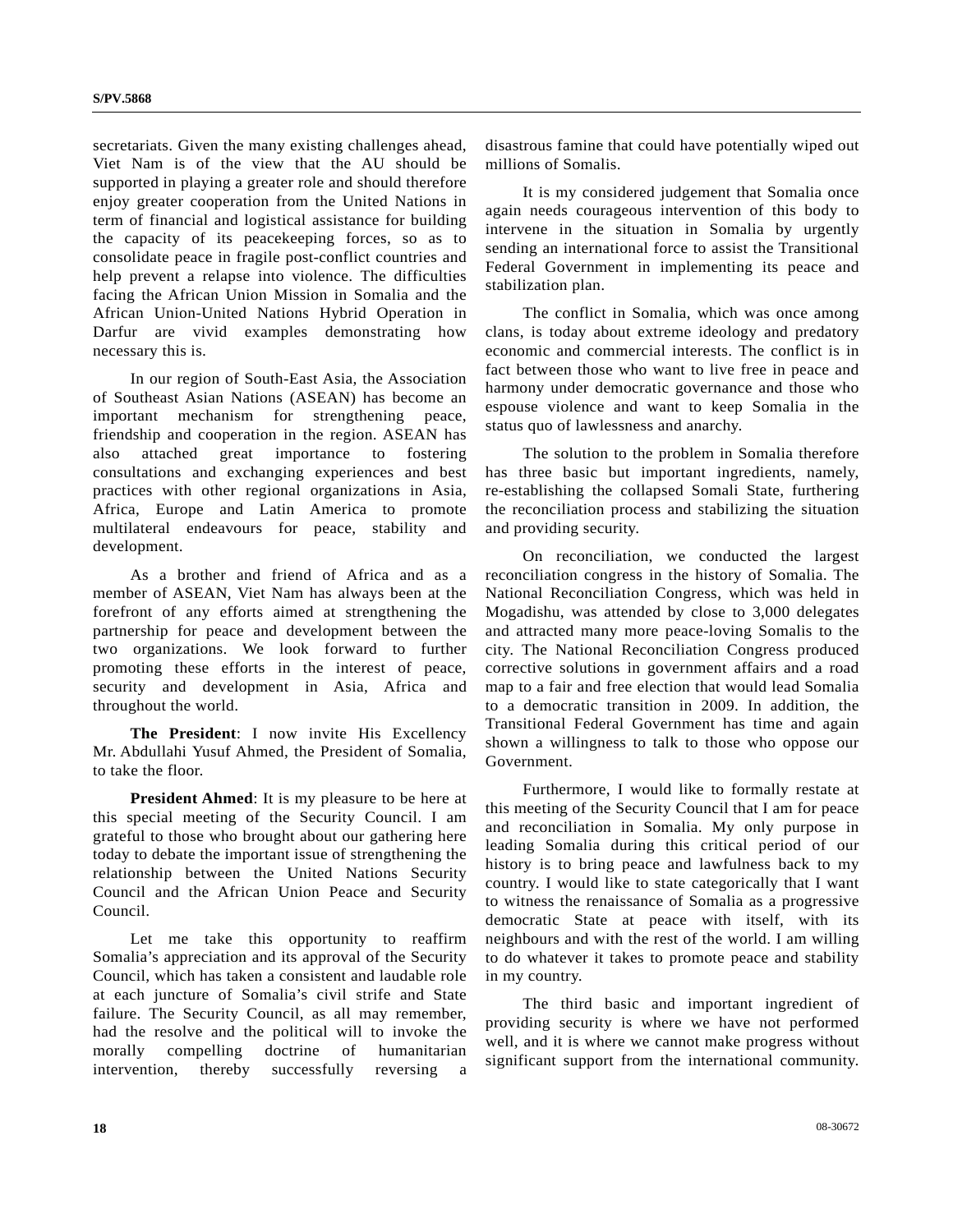secretariats. Given the many existing challenges ahead, Viet Nam is of the view that the AU should be supported in playing a greater role and should therefore enjoy greater cooperation from the United Nations in term of financial and logistical assistance for building the capacity of its peacekeeping forces, so as to consolidate peace in fragile post-conflict countries and help prevent a relapse into violence. The difficulties facing the African Union Mission in Somalia and the African Union-United Nations Hybrid Operation in Darfur are vivid examples demonstrating how necessary this is.

In our region of South-East Asia, the Association of Southeast Asian Nations (ASEAN) has become an important mechanism for strengthening peace, friendship and cooperation in the region. ASEAN has also attached great importance to fostering consultations and exchanging experiences and best practices with other regional organizations in Asia, Africa, Europe and Latin America to promote multilateral endeavours for peace, stability and development.

As a brother and friend of Africa and as a member of ASEAN, Viet Nam has always been at the forefront of any efforts aimed at strengthening the partnership for peace and development between the two organizations. We look forward to further promoting these efforts in the interest of peace, security and development in Asia, Africa and throughout the world.

**The President**: I now invite His Excellency Mr. Abdullahi Yusuf Ahmed, the President of Somalia, to take the floor.

**President Ahmed**: It is my pleasure to be here at this special meeting of the Security Council. I am grateful to those who brought about our gathering here today to debate the important issue of strengthening the relationship between the United Nations Security Council and the African Union Peace and Security Council.

Let me take this opportunity to reaffirm Somalia's appreciation and its approval of the Security Council, which has taken a consistent and laudable role at each juncture of Somalia's civil strife and State failure. The Security Council, as all may remember, had the resolve and the political will to invoke the morally compelling doctrine of humanitarian intervention, thereby successfully reversing a disastrous famine that could have potentially wiped out millions of Somalis.

It is my considered judgement that Somalia once again needs courageous intervention of this body to intervene in the situation in Somalia by urgently sending an international force to assist the Transitional Federal Government in implementing its peace and stabilization plan.

The conflict in Somalia, which was once among clans, is today about extreme ideology and predatory economic and commercial interests. The conflict is in fact between those who want to live free in peace and harmony under democratic governance and those who espouse violence and want to keep Somalia in the status quo of lawlessness and anarchy.

The solution to the problem in Somalia therefore has three basic but important ingredients, namely, re-establishing the collapsed Somali State, furthering the reconciliation process and stabilizing the situation and providing security.

On reconciliation, we conducted the largest reconciliation congress in the history of Somalia. The National Reconciliation Congress, which was held in Mogadishu, was attended by close to 3,000 delegates and attracted many more peace-loving Somalis to the city. The National Reconciliation Congress produced corrective solutions in government affairs and a road map to a fair and free election that would lead Somalia to a democratic transition in 2009. In addition, the Transitional Federal Government has time and again shown a willingness to talk to those who oppose our Government.

Furthermore, I would like to formally restate at this meeting of the Security Council that I am for peace and reconciliation in Somalia. My only purpose in leading Somalia during this critical period of our history is to bring peace and lawfulness back to my country. I would like to state categorically that I want to witness the renaissance of Somalia as a progressive democratic State at peace with itself, with its neighbours and with the rest of the world. I am willing to do whatever it takes to promote peace and stability in my country.

The third basic and important ingredient of providing security is where we have not performed well, and it is where we cannot make progress without significant support from the international community.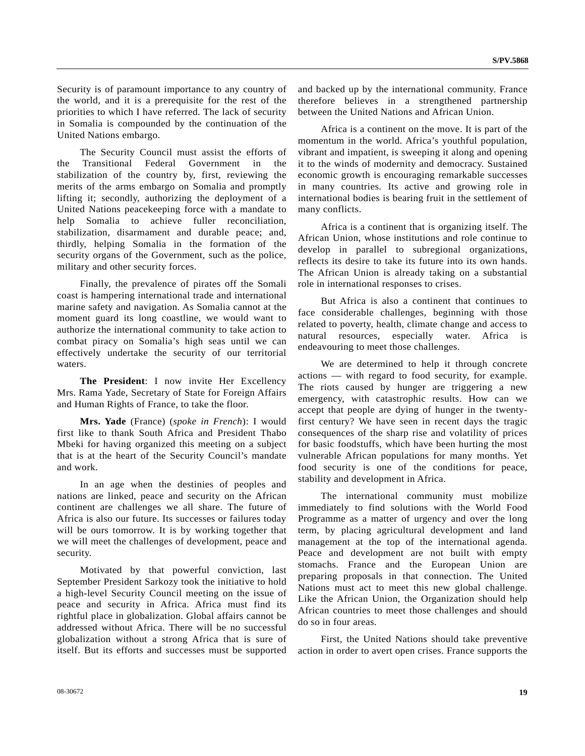Security is of paramount importance to any country of the world, and it is a prerequisite for the rest of the priorities to which I have referred. The lack of security in Somalia is compounded by the continuation of the United Nations embargo.

The Security Council must assist the efforts of the Transitional Federal Government in the stabilization of the country by, first, reviewing the merits of the arms embargo on Somalia and promptly lifting it; secondly, authorizing the deployment of a United Nations peacekeeping force with a mandate to help Somalia to achieve fuller reconciliation, stabilization, disarmament and durable peace; and, thirdly, helping Somalia in the formation of the security organs of the Government, such as the police, military and other security forces.

Finally, the prevalence of pirates off the Somali coast is hampering international trade and international marine safety and navigation. As Somalia cannot at the moment guard its long coastline, we would want to authorize the international community to take action to combat piracy on Somalia's high seas until we can effectively undertake the security of our territorial waters.

**The President**: I now invite Her Excellency Mrs. Rama Yade, Secretary of State for Foreign Affairs and Human Rights of France, to take the floor.

**Mrs. Yade** (France) (*spoke in French*): I would first like to thank South Africa and President Thabo Mbeki for having organized this meeting on a subject that is at the heart of the Security Council's mandate and work.

In an age when the destinies of peoples and nations are linked, peace and security on the African continent are challenges we all share. The future of Africa is also our future. Its successes or failures today will be ours tomorrow. It is by working together that we will meet the challenges of development, peace and security.

Motivated by that powerful conviction, last September President Sarkozy took the initiative to hold a high-level Security Council meeting on the issue of peace and security in Africa. Africa must find its rightful place in globalization. Global affairs cannot be addressed without Africa. There will be no successful globalization without a strong Africa that is sure of itself. But its efforts and successes must be supported and backed up by the international community. France therefore believes in a strengthened partnership between the United Nations and African Union.

Africa is a continent on the move. It is part of the momentum in the world. Africa's youthful population, vibrant and impatient, is sweeping it along and opening it to the winds of modernity and democracy. Sustained economic growth is encouraging remarkable successes in many countries. Its active and growing role in international bodies is bearing fruit in the settlement of many conflicts.

Africa is a continent that is organizing itself. The African Union, whose institutions and role continue to develop in parallel to subregional organizations, reflects its desire to take its future into its own hands. The African Union is already taking on a substantial role in international responses to crises.

But Africa is also a continent that continues to face considerable challenges, beginning with those related to poverty, health, climate change and access to natural resources, especially water. Africa is endeavouring to meet those challenges.

We are determined to help it through concrete actions — with regard to food security, for example. The riots caused by hunger are triggering a new emergency, with catastrophic results. How can we accept that people are dying of hunger in the twenty-first century? We have seen in recent days the tragic consequences of the sharp rise and volatility of prices for basic foodstuffs, which have been hurting the most vulnerable African populations for many months. Yet food security is one of the conditions for peace, stability and development in Africa.

The international community must mobilize immediately to find solutions with the World Food Programme as a matter of urgency and over the long term, by placing agricultural development and land management at the top of the international agenda. Peace and development are not built with empty stomachs. France and the European Union are preparing proposals in that connection. The United Nations must act to meet this new global challenge. Like the African Union, the Organization should help African countries to meet those challenges and should do so in four areas.

First, the United Nations should take preventive action in order to avert open crises. France supports the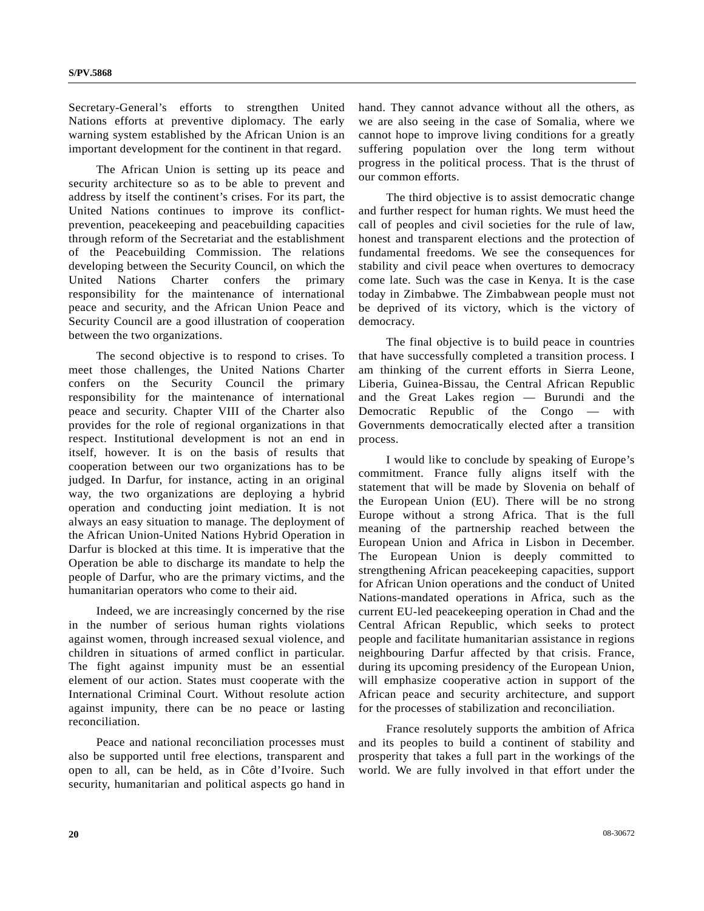Secretary-General's efforts to strengthen United Nations efforts at preventive diplomacy. The early warning system established by the African Union is an important development for the continent in that regard.

The African Union is setting up its peace and security architecture so as to be able to prevent and address by itself the continent's crises. For its part, the United Nations continues to improve its conflict-prevention, peacekeeping and peacebuilding capacities through reform of the Secretariat and the establishment of the Peacebuilding Commission. The relations developing between the Security Council, on which the United Nations Charter confers the primary responsibility for the maintenance of international peace and security, and the African Union Peace and Security Council are a good illustration of cooperation between the two organizations.

The second objective is to respond to crises. To meet those challenges, the United Nations Charter confers on the Security Council the primary responsibility for the maintenance of international peace and security. Chapter VIII of the Charter also provides for the role of regional organizations in that respect. Institutional development is not an end in itself, however. It is on the basis of results that cooperation between our two organizations has to be judged. In Darfur, for instance, acting in an original way, the two organizations are deploying a hybrid operation and conducting joint mediation. It is not always an easy situation to manage. The deployment of the African Union-United Nations Hybrid Operation in Darfur is blocked at this time. It is imperative that the Operation be able to discharge its mandate to help the people of Darfur, who are the primary victims, and the humanitarian operators who come to their aid.

Indeed, we are increasingly concerned by the rise in the number of serious human rights violations against women, through increased sexual violence, and children in situations of armed conflict in particular. The fight against impunity must be an essential element of our action. States must cooperate with the International Criminal Court. Without resolute action against impunity, there can be no peace or lasting reconciliation.

Peace and national reconciliation processes must also be supported until free elections, transparent and open to all, can be held, as in Côte d'Ivoire. Such security, humanitarian and political aspects go hand in hand. They cannot advance without all the others, as we are also seeing in the case of Somalia, where we cannot hope to improve living conditions for a greatly suffering population over the long term without progress in the political process. That is the thrust of our common efforts.

The third objective is to assist democratic change and further respect for human rights. We must heed the call of peoples and civil societies for the rule of law, honest and transparent elections and the protection of fundamental freedoms. We see the consequences for stability and civil peace when overtures to democracy come late. Such was the case in Kenya. It is the case today in Zimbabwe. The Zimbabwean people must not be deprived of its victory, which is the victory of democracy.

The final objective is to build peace in countries that have successfully completed a transition process. I am thinking of the current efforts in Sierra Leone, Liberia, Guinea-Bissau, the Central African Republic and the Great Lakes region — Burundi and the Democratic Republic of the Congo — with Governments democratically elected after a transition process.

I would like to conclude by speaking of Europe's commitment. France fully aligns itself with the statement that will be made by Slovenia on behalf of the European Union (EU). There will be no strong Europe without a strong Africa. That is the full meaning of the partnership reached between the European Union and Africa in Lisbon in December. The European Union is deeply committed to strengthening African peacekeeping capacities, support for African Union operations and the conduct of United Nations-mandated operations in Africa, such as the current EU-led peacekeeping operation in Chad and the Central African Republic, which seeks to protect people and facilitate humanitarian assistance in regions neighbouring Darfur affected by that crisis. France, during its upcoming presidency of the European Union, will emphasize cooperative action in support of the African peace and security architecture, and support for the processes of stabilization and reconciliation.

France resolutely supports the ambition of Africa and its peoples to build a continent of stability and prosperity that takes a full part in the workings of the world. We are fully involved in that effort under the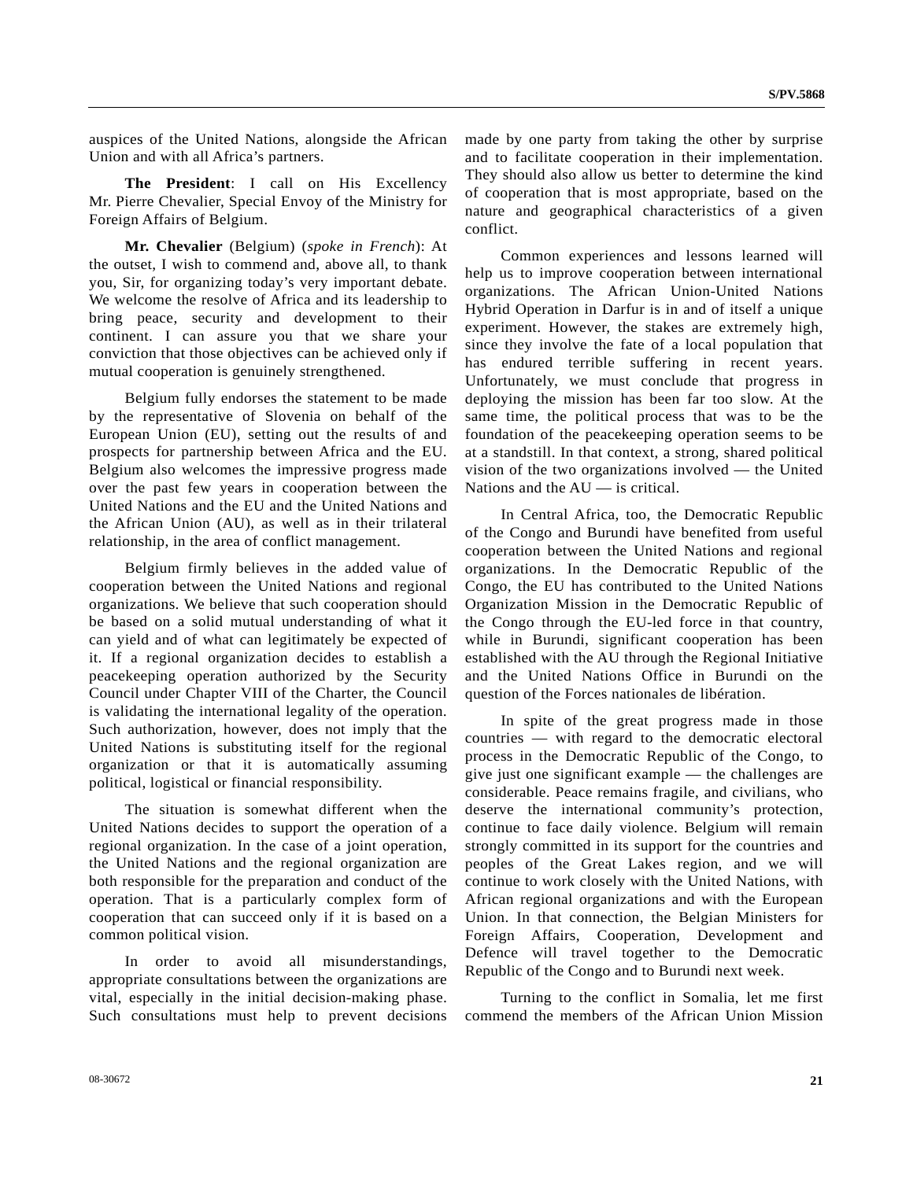auspices of the United Nations, alongside the African Union and with all Africa's partners.

**The President**: I call on His Excellency Mr. Pierre Chevalier, Special Envoy of the Ministry for Foreign Affairs of Belgium.

**Mr. Chevalier** (Belgium) (*spoke in French*): At the outset, I wish to commend and, above all, to thank you, Sir, for organizing today's very important debate. We welcome the resolve of Africa and its leadership to bring peace, security and development to their continent. I can assure you that we share your conviction that those objectives can be achieved only if mutual cooperation is genuinely strengthened.

Belgium fully endorses the statement to be made by the representative of Slovenia on behalf of the European Union (EU), setting out the results of and prospects for partnership between Africa and the EU. Belgium also welcomes the impressive progress made over the past few years in cooperation between the United Nations and the EU and the United Nations and the African Union (AU), as well as in their trilateral relationship, in the area of conflict management.

Belgium firmly believes in the added value of cooperation between the United Nations and regional organizations. We believe that such cooperation should be based on a solid mutual understanding of what it can yield and of what can legitimately be expected of it. If a regional organization decides to establish a peacekeeping operation authorized by the Security Council under Chapter VIII of the Charter, the Council is validating the international legality of the operation. Such authorization, however, does not imply that the United Nations is substituting itself for the regional organization or that it is automatically assuming political, logistical or financial responsibility.

The situation is somewhat different when the United Nations decides to support the operation of a regional organization. In the case of a joint operation, the United Nations and the regional organization are both responsible for the preparation and conduct of the operation. That is a particularly complex form of cooperation that can succeed only if it is based on a common political vision.

In order to avoid all misunderstandings, appropriate consultations between the organizations are vital, especially in the initial decision-making phase. Such consultations must help to prevent decisions made by one party from taking the other by surprise and to facilitate cooperation in their implementation. They should also allow us better to determine the kind of cooperation that is most appropriate, based on the nature and geographical characteristics of a given conflict.

Common experiences and lessons learned will help us to improve cooperation between international organizations. The African Union-United Nations Hybrid Operation in Darfur is in and of itself a unique experiment. However, the stakes are extremely high, since they involve the fate of a local population that has endured terrible suffering in recent years. Unfortunately, we must conclude that progress in deploying the mission has been far too slow. At the same time, the political process that was to be the foundation of the peacekeeping operation seems to be at a standstill. In that context, a strong, shared political vision of the two organizations involved — the United Nations and the AU — is critical.

In Central Africa, too, the Democratic Republic of the Congo and Burundi have benefited from useful cooperation between the United Nations and regional organizations. In the Democratic Republic of the Congo, the EU has contributed to the United Nations Organization Mission in the Democratic Republic of the Congo through the EU-led force in that country, while in Burundi, significant cooperation has been established with the AU through the Regional Initiative and the United Nations Office in Burundi on the question of the Forces nationales de libération.

In spite of the great progress made in those countries — with regard to the democratic electoral process in the Democratic Republic of the Congo, to give just one significant example — the challenges are considerable. Peace remains fragile, and civilians, who deserve the international community's protection, continue to face daily violence. Belgium will remain strongly committed in its support for the countries and peoples of the Great Lakes region, and we will continue to work closely with the United Nations, with African regional organizations and with the European Union. In that connection, the Belgian Ministers for Foreign Affairs, Cooperation, Development and Defence will travel together to the Democratic Republic of the Congo and to Burundi next week.

Turning to the conflict in Somalia, let me first commend the members of the African Union Mission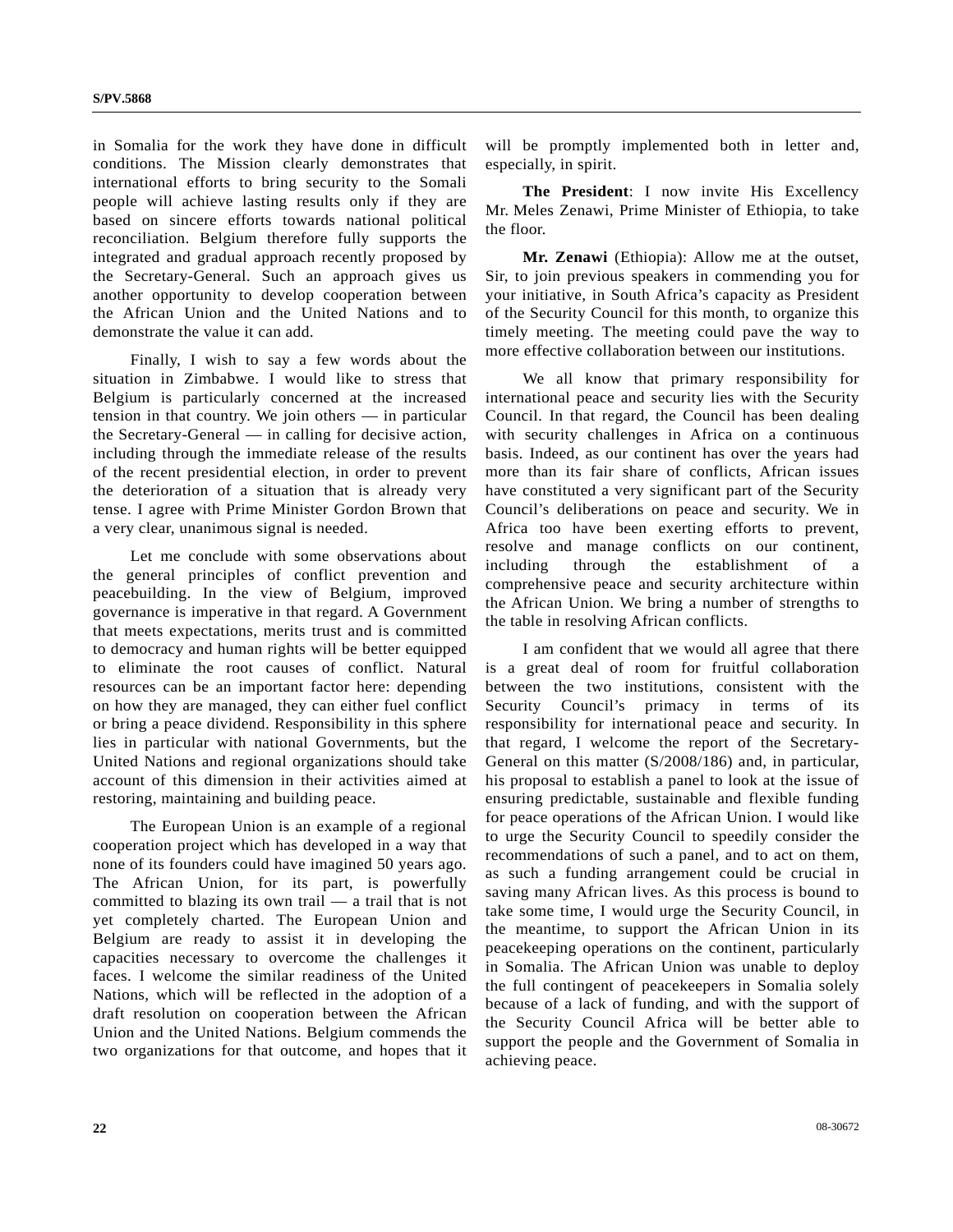in Somalia for the work they have done in difficult conditions. The Mission clearly demonstrates that international efforts to bring security to the Somali people will achieve lasting results only if they are based on sincere efforts towards national political reconciliation. Belgium therefore fully supports the integrated and gradual approach recently proposed by the Secretary-General. Such an approach gives us another opportunity to develop cooperation between the African Union and the United Nations and to demonstrate the value it can add.

Finally, I wish to say a few words about the situation in Zimbabwe. I would like to stress that Belgium is particularly concerned at the increased tension in that country. We join others — in particular the Secretary-General — in calling for decisive action, including through the immediate release of the results of the recent presidential election, in order to prevent the deterioration of a situation that is already very tense. I agree with Prime Minister Gordon Brown that a very clear, unanimous signal is needed.

Let me conclude with some observations about the general principles of conflict prevention and peacebuilding. In the view of Belgium, improved governance is imperative in that regard. A Government that meets expectations, merits trust and is committed to democracy and human rights will be better equipped to eliminate the root causes of conflict. Natural resources can be an important factor here: depending on how they are managed, they can either fuel conflict or bring a peace dividend. Responsibility in this sphere lies in particular with national Governments, but the United Nations and regional organizations should take account of this dimension in their activities aimed at restoring, maintaining and building peace.

The European Union is an example of a regional cooperation project which has developed in a way that none of its founders could have imagined 50 years ago. The African Union, for its part, is powerfully committed to blazing its own trail — a trail that is not yet completely charted. The European Union and Belgium are ready to assist it in developing the capacities necessary to overcome the challenges it faces. I welcome the similar readiness of the United Nations, which will be reflected in the adoption of a draft resolution on cooperation between the African Union and the United Nations. Belgium commends the two organizations for that outcome, and hopes that it will be promptly implemented both in letter and, especially, in spirit.

**The President**: I now invite His Excellency Mr. Meles Zenawi, Prime Minister of Ethiopia, to take the floor.

**Mr. Zenawi** (Ethiopia): Allow me at the outset, Sir, to join previous speakers in commending you for your initiative, in South Africa's capacity as President of the Security Council for this month, to organize this timely meeting. The meeting could pave the way to more effective collaboration between our institutions.

We all know that primary responsibility for international peace and security lies with the Security Council. In that regard, the Council has been dealing with security challenges in Africa on a continuous basis. Indeed, as our continent has over the years had more than its fair share of conflicts, African issues have constituted a very significant part of the Security Council's deliberations on peace and security. We in Africa too have been exerting efforts to prevent, resolve and manage conflicts on our continent, including through the establishment of a comprehensive peace and security architecture within the African Union. We bring a number of strengths to the table in resolving African conflicts.

I am confident that we would all agree that there is a great deal of room for fruitful collaboration between the two institutions, consistent with the Security Council's primacy in terms of its responsibility for international peace and security. In that regard, I welcome the report of the Secretary-General on this matter (S/2008/186) and, in particular, his proposal to establish a panel to look at the issue of ensuring predictable, sustainable and flexible funding for peace operations of the African Union. I would like to urge the Security Council to speedily consider the recommendations of such a panel, and to act on them, as such a funding arrangement could be crucial in saving many African lives. As this process is bound to take some time, I would urge the Security Council, in the meantime, to support the African Union in its peacekeeping operations on the continent, particularly in Somalia. The African Union was unable to deploy the full contingent of peacekeepers in Somalia solely because of a lack of funding, and with the support of the Security Council Africa will be better able to support the people and the Government of Somalia in achieving peace.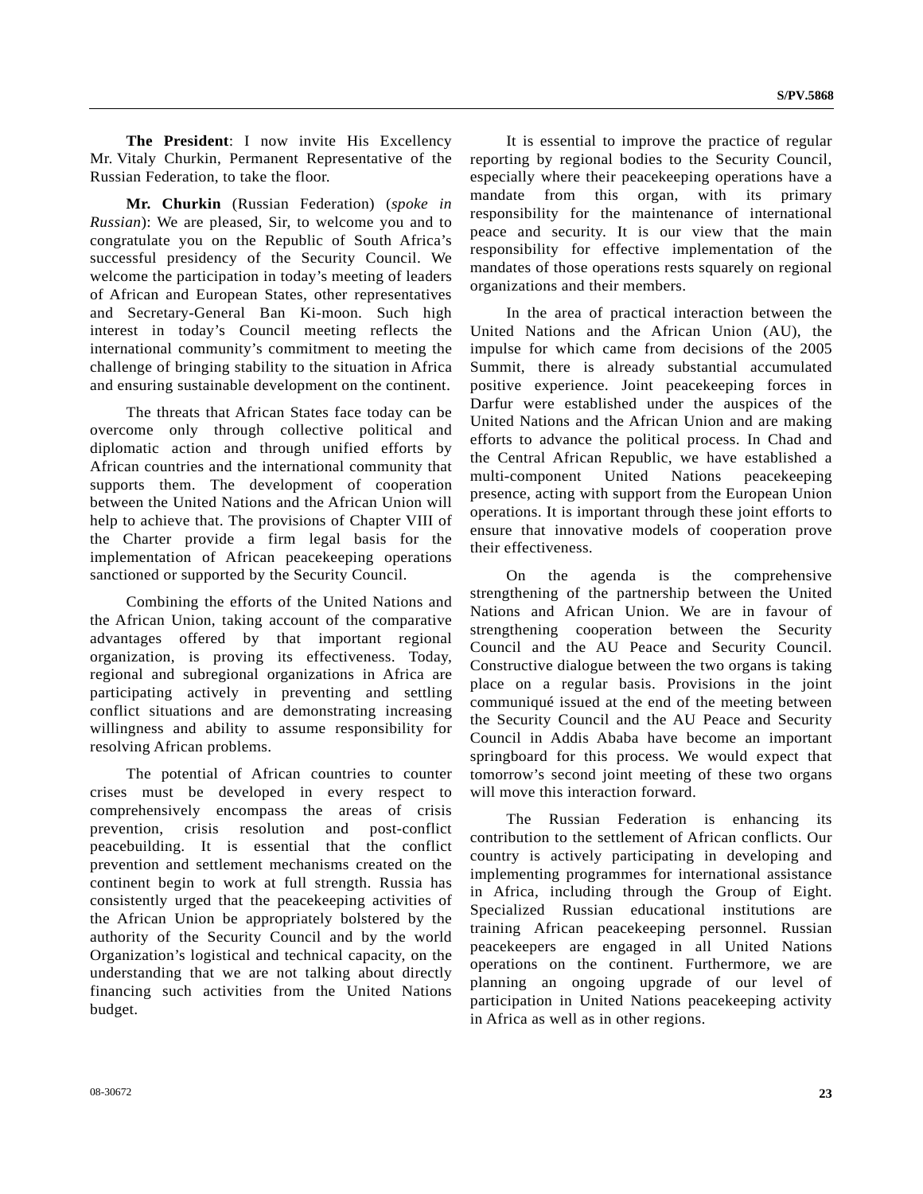**The President**: I now invite His Excellency Mr. Vitaly Churkin, Permanent Representative of the Russian Federation, to take the floor.

**Mr. Churkin** (Russian Federation) (*spoke in Russian*): We are pleased, Sir, to welcome you and to congratulate you on the Republic of South Africa's successful presidency of the Security Council. We welcome the participation in today's meeting of leaders of African and European States, other representatives and Secretary-General Ban Ki-moon. Such high interest in today's Council meeting reflects the international community's commitment to meeting the challenge of bringing stability to the situation in Africa and ensuring sustainable development on the continent.

The threats that African States face today can be overcome only through collective political and diplomatic action and through unified efforts by African countries and the international community that supports them. The development of cooperation between the United Nations and the African Union will help to achieve that. The provisions of Chapter VIII of the Charter provide a firm legal basis for the implementation of African peacekeeping operations sanctioned or supported by the Security Council.

Combining the efforts of the United Nations and the African Union, taking account of the comparative advantages offered by that important regional organization, is proving its effectiveness. Today, regional and subregional organizations in Africa are participating actively in preventing and settling conflict situations and are demonstrating increasing willingness and ability to assume responsibility for resolving African problems.

The potential of African countries to counter crises must be developed in every respect to comprehensively encompass the areas of crisis prevention, crisis resolution and post-conflict peacebuilding. It is essential that the conflict prevention and settlement mechanisms created on the continent begin to work at full strength. Russia has consistently urged that the peacekeeping activities of the African Union be appropriately bolstered by the authority of the Security Council and by the world Organization's logistical and technical capacity, on the understanding that we are not talking about directly financing such activities from the United Nations budget.

It is essential to improve the practice of regular reporting by regional bodies to the Security Council, especially where their peacekeeping operations have a mandate from this organ, with its primary responsibility for the maintenance of international peace and security. It is our view that the main responsibility for effective implementation of the mandates of those operations rests squarely on regional organizations and their members.

In the area of practical interaction between the United Nations and the African Union (AU), the impulse for which came from decisions of the 2005 Summit, there is already substantial accumulated positive experience. Joint peacekeeping forces in Darfur were established under the auspices of the United Nations and the African Union and are making efforts to advance the political process. In Chad and the Central African Republic, we have established a multi-component United Nations peacekeeping presence, acting with support from the European Union operations. It is important through these joint efforts to ensure that innovative models of cooperation prove their effectiveness.

On the agenda is the comprehensive strengthening of the partnership between the United Nations and African Union. We are in favour of strengthening cooperation between the Security Council and the AU Peace and Security Council. Constructive dialogue between the two organs is taking place on a regular basis. Provisions in the joint communiqué issued at the end of the meeting between the Security Council and the AU Peace and Security Council in Addis Ababa have become an important springboard for this process. We would expect that tomorrow's second joint meeting of these two organs will move this interaction forward.

The Russian Federation is enhancing its contribution to the settlement of African conflicts. Our country is actively participating in developing and implementing programmes for international assistance in Africa, including through the Group of Eight. Specialized Russian educational institutions are training African peacekeeping personnel. Russian peacekeepers are engaged in all United Nations operations on the continent. Furthermore, we are planning an ongoing upgrade of our level of participation in United Nations peacekeeping activity in Africa as well as in other regions.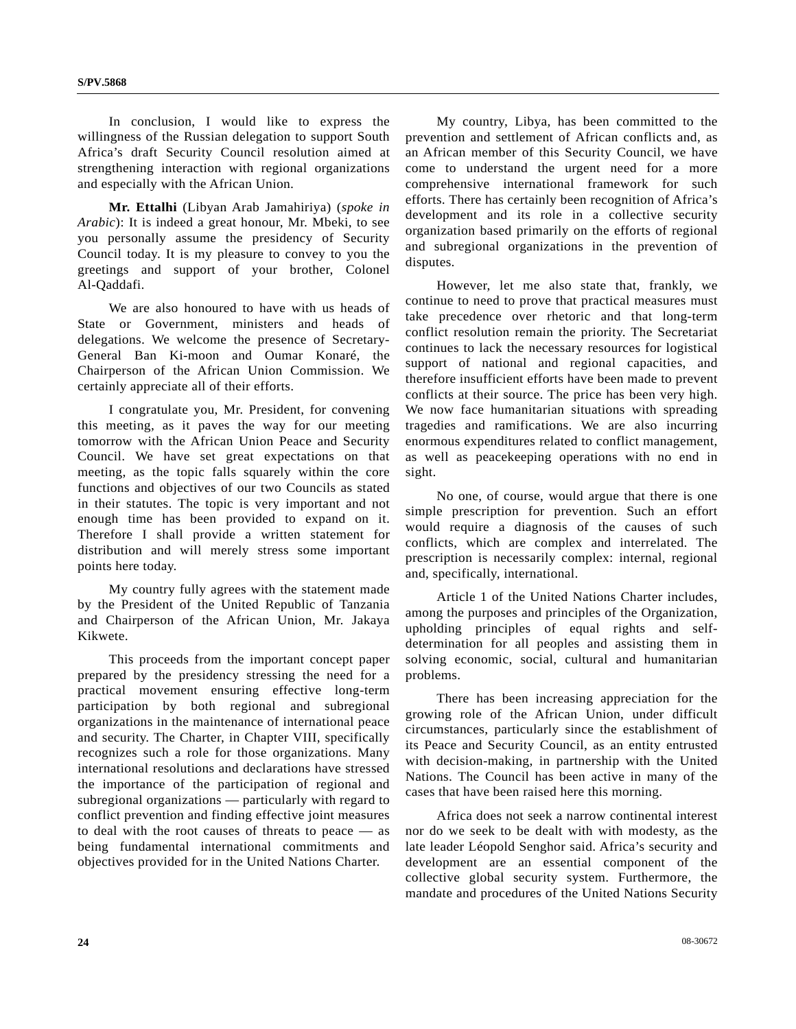In conclusion, I would like to express the willingness of the Russian delegation to support South Africa's draft Security Council resolution aimed at strengthening interaction with regional organizations and especially with the African Union.

**Mr. Ettalhi** (Libyan Arab Jamahiriya) (*spoke in Arabic*): It is indeed a great honour, Mr. Mbeki, to see you personally assume the presidency of Security Council today. It is my pleasure to convey to you the greetings and support of your brother, Colonel Al-Qaddafi.

We are also honoured to have with us heads of State or Government, ministers and heads of delegations. We welcome the presence of Secretary-General Ban Ki-moon and Oumar Konaré, the Chairperson of the African Union Commission. We certainly appreciate all of their efforts.

I congratulate you, Mr. President, for convening this meeting, as it paves the way for our meeting tomorrow with the African Union Peace and Security Council. We have set great expectations on that meeting, as the topic falls squarely within the core functions and objectives of our two Councils as stated in their statutes. The topic is very important and not enough time has been provided to expand on it. Therefore I shall provide a written statement for distribution and will merely stress some important points here today.

My country fully agrees with the statement made by the President of the United Republic of Tanzania and Chairperson of the African Union, Mr. Jakaya Kikwete.

This proceeds from the important concept paper prepared by the presidency stressing the need for a practical movement ensuring effective long-term participation by both regional and subregional organizations in the maintenance of international peace and security. The Charter, in Chapter VIII, specifically recognizes such a role for those organizations. Many international resolutions and declarations have stressed the importance of the participation of regional and subregional organizations — particularly with regard to conflict prevention and finding effective joint measures to deal with the root causes of threats to peace — as being fundamental international commitments and objectives provided for in the United Nations Charter.

My country, Libya, has been committed to the prevention and settlement of African conflicts and, as an African member of this Security Council, we have come to understand the urgent need for a more comprehensive international framework for such efforts. There has certainly been recognition of Africa's development and its role in a collective security organization based primarily on the efforts of regional and subregional organizations in the prevention of disputes.

However, let me also state that, frankly, we continue to need to prove that practical measures must take precedence over rhetoric and that long-term conflict resolution remain the priority. The Secretariat continues to lack the necessary resources for logistical support of national and regional capacities, and therefore insufficient efforts have been made to prevent conflicts at their source. The price has been very high. We now face humanitarian situations with spreading tragedies and ramifications. We are also incurring enormous expenditures related to conflict management, as well as peacekeeping operations with no end in sight.

No one, of course, would argue that there is one simple prescription for prevention. Such an effort would require a diagnosis of the causes of such conflicts, which are complex and interrelated. The prescription is necessarily complex: internal, regional and, specifically, international.

Article 1 of the United Nations Charter includes, among the purposes and principles of the Organization, upholding principles of equal rights and self-determination for all peoples and assisting them in solving economic, social, cultural and humanitarian problems.

There has been increasing appreciation for the growing role of the African Union, under difficult circumstances, particularly since the establishment of its Peace and Security Council, as an entity entrusted with decision-making, in partnership with the United Nations. The Council has been active in many of the cases that have been raised here this morning.

Africa does not seek a narrow continental interest nor do we seek to be dealt with with modesty, as the late leader Léopold Senghor said. Africa's security and development are an essential component of the collective global security system. Furthermore, the mandate and procedures of the United Nations Security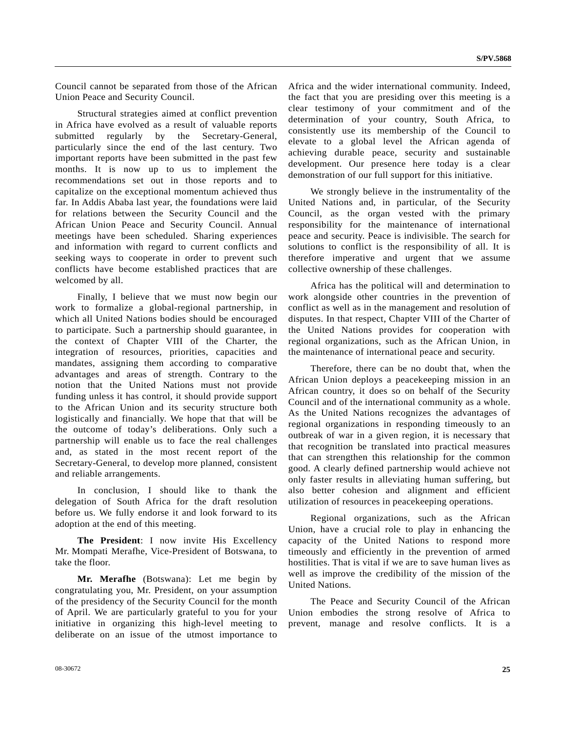Council cannot be separated from those of the African Union Peace and Security Council.

Structural strategies aimed at conflict prevention in Africa have evolved as a result of valuable reports submitted regularly by the Secretary-General, particularly since the end of the last century. Two important reports have been submitted in the past few months. It is now up to us to implement the recommendations set out in those reports and to capitalize on the exceptional momentum achieved thus far. In Addis Ababa last year, the foundations were laid for relations between the Security Council and the African Union Peace and Security Council. Annual meetings have been scheduled. Sharing experiences and information with regard to current conflicts and seeking ways to cooperate in order to prevent such conflicts have become established practices that are welcomed by all.

Finally, I believe that we must now begin our work to formalize a global-regional partnership, in which all United Nations bodies should be encouraged to participate. Such a partnership should guarantee, in the context of Chapter VIII of the Charter, the integration of resources, priorities, capacities and mandates, assigning them according to comparative advantages and areas of strength. Contrary to the notion that the United Nations must not provide funding unless it has control, it should provide support to the African Union and its security structure both logistically and financially. We hope that that will be the outcome of today's deliberations. Only such a partnership will enable us to face the real challenges and, as stated in the most recent report of the Secretary-General, to develop more planned, consistent and reliable arrangements.

In conclusion, I should like to thank the delegation of South Africa for the draft resolution before us. We fully endorse it and look forward to its adoption at the end of this meeting.

**The President**: I now invite His Excellency Mr. Mompati Merafhe, Vice-President of Botswana, to take the floor.

**Mr. Merafhe** (Botswana): Let me begin by congratulating you, Mr. President, on your assumption of the presidency of the Security Council for the month of April. We are particularly grateful to you for your initiative in organizing this high-level meeting to deliberate on an issue of the utmost importance to Africa and the wider international community. Indeed, the fact that you are presiding over this meeting is a clear testimony of your commitment and of the determination of your country, South Africa, to consistently use its membership of the Council to elevate to a global level the African agenda of achieving durable peace, security and sustainable development. Our presence here today is a clear demonstration of our full support for this initiative.

We strongly believe in the instrumentality of the United Nations and, in particular, of the Security Council, as the organ vested with the primary responsibility for the maintenance of international peace and security. Peace is indivisible. The search for solutions to conflict is the responsibility of all. It is therefore imperative and urgent that we assume collective ownership of these challenges.

Africa has the political will and determination to work alongside other countries in the prevention of conflict as well as in the management and resolution of disputes. In that respect, Chapter VIII of the Charter of the United Nations provides for cooperation with regional organizations, such as the African Union, in the maintenance of international peace and security.

Therefore, there can be no doubt that, when the African Union deploys a peacekeeping mission in an African country, it does so on behalf of the Security Council and of the international community as a whole. As the United Nations recognizes the advantages of regional organizations in responding timeously to an outbreak of war in a given region, it is necessary that that recognition be translated into practical measures that can strengthen this relationship for the common good. A clearly defined partnership would achieve not only faster results in alleviating human suffering, but also better cohesion and alignment and efficient utilization of resources in peacekeeping operations.

Regional organizations, such as the African Union, have a crucial role to play in enhancing the capacity of the United Nations to respond more timeously and efficiently in the prevention of armed hostilities. That is vital if we are to save human lives as well as improve the credibility of the mission of the United Nations.

The Peace and Security Council of the African Union embodies the strong resolve of Africa to prevent, manage and resolve conflicts. It is a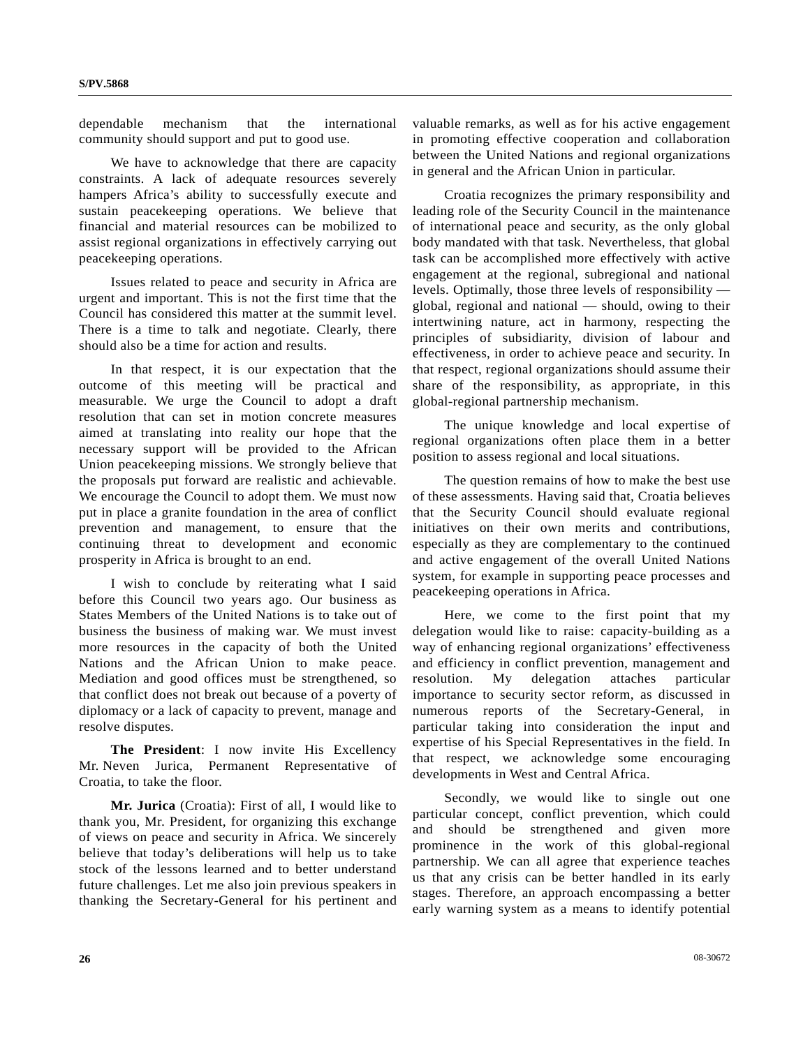dependable mechanism that the international community should support and put to good use.

We have to acknowledge that there are capacity constraints. A lack of adequate resources severely hampers Africa's ability to successfully execute and sustain peacekeeping operations. We believe that financial and material resources can be mobilized to assist regional organizations in effectively carrying out peacekeeping operations.

Issues related to peace and security in Africa are urgent and important. This is not the first time that the Council has considered this matter at the summit level. There is a time to talk and negotiate. Clearly, there should also be a time for action and results.

In that respect, it is our expectation that the outcome of this meeting will be practical and measurable. We urge the Council to adopt a draft resolution that can set in motion concrete measures aimed at translating into reality our hope that the necessary support will be provided to the African Union peacekeeping missions. We strongly believe that the proposals put forward are realistic and achievable. We encourage the Council to adopt them. We must now put in place a granite foundation in the area of conflict prevention and management, to ensure that the continuing threat to development and economic prosperity in Africa is brought to an end.

I wish to conclude by reiterating what I said before this Council two years ago. Our business as States Members of the United Nations is to take out of business the business of making war. We must invest more resources in the capacity of both the United Nations and the African Union to make peace. Mediation and good offices must be strengthened, so that conflict does not break out because of a poverty of diplomacy or a lack of capacity to prevent, manage and resolve disputes.

**The President**: I now invite His Excellency Mr. Neven Jurica, Permanent Representative of Croatia, to take the floor.

**Mr. Jurica** (Croatia): First of all, I would like to thank you, Mr. President, for organizing this exchange of views on peace and security in Africa. We sincerely believe that today's deliberations will help us to take stock of the lessons learned and to better understand future challenges. Let me also join previous speakers in thanking the Secretary-General for his pertinent and valuable remarks, as well as for his active engagement in promoting effective cooperation and collaboration between the United Nations and regional organizations in general and the African Union in particular.

Croatia recognizes the primary responsibility and leading role of the Security Council in the maintenance of international peace and security, as the only global body mandated with that task. Nevertheless, that global task can be accomplished more effectively with active engagement at the regional, subregional and national levels. Optimally, those three levels of responsibility — global, regional and national — should, owing to their intertwining nature, act in harmony, respecting the principles of subsidiarity, division of labour and effectiveness, in order to achieve peace and security. In that respect, regional organizations should assume their share of the responsibility, as appropriate, in this global-regional partnership mechanism.

The unique knowledge and local expertise of regional organizations often place them in a better position to assess regional and local situations.

The question remains of how to make the best use of these assessments. Having said that, Croatia believes that the Security Council should evaluate regional initiatives on their own merits and contributions, especially as they are complementary to the continued and active engagement of the overall United Nations system, for example in supporting peace processes and peacekeeping operations in Africa.

Here, we come to the first point that my delegation would like to raise: capacity-building as a way of enhancing regional organizations' effectiveness and efficiency in conflict prevention, management and resolution. My delegation attaches particular importance to security sector reform, as discussed in numerous reports of the Secretary-General, in particular taking into consideration the input and expertise of his Special Representatives in the field. In that respect, we acknowledge some encouraging developments in West and Central Africa.

Secondly, we would like to single out one particular concept, conflict prevention, which could and should be strengthened and given more prominence in the work of this global-regional partnership. We can all agree that experience teaches us that any crisis can be better handled in its early stages. Therefore, an approach encompassing a better early warning system as a means to identify potential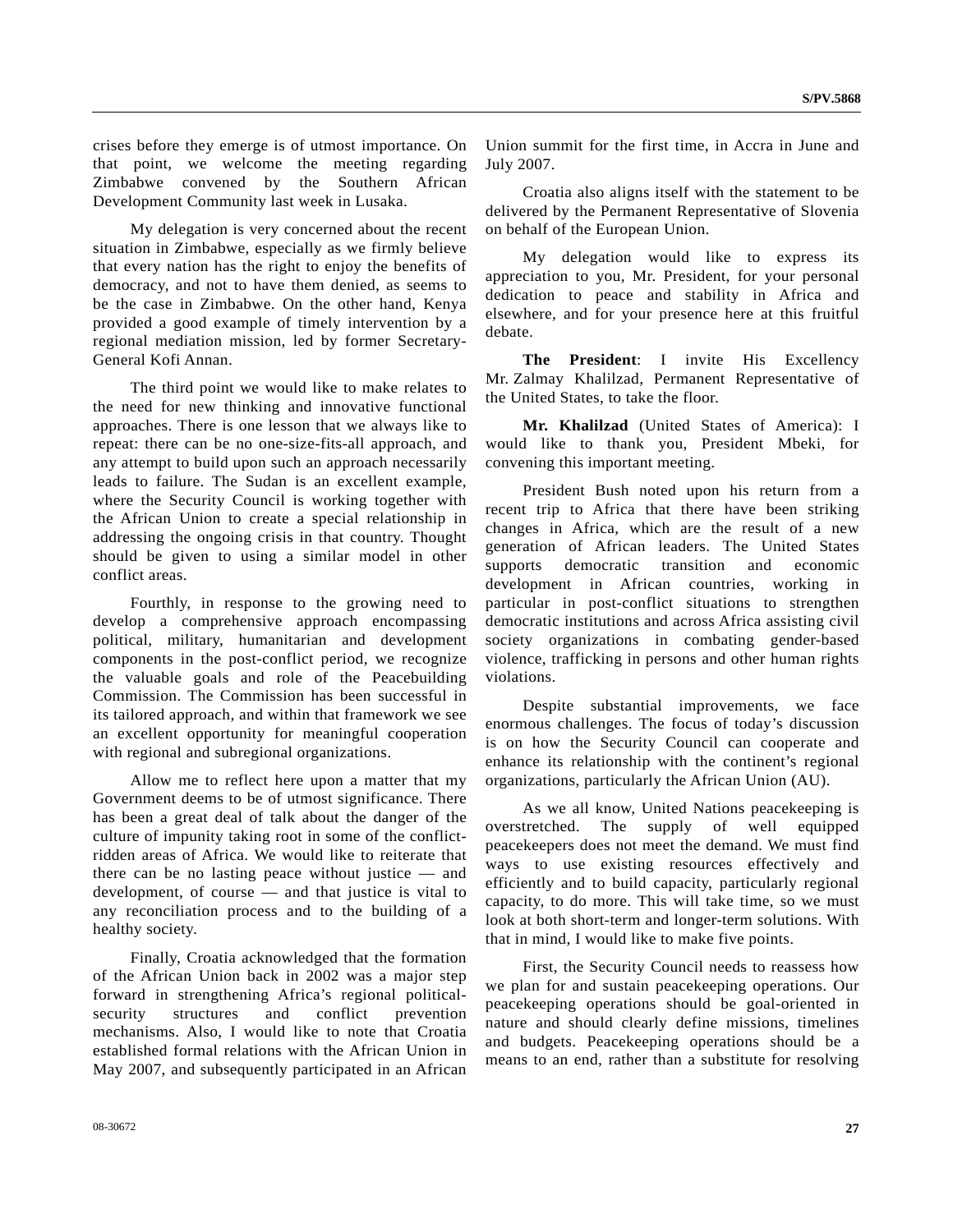crises before they emerge is of utmost importance. On that point, we welcome the meeting regarding Zimbabwe convened by the Southern African Development Community last week in Lusaka.

My delegation is very concerned about the recent situation in Zimbabwe, especially as we firmly believe that every nation has the right to enjoy the benefits of democracy, and not to have them denied, as seems to be the case in Zimbabwe. On the other hand, Kenya provided a good example of timely intervention by a regional mediation mission, led by former Secretary-General Kofi Annan.

The third point we would like to make relates to the need for new thinking and innovative functional approaches. There is one lesson that we always like to repeat: there can be no one-size-fits-all approach, and any attempt to build upon such an approach necessarily leads to failure. The Sudan is an excellent example, where the Security Council is working together with the African Union to create a special relationship in addressing the ongoing crisis in that country. Thought should be given to using a similar model in other conflict areas.

Fourthly, in response to the growing need to develop a comprehensive approach encompassing political, military, humanitarian and development components in the post-conflict period, we recognize the valuable goals and role of the Peacebuilding Commission. The Commission has been successful in its tailored approach, and within that framework we see an excellent opportunity for meaningful cooperation with regional and subregional organizations.

Allow me to reflect here upon a matter that my Government deems to be of utmost significance. There has been a great deal of talk about the danger of the culture of impunity taking root in some of the conflict-ridden areas of Africa. We would like to reiterate that there can be no lasting peace without justice — and development, of course — and that justice is vital to any reconciliation process and to the building of a healthy society.

Finally, Croatia acknowledged that the formation of the African Union back in 2002 was a major step forward in strengthening Africa's regional political-security structures and conflict prevention mechanisms. Also, I would like to note that Croatia established formal relations with the African Union in May 2007, and subsequently participated in an African Union summit for the first time, in Accra in June and July 2007.

Croatia also aligns itself with the statement to be delivered by the Permanent Representative of Slovenia on behalf of the European Union.

My delegation would like to express its appreciation to you, Mr. President, for your personal dedication to peace and stability in Africa and elsewhere, and for your presence here at this fruitful debate.

**The President**: I invite His Excellency Mr. Zalmay Khalilzad, Permanent Representative of the United States, to take the floor.

**Mr. Khalilzad** (United States of America): I would like to thank you, President Mbeki, for convening this important meeting.

President Bush noted upon his return from a recent trip to Africa that there have been striking changes in Africa, which are the result of a new generation of African leaders. The United States supports democratic transition and economic development in African countries, working in particular in post-conflict situations to strengthen democratic institutions and across Africa assisting civil society organizations in combating gender-based violence, trafficking in persons and other human rights violations.

Despite substantial improvements, we face enormous challenges. The focus of today's discussion is on how the Security Council can cooperate and enhance its relationship with the continent's regional organizations, particularly the African Union (AU).

As we all know, United Nations peacekeeping is overstretched. The supply of well equipped peacekeepers does not meet the demand. We must find ways to use existing resources effectively and efficiently and to build capacity, particularly regional capacity, to do more. This will take time, so we must look at both short-term and longer-term solutions. With that in mind, I would like to make five points.

First, the Security Council needs to reassess how we plan for and sustain peacekeeping operations. Our peacekeeping operations should be goal-oriented in nature and should clearly define missions, timelines and budgets. Peacekeeping operations should be a means to an end, rather than a substitute for resolving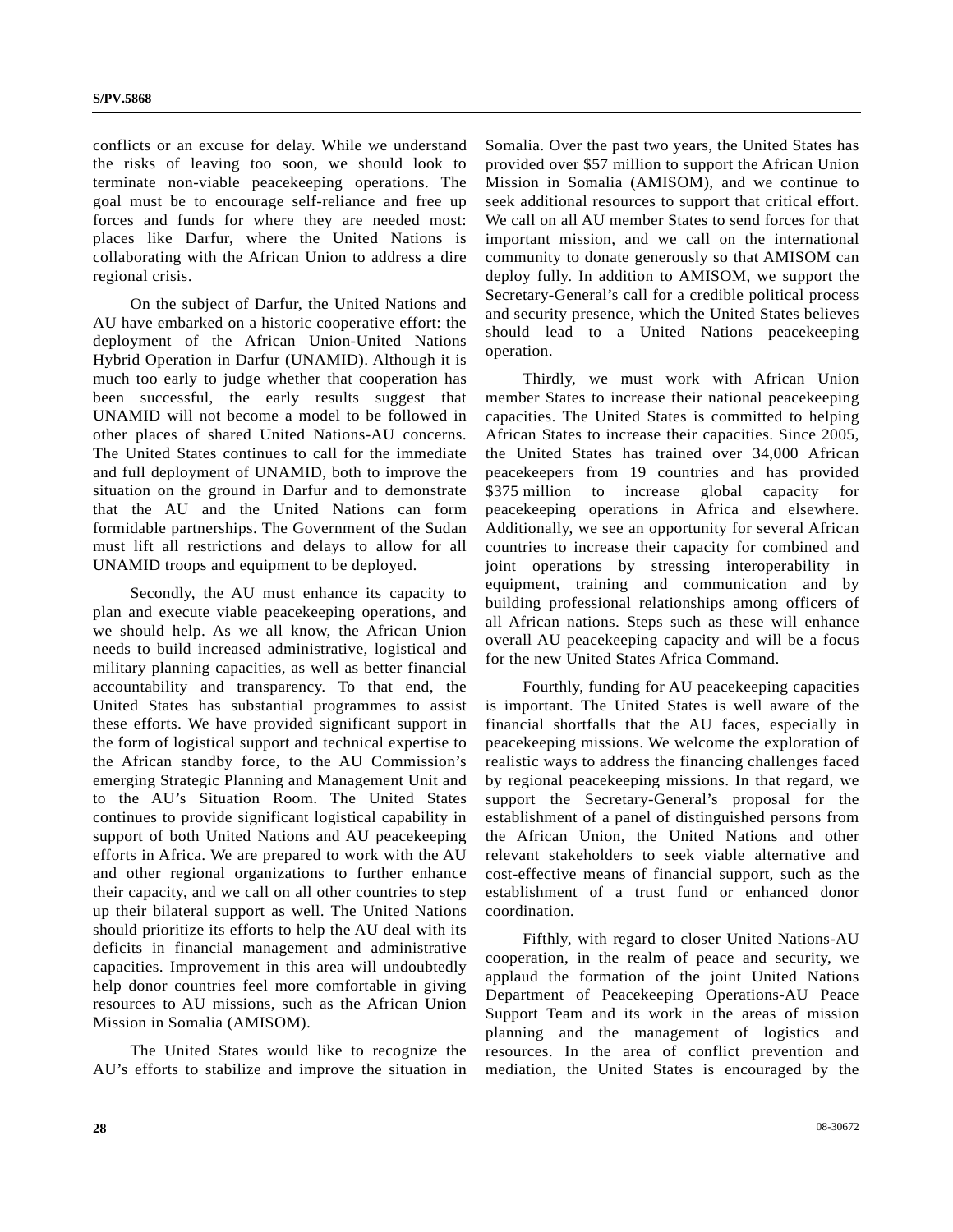conflicts or an excuse for delay. While we understand the risks of leaving too soon, we should look to terminate non-viable peacekeeping operations. The goal must be to encourage self-reliance and free up forces and funds for where they are needed most: places like Darfur, where the United Nations is collaborating with the African Union to address a dire regional crisis.

On the subject of Darfur, the United Nations and AU have embarked on a historic cooperative effort: the deployment of the African Union-United Nations Hybrid Operation in Darfur (UNAMID). Although it is much too early to judge whether that cooperation has been successful, the early results suggest that UNAMID will not become a model to be followed in other places of shared United Nations-AU concerns. The United States continues to call for the immediate and full deployment of UNAMID, both to improve the situation on the ground in Darfur and to demonstrate that the AU and the United Nations can form formidable partnerships. The Government of the Sudan must lift all restrictions and delays to allow for all UNAMID troops and equipment to be deployed.

Secondly, the AU must enhance its capacity to plan and execute viable peacekeeping operations, and we should help. As we all know, the African Union needs to build increased administrative, logistical and military planning capacities, as well as better financial accountability and transparency. To that end, the United States has substantial programmes to assist these efforts. We have provided significant support in the form of logistical support and technical expertise to the African standby force, to the AU Commission's emerging Strategic Planning and Management Unit and to the AU's Situation Room. The United States continues to provide significant logistical capability in support of both United Nations and AU peacekeeping efforts in Africa. We are prepared to work with the AU and other regional organizations to further enhance their capacity, and we call on all other countries to step up their bilateral support as well. The United Nations should prioritize its efforts to help the AU deal with its deficits in financial management and administrative capacities. Improvement in this area will undoubtedly help donor countries feel more comfortable in giving resources to AU missions, such as the African Union Mission in Somalia (AMISOM).

The United States would like to recognize the AU's efforts to stabilize and improve the situation in Somalia. Over the past two years, the United States has provided over $57 million to support the African Union Mission in Somalia (AMISOM), and we continue to seek additional resources to support that critical effort. We call on all AU member States to send forces for that important mission, and we call on the international community to donate generously so that AMISOM can deploy fully. In addition to AMISOM, we support the Secretary-General's call for a credible political process and security presence, which the United States believes should lead to a United Nations peacekeeping operation.

Thirdly, we must work with African Union member States to increase their national peacekeeping capacities. The United States is committed to helping African States to increase their capacities. Since 2005, the United States has trained over 34,000 African peacekeepers from 19 countries and has provided $375 million to increase global capacity for peacekeeping operations in Africa and elsewhere. Additionally, we see an opportunity for several African countries to increase their capacity for combined and joint operations by stressing interoperability in equipment, training and communication and by building professional relationships among officers of all African nations. Steps such as these will enhance overall AU peacekeeping capacity and will be a focus for the new United States Africa Command.

Fourthly, funding for AU peacekeeping capacities is important. The United States is well aware of the financial shortfalls that the AU faces, especially in peacekeeping missions. We welcome the exploration of realistic ways to address the financing challenges faced by regional peacekeeping missions. In that regard, we support the Secretary-General's proposal for the establishment of a panel of distinguished persons from the African Union, the United Nations and other relevant stakeholders to seek viable alternative and cost-effective means of financial support, such as the establishment of a trust fund or enhanced donor coordination.

Fifthly, with regard to closer United Nations-AU cooperation, in the realm of peace and security, we applaud the formation of the joint United Nations Department of Peacekeeping Operations-AU Peace Support Team and its work in the areas of mission planning and the management of logistics and resources. In the area of conflict prevention and mediation, the United States is encouraged by the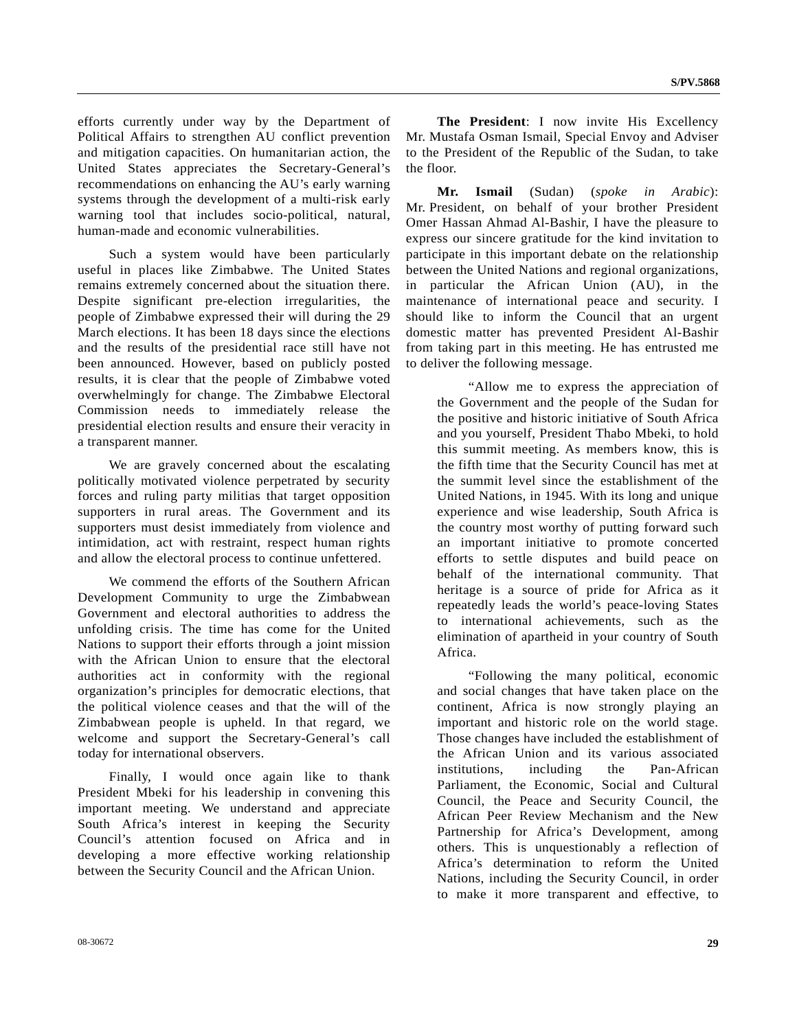efforts currently under way by the Department of Political Affairs to strengthen AU conflict prevention and mitigation capacities. On humanitarian action, the United States appreciates the Secretary-General's recommendations on enhancing the AU's early warning systems through the development of a multi-risk early warning tool that includes socio-political, natural, human-made and economic vulnerabilities.

Such a system would have been particularly useful in places like Zimbabwe. The United States remains extremely concerned about the situation there. Despite significant pre-election irregularities, the people of Zimbabwe expressed their will during the 29 March elections. It has been 18 days since the elections and the results of the presidential race still have not been announced. However, based on publicly posted results, it is clear that the people of Zimbabwe voted overwhelmingly for change. The Zimbabwe Electoral Commission needs to immediately release the presidential election results and ensure their veracity in a transparent manner.

We are gravely concerned about the escalating politically motivated violence perpetrated by security forces and ruling party militias that target opposition supporters in rural areas. The Government and its supporters must desist immediately from violence and intimidation, act with restraint, respect human rights and allow the electoral process to continue unfettered.

We commend the efforts of the Southern African Development Community to urge the Zimbabwean Government and electoral authorities to address the unfolding crisis. The time has come for the United Nations to support their efforts through a joint mission with the African Union to ensure that the electoral authorities act in conformity with the regional organization's principles for democratic elections, that the political violence ceases and that the will of the Zimbabwean people is upheld. In that regard, we welcome and support the Secretary-General's call today for international observers.

Finally, I would once again like to thank President Mbeki for his leadership in convening this important meeting. We understand and appreciate South Africa's interest in keeping the Security Council's attention focused on Africa and in developing a more effective working relationship between the Security Council and the African Union.

**The President**: I now invite His Excellency Mr. Mustafa Osman Ismail, Special Envoy and Adviser to the President of the Republic of the Sudan, to take the floor.

**Mr. Ismail** (Sudan) (*spoke in Arabic*): Mr. President, on behalf of your brother President Omer Hassan Ahmad Al-Bashir, I have the pleasure to express our sincere gratitude for the kind invitation to participate in this important debate on the relationship between the United Nations and regional organizations, in particular the African Union (AU), in the maintenance of international peace and security. I should like to inform the Council that an urgent domestic matter has prevented President Al-Bashir from taking part in this meeting. He has entrusted me to deliver the following message.

> "Allow me to express the appreciation of the Government and the people of the Sudan for the positive and historic initiative of South Africa and you yourself, President Thabo Mbeki, to hold this summit meeting. As members know, this is the fifth time that the Security Council has met at the summit level since the establishment of the United Nations, in 1945. With its long and unique experience and wise leadership, South Africa is the country most worthy of putting forward such an important initiative to promote concerted efforts to settle disputes and build peace on behalf of the international community. That heritage is a source of pride for Africa as it repeatedly leads the world's peace-loving States to international achievements, such as the elimination of apartheid in your country of South Africa.
>
> "Following the many political, economic and social changes that have taken place on the continent, Africa is now strongly playing an important and historic role on the world stage. Those changes have included the establishment of the African Union and its various associated institutions, including the Pan-African Parliament, the Economic, Social and Cultural Council, the Peace and Security Council, the African Peer Review Mechanism and the New Partnership for Africa's Development, among others. This is unquestionably a reflection of Africa's determination to reform the United Nations, including the Security Council, in order to make it more transparent and effective, to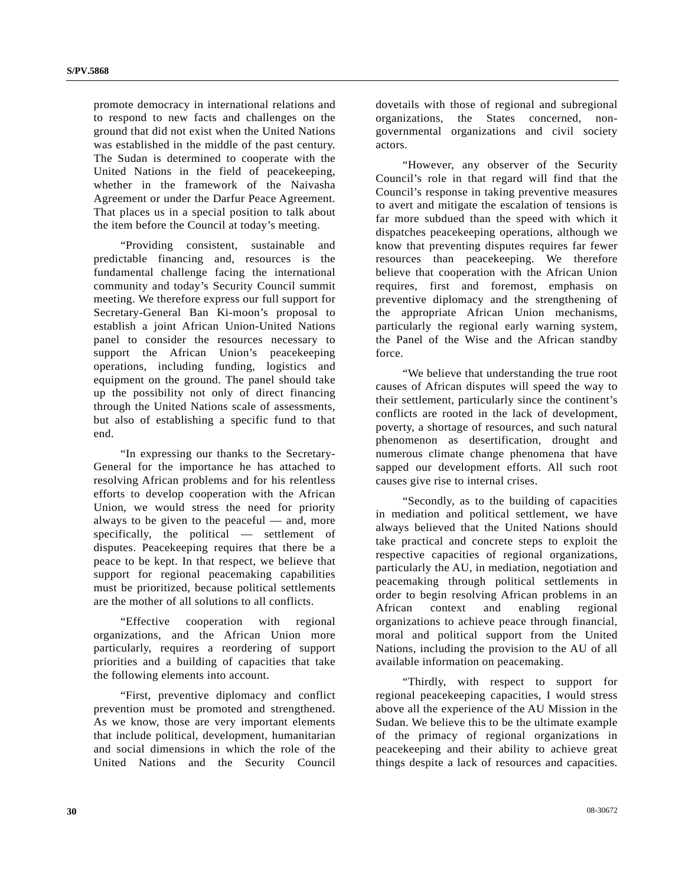promote democracy in international relations and to respond to new facts and challenges on the ground that did not exist when the United Nations was established in the middle of the past century. The Sudan is determined to cooperate with the United Nations in the field of peacekeeping, whether in the framework of the Naivasha Agreement or under the Darfur Peace Agreement. That places us in a special position to talk about the item before the Council at today's meeting.

"Providing consistent, sustainable and predictable financing and, resources is the fundamental challenge facing the international community and today's Security Council summit meeting. We therefore express our full support for Secretary-General Ban Ki-moon's proposal to establish a joint African Union-United Nations panel to consider the resources necessary to support the African Union's peacekeeping operations, including funding, logistics and equipment on the ground. The panel should take up the possibility not only of direct financing through the United Nations scale of assessments, but also of establishing a specific fund to that end.

"In expressing our thanks to the Secretary-General for the importance he has attached to resolving African problems and for his relentless efforts to develop cooperation with the African Union, we would stress the need for priority always to be given to the peaceful — and, more specifically, the political — settlement of disputes. Peacekeeping requires that there be a peace to be kept. In that respect, we believe that support for regional peacemaking capabilities must be prioritized, because political settlements are the mother of all solutions to all conflicts.

"Effective cooperation with regional organizations, and the African Union more particularly, requires a reordering of support priorities and a building of capacities that take the following elements into account.

"First, preventive diplomacy and conflict prevention must be promoted and strengthened. As we know, those are very important elements that include political, development, humanitarian and social dimensions in which the role of the United Nations and the Security Council dovetails with those of regional and subregional organizations, the States concerned, non-governmental organizations and civil society actors.

"However, any observer of the Security Council's role in that regard will find that the Council's response in taking preventive measures to avert and mitigate the escalation of tensions is far more subdued than the speed with which it dispatches peacekeeping operations, although we know that preventing disputes requires far fewer resources than peacekeeping. We therefore believe that cooperation with the African Union requires, first and foremost, emphasis on preventive diplomacy and the strengthening of the appropriate African Union mechanisms, particularly the regional early warning system, the Panel of the Wise and the African standby force.

"We believe that understanding the true root causes of African disputes will speed the way to their settlement, particularly since the continent's conflicts are rooted in the lack of development, poverty, a shortage of resources, and such natural phenomenon as desertification, drought and numerous climate change phenomena that have sapped our development efforts. All such root causes give rise to internal crises.

"Secondly, as to the building of capacities in mediation and political settlement, we have always believed that the United Nations should take practical and concrete steps to exploit the respective capacities of regional organizations, particularly the AU, in mediation, negotiation and peacemaking through political settlements in order to begin resolving African problems in an African context and enabling regional organizations to achieve peace through financial, moral and political support from the United Nations, including the provision to the AU of all available information on peacemaking.

"Thirdly, with respect to support for regional peacekeeping capacities, I would stress above all the experience of the AU Mission in the Sudan. We believe this to be the ultimate example of the primacy of regional organizations in peacekeeping and their ability to achieve great things despite a lack of resources and capacities.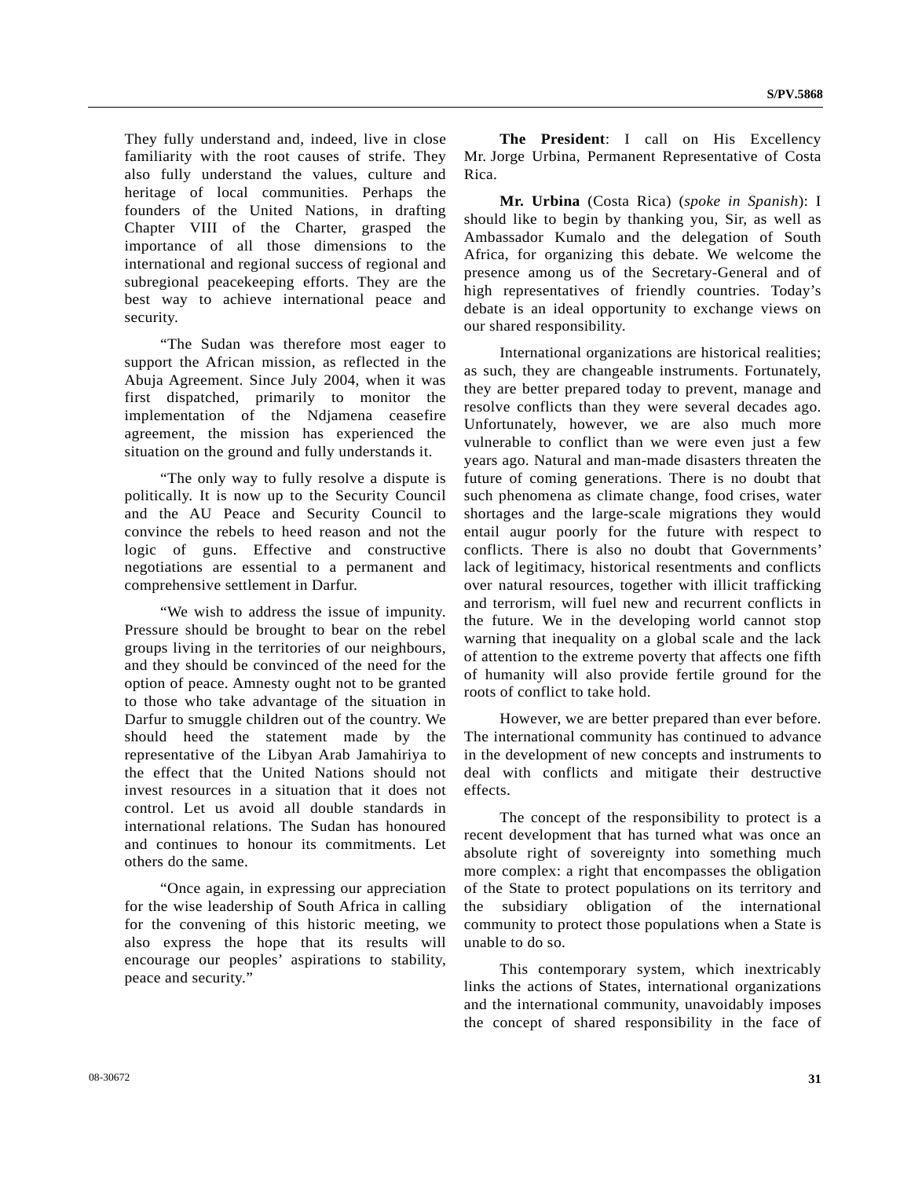They fully understand and, indeed, live in close familiarity with the root causes of strife. They also fully understand the values, culture and heritage of local communities. Perhaps the founders of the United Nations, in drafting Chapter VIII of the Charter, grasped the importance of all those dimensions to the international and regional success of regional and subregional peacekeeping efforts. They are the best way to achieve international peace and security.

"The Sudan was therefore most eager to support the African mission, as reflected in the Abuja Agreement. Since July 2004, when it was first dispatched, primarily to monitor the implementation of the Ndjamena ceasefire agreement, the mission has experienced the situation on the ground and fully understands it.

"The only way to fully resolve a dispute is politically. It is now up to the Security Council and the AU Peace and Security Council to convince the rebels to heed reason and not the logic of guns. Effective and constructive negotiations are essential to a permanent and comprehensive settlement in Darfur.

"We wish to address the issue of impunity. Pressure should be brought to bear on the rebel groups living in the territories of our neighbours, and they should be convinced of the need for the option of peace. Amnesty ought not to be granted to those who take advantage of the situation in Darfur to smuggle children out of the country. We should heed the statement made by the representative of the Libyan Arab Jamahiriya to the effect that the United Nations should not invest resources in a situation that it does not control. Let us avoid all double standards in international relations. The Sudan has honoured and continues to honour its commitments. Let others do the same.

"Once again, in expressing our appreciation for the wise leadership of South Africa in calling for the convening of this historic meeting, we also express the hope that its results will encourage our peoples' aspirations to stability, peace and security."

**The President**: I call on His Excellency Mr. Jorge Urbina, Permanent Representative of Costa Rica.

**Mr. Urbina** (Costa Rica) (*spoke in Spanish*): I should like to begin by thanking you, Sir, as well as Ambassador Kumalo and the delegation of South Africa, for organizing this debate. We welcome the presence among us of the Secretary-General and of high representatives of friendly countries. Today's debate is an ideal opportunity to exchange views on our shared responsibility.

International organizations are historical realities; as such, they are changeable instruments. Fortunately, they are better prepared today to prevent, manage and resolve conflicts than they were several decades ago. Unfortunately, however, we are also much more vulnerable to conflict than we were even just a few years ago. Natural and man-made disasters threaten the future of coming generations. There is no doubt that such phenomena as climate change, food crises, water shortages and the large-scale migrations they would entail augur poorly for the future with respect to conflicts. There is also no doubt that Governments' lack of legitimacy, historical resentments and conflicts over natural resources, together with illicit trafficking and terrorism, will fuel new and recurrent conflicts in the future. We in the developing world cannot stop warning that inequality on a global scale and the lack of attention to the extreme poverty that affects one fifth of humanity will also provide fertile ground for the roots of conflict to take hold.

However, we are better prepared than ever before. The international community has continued to advance in the development of new concepts and instruments to deal with conflicts and mitigate their destructive effects.

The concept of the responsibility to protect is a recent development that has turned what was once an absolute right of sovereignty into something much more complex: a right that encompasses the obligation of the State to protect populations on its territory and the subsidiary obligation of the international community to protect those populations when a State is unable to do so.

This contemporary system, which inextricably links the actions of States, international organizations and the international community, unavoidably imposes the concept of shared responsibility in the face of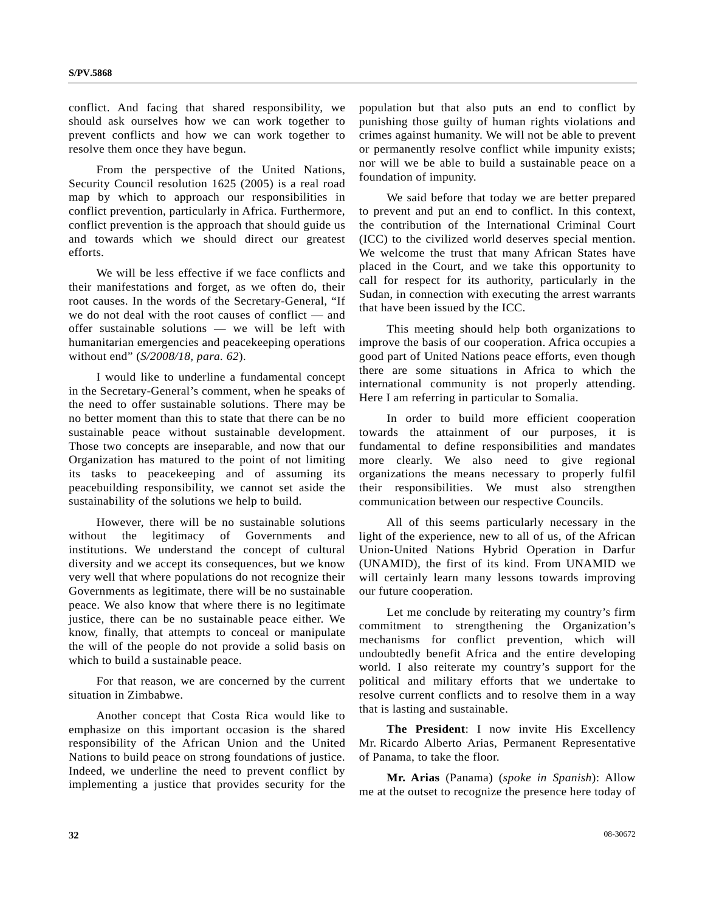conflict. And facing that shared responsibility, we should ask ourselves how we can work together to prevent conflicts and how we can work together to resolve them once they have begun.

From the perspective of the United Nations, Security Council resolution 1625 (2005) is a real road map by which to approach our responsibilities in conflict prevention, particularly in Africa. Furthermore, conflict prevention is the approach that should guide us and towards which we should direct our greatest efforts.

We will be less effective if we face conflicts and their manifestations and forget, as we often do, their root causes. In the words of the Secretary-General, "If we do not deal with the root causes of conflict — and offer sustainable solutions — we will be left with humanitarian emergencies and peacekeeping operations without end" (*S/2008/18, para. 62*).

I would like to underline a fundamental concept in the Secretary-General's comment, when he speaks of the need to offer sustainable solutions. There may be no better moment than this to state that there can be no sustainable peace without sustainable development. Those two concepts are inseparable, and now that our Organization has matured to the point of not limiting its tasks to peacekeeping and of assuming its peacebuilding responsibility, we cannot set aside the sustainability of the solutions we help to build.

However, there will be no sustainable solutions without the legitimacy of Governments and institutions. We understand the concept of cultural diversity and we accept its consequences, but we know very well that where populations do not recognize their Governments as legitimate, there will be no sustainable peace. We also know that where there is no legitimate justice, there can be no sustainable peace either. We know, finally, that attempts to conceal or manipulate the will of the people do not provide a solid basis on which to build a sustainable peace.

For that reason, we are concerned by the current situation in Zimbabwe.

Another concept that Costa Rica would like to emphasize on this important occasion is the shared responsibility of the African Union and the United Nations to build peace on strong foundations of justice. Indeed, we underline the need to prevent conflict by implementing a justice that provides security for the population but that also puts an end to conflict by punishing those guilty of human rights violations and crimes against humanity. We will not be able to prevent or permanently resolve conflict while impunity exists; nor will we be able to build a sustainable peace on a foundation of impunity.

We said before that today we are better prepared to prevent and put an end to conflict. In this context, the contribution of the International Criminal Court (ICC) to the civilized world deserves special mention. We welcome the trust that many African States have placed in the Court, and we take this opportunity to call for respect for its authority, particularly in the Sudan, in connection with executing the arrest warrants that have been issued by the ICC.

This meeting should help both organizations to improve the basis of our cooperation. Africa occupies a good part of United Nations peace efforts, even though there are some situations in Africa to which the international community is not properly attending. Here I am referring in particular to Somalia.

In order to build more efficient cooperation towards the attainment of our purposes, it is fundamental to define responsibilities and mandates more clearly. We also need to give regional organizations the means necessary to properly fulfil their responsibilities. We must also strengthen communication between our respective Councils.

All of this seems particularly necessary in the light of the experience, new to all of us, of the African Union-United Nations Hybrid Operation in Darfur (UNAMID), the first of its kind. From UNAMID we will certainly learn many lessons towards improving our future cooperation.

Let me conclude by reiterating my country's firm commitment to strengthening the Organization's mechanisms for conflict prevention, which will undoubtedly benefit Africa and the entire developing world. I also reiterate my country's support for the political and military efforts that we undertake to resolve current conflicts and to resolve them in a way that is lasting and sustainable.

**The President**: I now invite His Excellency Mr. Ricardo Alberto Arias, Permanent Representative of Panama, to take the floor.

**Mr. Arias** (Panama) (*spoke in Spanish*): Allow me at the outset to recognize the presence here today of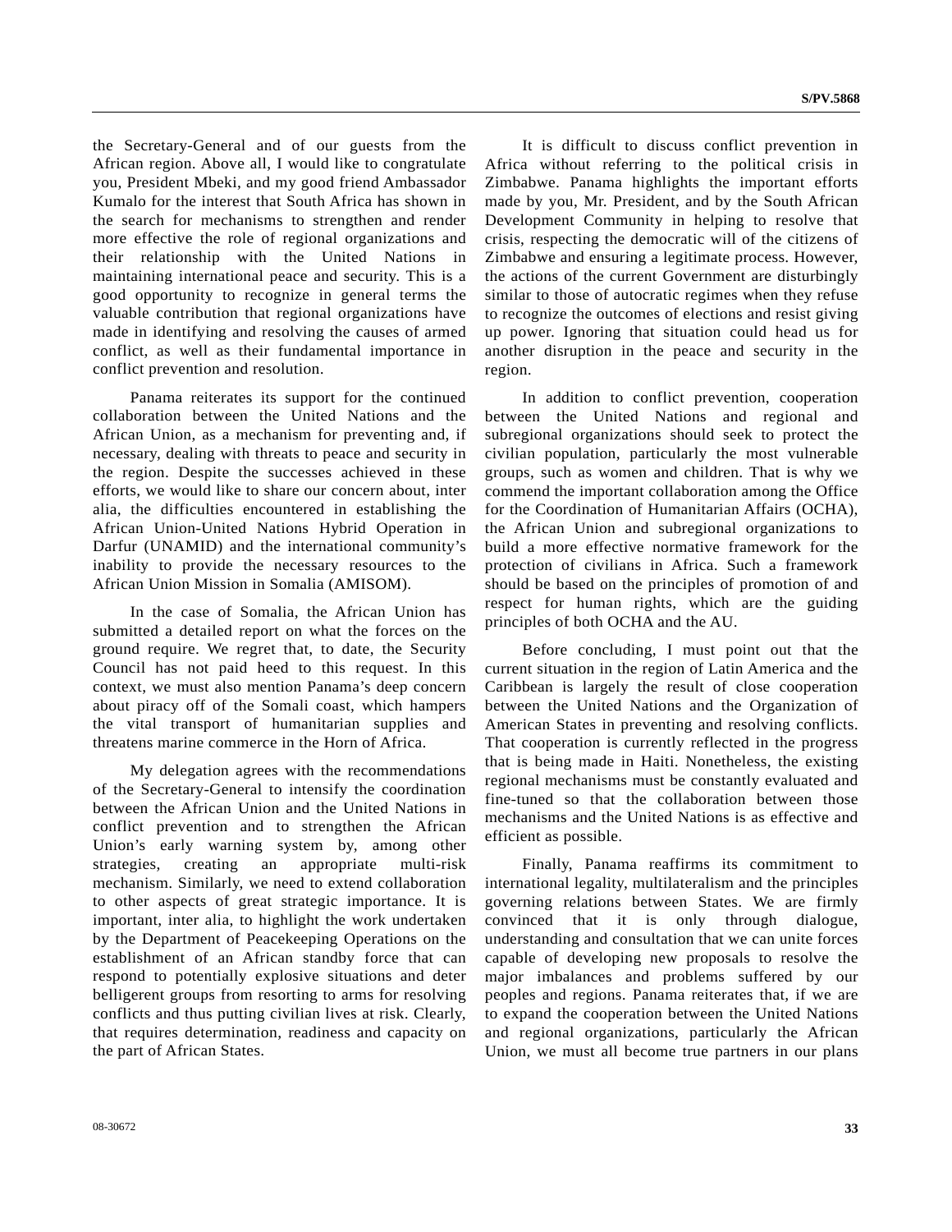the Secretary-General and of our guests from the African region. Above all, I would like to congratulate you, President Mbeki, and my good friend Ambassador Kumalo for the interest that South Africa has shown in the search for mechanisms to strengthen and render more effective the role of regional organizations and their relationship with the United Nations in maintaining international peace and security. This is a good opportunity to recognize in general terms the valuable contribution that regional organizations have made in identifying and resolving the causes of armed conflict, as well as their fundamental importance in conflict prevention and resolution.

Panama reiterates its support for the continued collaboration between the United Nations and the African Union, as a mechanism for preventing and, if necessary, dealing with threats to peace and security in the region. Despite the successes achieved in these efforts, we would like to share our concern about, inter alia, the difficulties encountered in establishing the African Union-United Nations Hybrid Operation in Darfur (UNAMID) and the international community's inability to provide the necessary resources to the African Union Mission in Somalia (AMISOM).

In the case of Somalia, the African Union has submitted a detailed report on what the forces on the ground require. We regret that, to date, the Security Council has not paid heed to this request. In this context, we must also mention Panama's deep concern about piracy off of the Somali coast, which hampers the vital transport of humanitarian supplies and threatens marine commerce in the Horn of Africa.

My delegation agrees with the recommendations of the Secretary-General to intensify the coordination between the African Union and the United Nations in conflict prevention and to strengthen the African Union's early warning system by, among other strategies, creating an appropriate multi-risk mechanism. Similarly, we need to extend collaboration to other aspects of great strategic importance. It is important, inter alia, to highlight the work undertaken by the Department of Peacekeeping Operations on the establishment of an African standby force that can respond to potentially explosive situations and deter belligerent groups from resorting to arms for resolving conflicts and thus putting civilian lives at risk. Clearly, that requires determination, readiness and capacity on the part of African States.

It is difficult to discuss conflict prevention in Africa without referring to the political crisis in Zimbabwe. Panama highlights the important efforts made by you, Mr. President, and by the South African Development Community in helping to resolve that crisis, respecting the democratic will of the citizens of Zimbabwe and ensuring a legitimate process. However, the actions of the current Government are disturbingly similar to those of autocratic regimes when they refuse to recognize the outcomes of elections and resist giving up power. Ignoring that situation could head us for another disruption in the peace and security in the region.

In addition to conflict prevention, cooperation between the United Nations and regional and subregional organizations should seek to protect the civilian population, particularly the most vulnerable groups, such as women and children. That is why we commend the important collaboration among the Office for the Coordination of Humanitarian Affairs (OCHA), the African Union and subregional organizations to build a more effective normative framework for the protection of civilians in Africa. Such a framework should be based on the principles of promotion of and respect for human rights, which are the guiding principles of both OCHA and the AU.

Before concluding, I must point out that the current situation in the region of Latin America and the Caribbean is largely the result of close cooperation between the United Nations and the Organization of American States in preventing and resolving conflicts. That cooperation is currently reflected in the progress that is being made in Haiti. Nonetheless, the existing regional mechanisms must be constantly evaluated and fine-tuned so that the collaboration between those mechanisms and the United Nations is as effective and efficient as possible.

Finally, Panama reaffirms its commitment to international legality, multilateralism and the principles governing relations between States. We are firmly convinced that it is only through dialogue, understanding and consultation that we can unite forces capable of developing new proposals to resolve the major imbalances and problems suffered by our peoples and regions. Panama reiterates that, if we are to expand the cooperation between the United Nations and regional organizations, particularly the African Union, we must all become true partners in our plans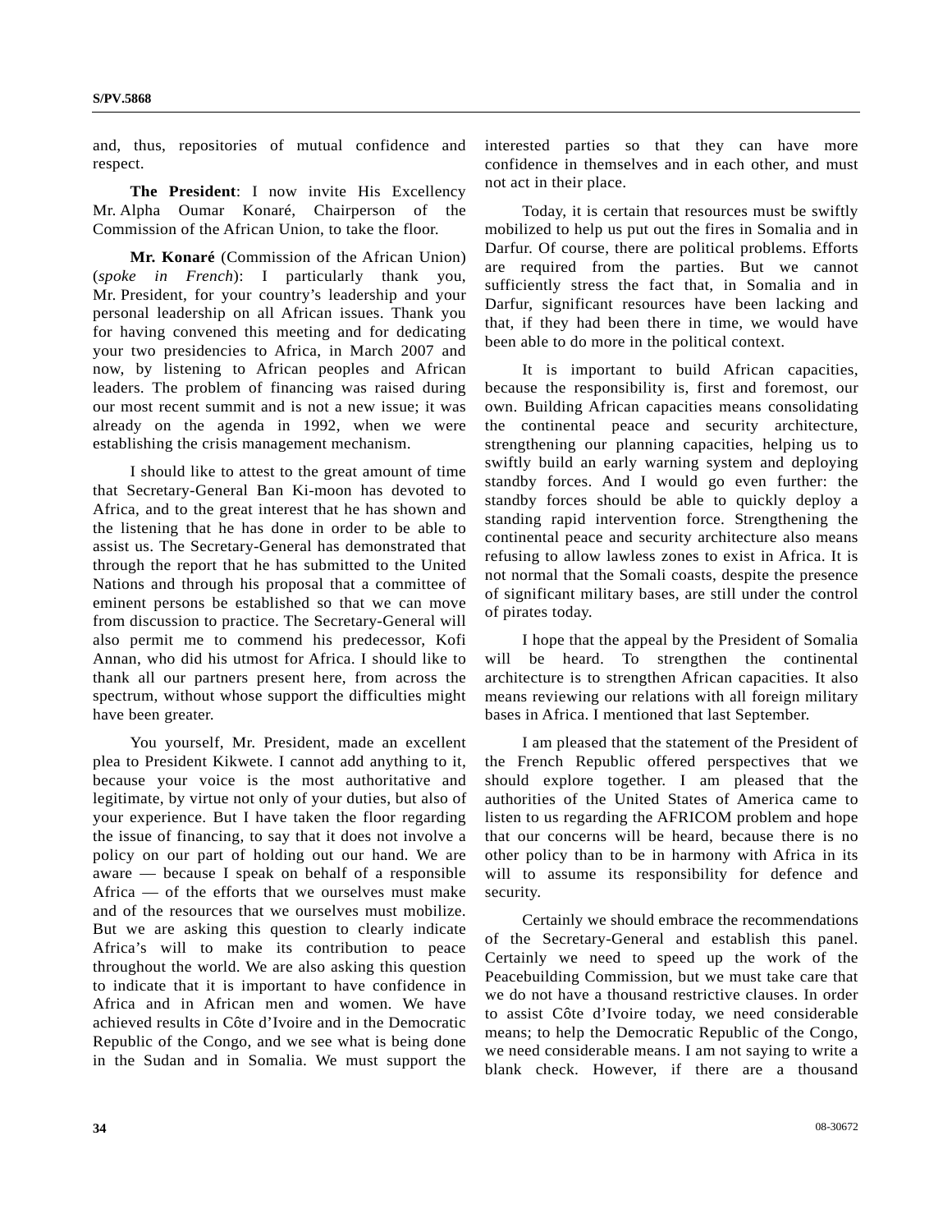and, thus, repositories of mutual confidence and respect.

**The President**: I now invite His Excellency Mr. Alpha Oumar Konaré, Chairperson of the Commission of the African Union, to take the floor.

**Mr. Konaré** (Commission of the African Union) (*spoke in French*): I particularly thank you, Mr. President, for your country's leadership and your personal leadership on all African issues. Thank you for having convened this meeting and for dedicating your two presidencies to Africa, in March 2007 and now, by listening to African peoples and African leaders. The problem of financing was raised during our most recent summit and is not a new issue; it was already on the agenda in 1992, when we were establishing the crisis management mechanism.

I should like to attest to the great amount of time that Secretary-General Ban Ki-moon has devoted to Africa, and to the great interest that he has shown and the listening that he has done in order to be able to assist us. The Secretary-General has demonstrated that through the report that he has submitted to the United Nations and through his proposal that a committee of eminent persons be established so that we can move from discussion to practice. The Secretary-General will also permit me to commend his predecessor, Kofi Annan, who did his utmost for Africa. I should like to thank all our partners present here, from across the spectrum, without whose support the difficulties might have been greater.

You yourself, Mr. President, made an excellent plea to President Kikwete. I cannot add anything to it, because your voice is the most authoritative and legitimate, by virtue not only of your duties, but also of your experience. But I have taken the floor regarding the issue of financing, to say that it does not involve a policy on our part of holding out our hand. We are aware — because I speak on behalf of a responsible Africa — of the efforts that we ourselves must make and of the resources that we ourselves must mobilize. But we are asking this question to clearly indicate Africa's will to make its contribution to peace throughout the world. We are also asking this question to indicate that it is important to have confidence in Africa and in African men and women. We have achieved results in Côte d'Ivoire and in the Democratic Republic of the Congo, and we see what is being done in the Sudan and in Somalia. We must support the interested parties so that they can have more confidence in themselves and in each other, and must not act in their place.

Today, it is certain that resources must be swiftly mobilized to help us put out the fires in Somalia and in Darfur. Of course, there are political problems. Efforts are required from the parties. But we cannot sufficiently stress the fact that, in Somalia and in Darfur, significant resources have been lacking and that, if they had been there in time, we would have been able to do more in the political context.

It is important to build African capacities, because the responsibility is, first and foremost, our own. Building African capacities means consolidating the continental peace and security architecture, strengthening our planning capacities, helping us to swiftly build an early warning system and deploying standby forces. And I would go even further: the standby forces should be able to quickly deploy a standing rapid intervention force. Strengthening the continental peace and security architecture also means refusing to allow lawless zones to exist in Africa. It is not normal that the Somali coasts, despite the presence of significant military bases, are still under the control of pirates today.

I hope that the appeal by the President of Somalia will be heard. To strengthen the continental architecture is to strengthen African capacities. It also means reviewing our relations with all foreign military bases in Africa. I mentioned that last September.

I am pleased that the statement of the President of the French Republic offered perspectives that we should explore together. I am pleased that the authorities of the United States of America came to listen to us regarding the AFRICOM problem and hope that our concerns will be heard, because there is no other policy than to be in harmony with Africa in its will to assume its responsibility for defence and security.

Certainly we should embrace the recommendations of the Secretary-General and establish this panel. Certainly we need to speed up the work of the Peacebuilding Commission, but we must take care that we do not have a thousand restrictive clauses. In order to assist Côte d'Ivoire today, we need considerable means; to help the Democratic Republic of the Congo, we need considerable means. I am not saying to write a blank check. However, if there are a thousand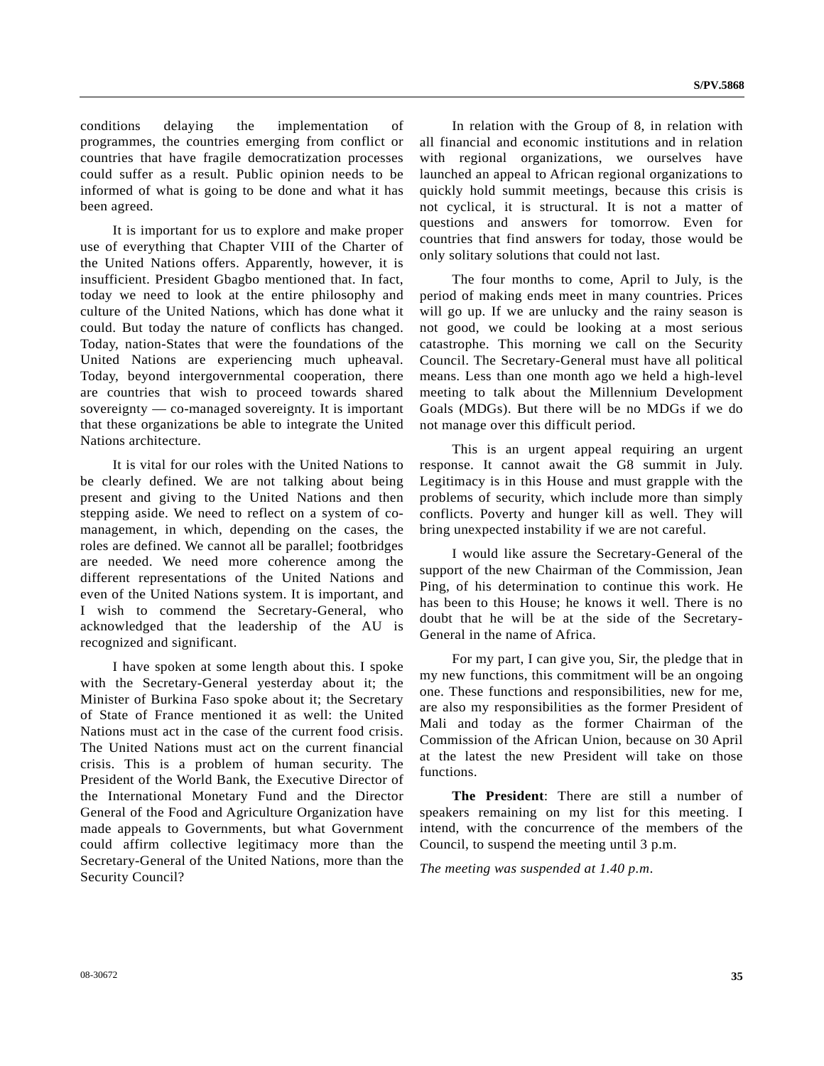conditions delaying the implementation of programmes, the countries emerging from conflict or countries that have fragile democratization processes could suffer as a result. Public opinion needs to be informed of what is going to be done and what it has been agreed.

It is important for us to explore and make proper use of everything that Chapter VIII of the Charter of the United Nations offers. Apparently, however, it is insufficient. President Gbagbo mentioned that. In fact, today we need to look at the entire philosophy and culture of the United Nations, which has done what it could. But today the nature of conflicts has changed. Today, nation-States that were the foundations of the United Nations are experiencing much upheaval. Today, beyond intergovernmental cooperation, there are countries that wish to proceed towards shared sovereignty — co-managed sovereignty. It is important that these organizations be able to integrate the United Nations architecture.

It is vital for our roles with the United Nations to be clearly defined. We are not talking about being present and giving to the United Nations and then stepping aside. We need to reflect on a system of co-management, in which, depending on the cases, the roles are defined. We cannot all be parallel; footbridges are needed. We need more coherence among the different representations of the United Nations and even of the United Nations system. It is important, and I wish to commend the Secretary-General, who acknowledged that the leadership of the AU is recognized and significant.

I have spoken at some length about this. I spoke with the Secretary-General yesterday about it; the Minister of Burkina Faso spoke about it; the Secretary of State of France mentioned it as well: the United Nations must act in the case of the current food crisis. The United Nations must act on the current financial crisis. This is a problem of human security. The President of the World Bank, the Executive Director of the International Monetary Fund and the Director General of the Food and Agriculture Organization have made appeals to Governments, but what Government could affirm collective legitimacy more than the Secretary-General of the United Nations, more than the Security Council?

In relation with the Group of 8, in relation with all financial and economic institutions and in relation with regional organizations, we ourselves have launched an appeal to African regional organizations to quickly hold summit meetings, because this crisis is not cyclical, it is structural. It is not a matter of questions and answers for tomorrow. Even for countries that find answers for today, those would be only solitary solutions that could not last.

The four months to come, April to July, is the period of making ends meet in many countries. Prices will go up. If we are unlucky and the rainy season is not good, we could be looking at a most serious catastrophe. This morning we call on the Security Council. The Secretary-General must have all political means. Less than one month ago we held a high-level meeting to talk about the Millennium Development Goals (MDGs). But there will be no MDGs if we do not manage over this difficult period.

This is an urgent appeal requiring an urgent response. It cannot await the G8 summit in July. Legitimacy is in this House and must grapple with the problems of security, which include more than simply conflicts. Poverty and hunger kill as well. They will bring unexpected instability if we are not careful.

I would like assure the Secretary-General of the support of the new Chairman of the Commission, Jean Ping, of his determination to continue this work. He has been to this House; he knows it well. There is no doubt that he will be at the side of the Secretary-General in the name of Africa.

For my part, I can give you, Sir, the pledge that in my new functions, this commitment will be an ongoing one. These functions and responsibilities, new for me, are also my responsibilities as the former President of Mali and today as the former Chairman of the Commission of the African Union, because on 30 April at the latest the new President will take on those functions.

**The President**: There are still a number of speakers remaining on my list for this meeting. I intend, with the concurrence of the members of the Council, to suspend the meeting until 3 p.m.

*The meeting was suspended at 1.40 p.m.*